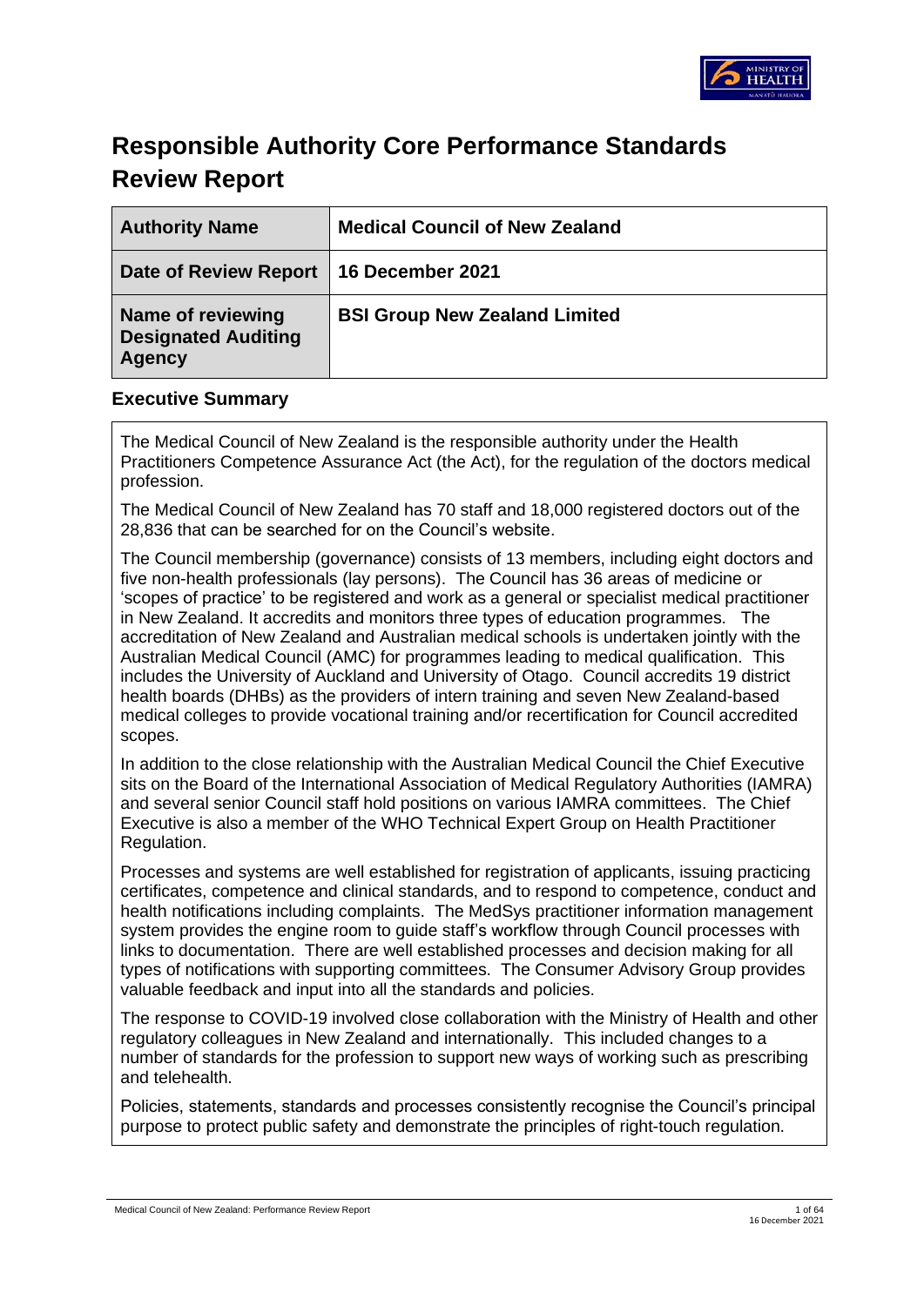# Responsible Authority Core Performance Standards Review Report

| Authority Name | Medical Council of New Zealand |
|---|---|
| Date of Review Report | 16 December 2021 |
| Name of reviewing Designated Auditing Agency | BSI Group New Zealand Limited |

## Executive Summary

The Medical Council of New Zealand is the responsible authority under the Health Practitioners Competence Assurance Act (the Act), for the regulation of the doctors medical profession.

The Medical Council of New Zealand has 70 staff and 18,000 registered doctors out of the 28,836 that can be searched for on the Council's website.

The Council membership (governance) consists of 13 members, including eight doctors and five non-health professionals (lay persons). The Council has 36 areas of medicine or 'scopes of practice' to be registered and work as a general or specialist medical practitioner in New Zealand. It accredits and monitors three types of education programmes. The accreditation of New Zealand and Australian medical schools is undertaken jointly with the Australian Medical Council (AMC) for programmes leading to medical qualification. This includes the University of Auckland and University of Otago. Council accredits 19 district health boards (DHBs) as the providers of intern training and seven New Zealand-based medical colleges to provide vocational training and/or recertification for Council accredited scopes.

In addition to the close relationship with the Australian Medical Council the Chief Executive sits on the Board of the International Association of Medical Regulatory Authorities (IAMRA) and several senior Council staff hold positions on various IAMRA committees. The Chief Executive is also a member of the WHO Technical Expert Group on Health Practitioner Regulation.

Processes and systems are well established for registration of applicants, issuing practicing certificates, competence and clinical standards, and to respond to competence, conduct and health notifications including complaints. The MedSys practitioner information management system provides the engine room to guide staff's workflow through Council processes with links to documentation. There are well established processes and decision making for all types of notifications with supporting committees. The Consumer Advisory Group provides valuable feedback and input into all the standards and policies.

The response to COVID-19 involved close collaboration with the Ministry of Health and other regulatory colleagues in New Zealand and internationally. This included changes to a number of standards for the profession to support new ways of working such as prescribing and telehealth.

Policies, statements, standards and processes consistently recognise the Council's principal purpose to protect public safety and demonstrate the principles of right-touch regulation.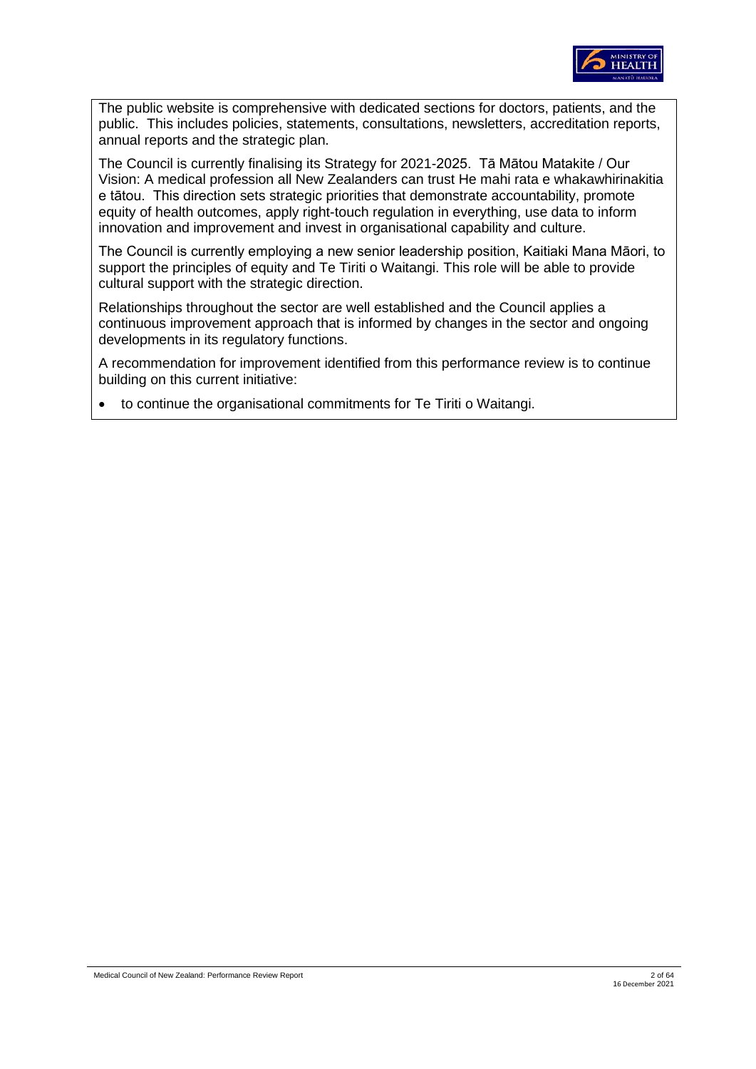The public website is comprehensive with dedicated sections for doctors, patients, and the public. This includes policies, statements, consultations, newsletters, accreditation reports, annual reports and the strategic plan.

The Council is currently finalising its Strategy for 2021-2025. Tā Mātou Matakite / Our Vision: A medical profession all New Zealanders can trust He mahi rata e whakawhirinakitia e tātou. This direction sets strategic priorities that demonstrate accountability, promote equity of health outcomes, apply right-touch regulation in everything, use data to inform innovation and improvement and invest in organisational capability and culture.

The Council is currently employing a new senior leadership position, Kaitiaki Mana Māori, to support the principles of equity and Te Tiriti o Waitangi. This role will be able to provide cultural support with the strategic direction.

Relationships throughout the sector are well established and the Council applies a continuous improvement approach that is informed by changes in the sector and ongoing developments in its regulatory functions.

A recommendation for improvement identified from this performance review is to continue building on this current initiative:

- to continue the organisational commitments for Te Tiriti o Waitangi.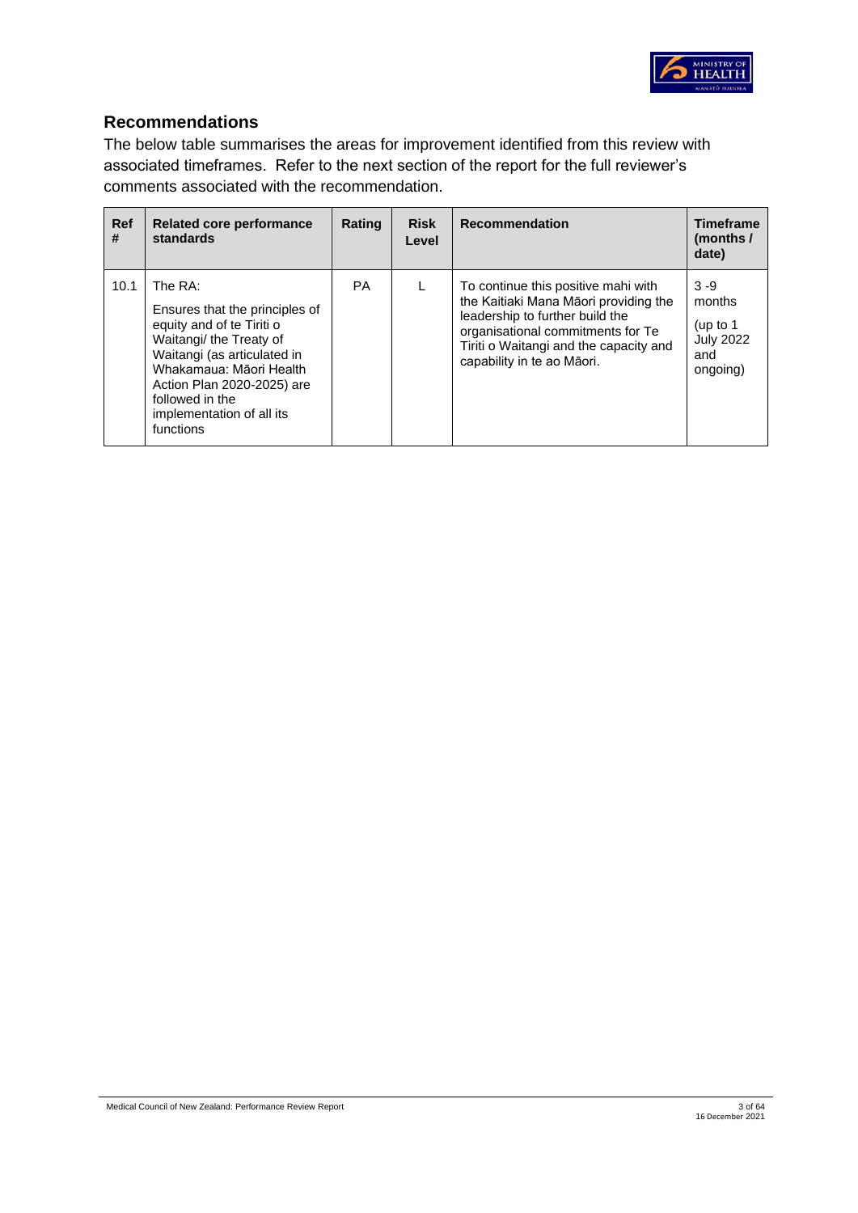## Recommendations

The below table summarises the areas for improvement identified from this review with associated timeframes. Refer to the next section of the report for the full reviewer's comments associated with the recommendation.

| Ref # | Related core performance standards | Rating | Risk Level | Recommendation | Timeframe (months / date) |
|---|---|---|---|---|---|
| 10.1 | The RA:<br><br>Ensures that the principles of equity and of te Tiriti o Waitangi/ the Treaty of Waitangi (as articulated in Whakamaua: Māori Health Action Plan 2020-2025) are followed in the implementation of all its functions | PA | L | To continue this positive mahi with the Kaitiaki Mana Māori providing the leadership to further build the organisational commitments for Te Tiriti o Waitangi and the capacity and capability in te ao Māori. | 3 -9 months<br><br>(up to 1 July 2022 and ongoing) |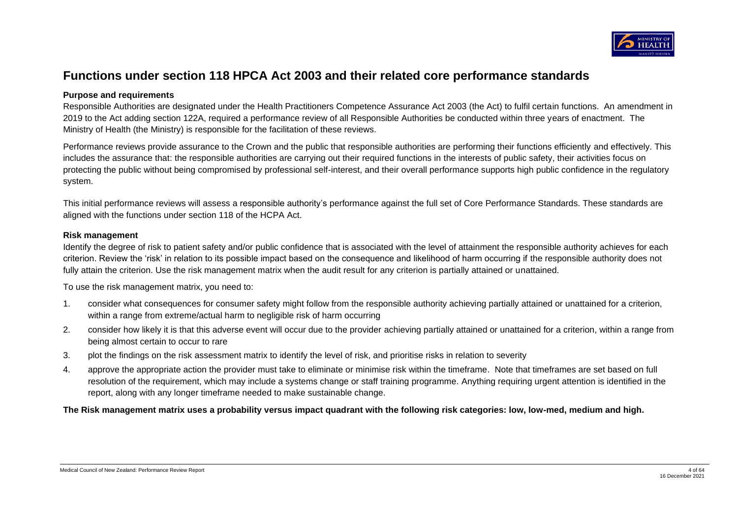# Functions under section 118 HPCA Act 2003 and their related core performance standards

**Purpose and requirements**

Responsible Authorities are designated under the Health Practitioners Competence Assurance Act 2003 (the Act) to fulfil certain functions. An amendment in 2019 to the Act adding section 122A, required a performance review of all Responsible Authorities be conducted within three years of enactment. The Ministry of Health (the Ministry) is responsible for the facilitation of these reviews.

Performance reviews provide assurance to the Crown and the public that responsible authorities are performing their functions efficiently and effectively. This includes the assurance that: the responsible authorities are carrying out their required functions in the interests of public safety, their activities focus on protecting the public without being compromised by professional self-interest, and their overall performance supports high public confidence in the regulatory system.

This initial performance reviews will assess a responsible authority's performance against the full set of Core Performance Standards. These standards are aligned with the functions under section 118 of the HCPA Act.

**Risk management**

Identify the degree of risk to patient safety and/or public confidence that is associated with the level of attainment the responsible authority achieves for each criterion. Review the 'risk' in relation to its possible impact based on the consequence and likelihood of harm occurring if the responsible authority does not fully attain the criterion. Use the risk management matrix when the audit result for any criterion is partially attained or unattained.

To use the risk management matrix, you need to:

1. consider what consequences for consumer safety might follow from the responsible authority achieving partially attained or unattained for a criterion, within a range from extreme/actual harm to negligible risk of harm occurring
2. consider how likely it is that this adverse event will occur due to the provider achieving partially attained or unattained for a criterion, within a range from being almost certain to occur to rare
3. plot the findings on the risk assessment matrix to identify the level of risk, and prioritise risks in relation to severity
4. approve the appropriate action the provider must take to eliminate or minimise risk within the timeframe. Note that timeframes are set based on full resolution of the requirement, which may include a systems change or staff training programme. Anything requiring urgent attention is identified in the report, along with any longer timeframe needed to make sustainable change.

**The Risk management matrix uses a probability versus impact quadrant with the following risk categories: low, low-med, medium and high.**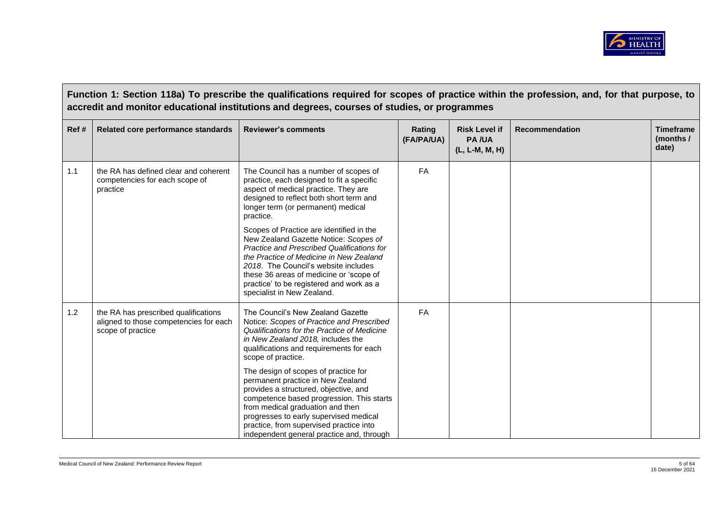**Function 1: Section 118a) To prescribe the qualifications required for scopes of practice within the profession, and, for that purpose, to accredit and monitor educational institutions and degrees, courses of studies, or programmes**

| Ref # | Related core performance standards | Reviewer's comments | Rating (FA/PA/UA) | Risk Level if PA /UA (L, L-M, M, H) | Recommendation | Timeframe (months / date) |
|---|---|---|---|---|---|---|
| 1.1 | the RA has defined clear and coherent competencies for each scope of practice | The Council has a number of scopes of practice, each designed to fit a specific aspect of medical practice. They are designed to reflect both short term and longer term (or permanent) medical practice.<br><br>Scopes of Practice are identified in the New Zealand Gazette Notice: *Scopes of Practice and Prescribed Qualifications for the Practice of Medicine in New Zealand 2018*. The Council's website includes these 36 areas of medicine or 'scope of practice' to be registered and work as a specialist in New Zealand. | FA | | | |
| 1.2 | the RA has prescribed qualifications aligned to those competencies for each scope of practice | The Council's New Zealand Gazette Notice: *Scopes of Practice and Prescribed Qualifications for the Practice of Medicine in New Zealand 2018,* includes the qualifications and requirements for each scope of practice.<br><br>The design of scopes of practice for permanent practice in New Zealand provides a structured, objective, and competence based progression. This starts from medical graduation and then progresses to early supervised medical practice, from supervised practice into independent general practice and, through | FA | | | |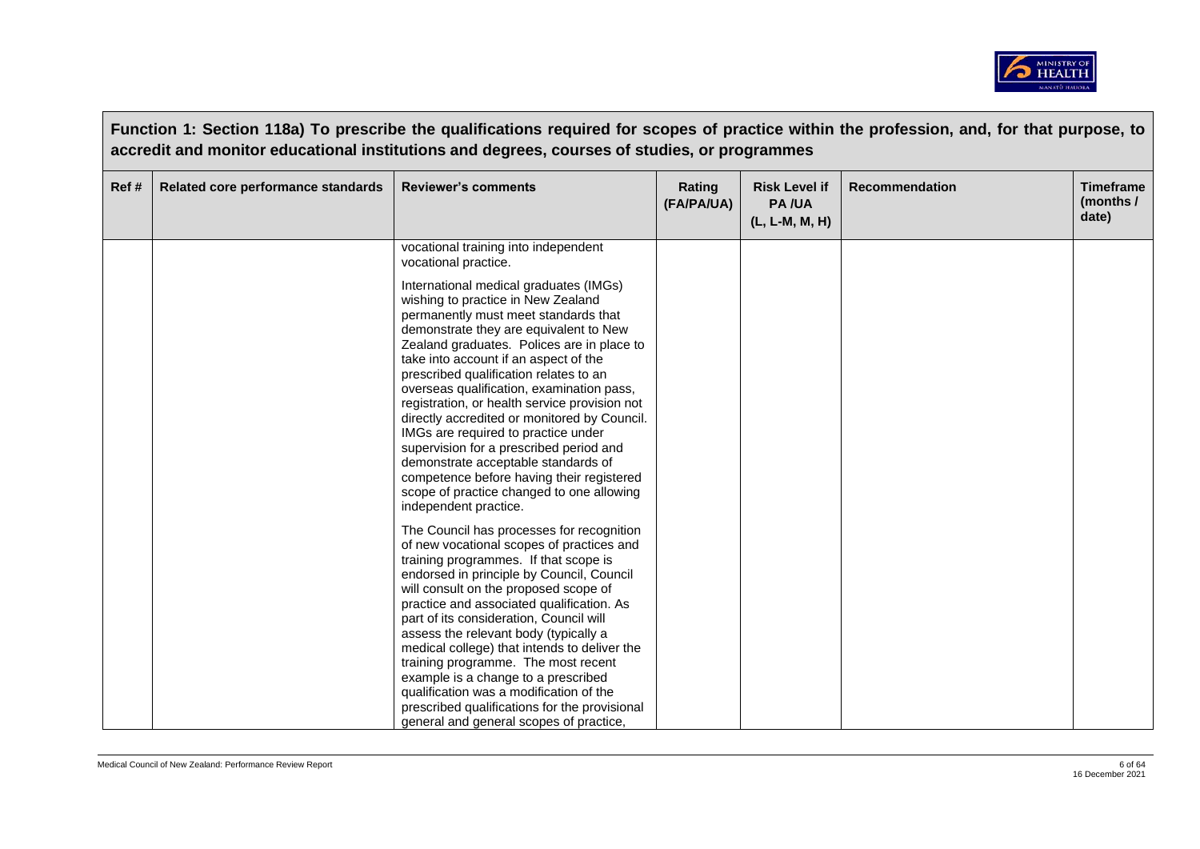Function 1: Section 118a) To prescribe the qualifications required for scopes of practice within the profession, and, for that purpose, to accredit and monitor educational institutions and degrees, courses of studies, or programmes

| Ref # | Related core performance standards | Reviewer's comments | Rating (FA/PA/UA) | Risk Level if PA /UA (L, L-M, M, H) | Recommendation | Timeframe (months / date) |
|---|---|---|---|---|---|---|
| | | vocational training into independent vocational practice.<br><br>International medical graduates (IMGs) wishing to practice in New Zealand permanently must meet standards that demonstrate they are equivalent to New Zealand graduates. Polices are in place to take into account if an aspect of the prescribed qualification relates to an overseas qualification, examination pass, registration, or health service provision not directly accredited or monitored by Council. IMGs are required to practice under supervision for a prescribed period and demonstrate acceptable standards of competence before having their registered scope of practice changed to one allowing independent practice.<br><br>The Council has processes for recognition of new vocational scopes of practices and training programmes. If that scope is endorsed in principle by Council, Council will consult on the proposed scope of practice and associated qualification. As part of its consideration, Council will assess the relevant body (typically a medical college) that intends to deliver the training programme. The most recent example is a change to a prescribed qualification was a modification of the prescribed qualifications for the provisional general and general scopes of practice, | | | | |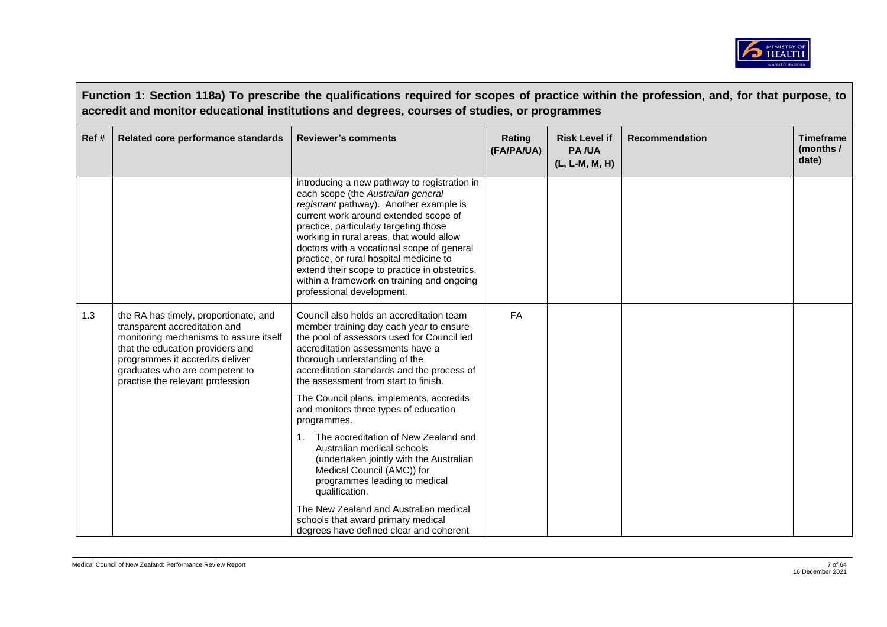**Function 1: Section 118a) To prescribe the qualifications required for scopes of practice within the profession, and, for that purpose, to accredit and monitor educational institutions and degrees, courses of studies, or programmes**

| Ref # | Related core performance standards | Reviewer's comments | Rating (FA/PA/UA) | Risk Level if PA /UA (L, L-M, M, H) | Recommendation | Timeframe (months / date) |
|---|---|---|---|---|---|---|
| | | introducing a new pathway to registration in each scope (the *Australian general registrant* pathway). Another example is current work around extended scope of practice, particularly targeting those working in rural areas, that would allow doctors with a vocational scope of general practice, or rural hospital medicine to extend their scope to practice in obstetrics, within a framework on training and ongoing professional development. | | | | |
| 1.3 | the RA has timely, proportionate, and transparent accreditation and monitoring mechanisms to assure itself that the education providers and programmes it accredits deliver graduates who are competent to practise the relevant profession | Council also holds an accreditation team member training day each year to ensure the pool of assessors used for Council led accreditation assessments have a thorough understanding of the accreditation standards and the process of the assessment from start to finish.<br><br>The Council plans, implements, accredits and monitors three types of education programmes.<br><br>1. The accreditation of New Zealand and Australian medical schools (undertaken jointly with the Australian Medical Council (AMC)) for programmes leading to medical qualification.<br><br>The New Zealand and Australian medical schools that award primary medical degrees have defined clear and coherent | FA | | | |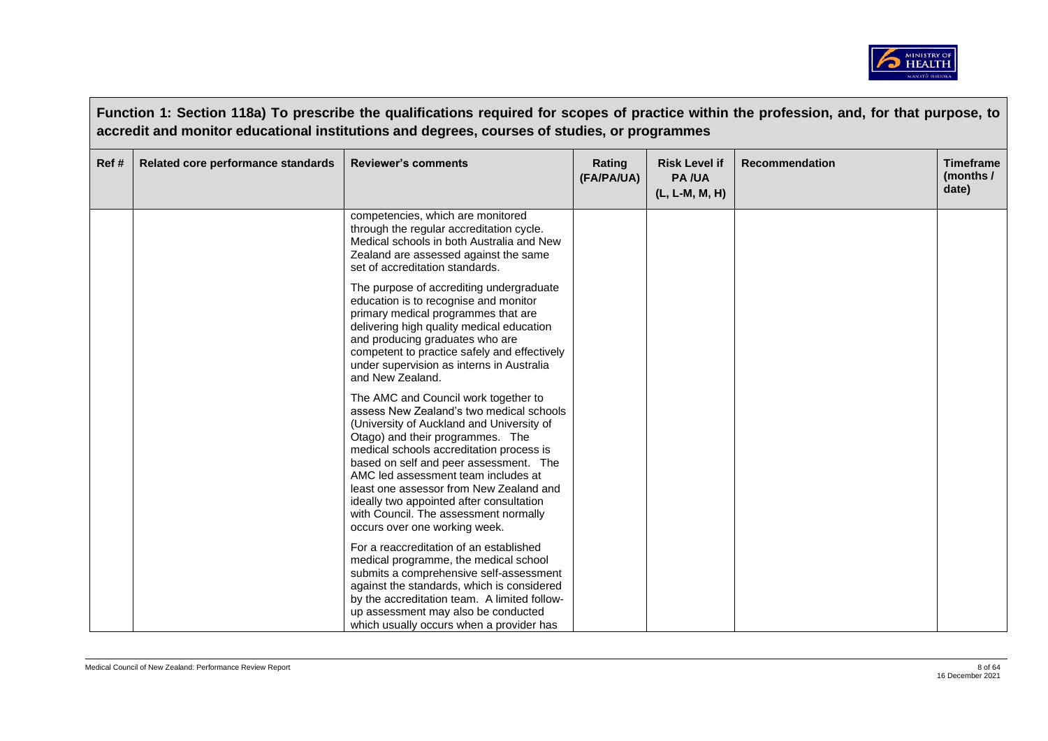**Function 1: Section 118a) To prescribe the qualifications required for scopes of practice within the profession, and, for that purpose, to accredit and monitor educational institutions and degrees, courses of studies, or programmes**

| Ref # | Related core performance standards | Reviewer's comments | Rating (FA/PA/UA) | Risk Level if PA /UA (L, L-M, M, H) | Recommendation | Timeframe (months / date) |
|---|---|---|---|---|---|---|
| | | competencies, which are monitored through the regular accreditation cycle. Medical schools in both Australia and New Zealand are assessed against the same set of accreditation standards.<br><br>The purpose of accrediting undergraduate education is to recognise and monitor primary medical programmes that are delivering high quality medical education and producing graduates who are competent to practice safely and effectively under supervision as interns in Australia and New Zealand.<br><br>The AMC and Council work together to assess New Zealand's two medical schools (University of Auckland and University of Otago) and their programmes. The medical schools accreditation process is based on self and peer assessment. The AMC led assessment team includes at least one assessor from New Zealand and ideally two appointed after consultation with Council. The assessment normally occurs over one working week.<br><br>For a reaccreditation of an established medical programme, the medical school submits a comprehensive self-assessment against the standards, which is considered by the accreditation team. A limited follow-up assessment may also be conducted which usually occurs when a provider has | | | | |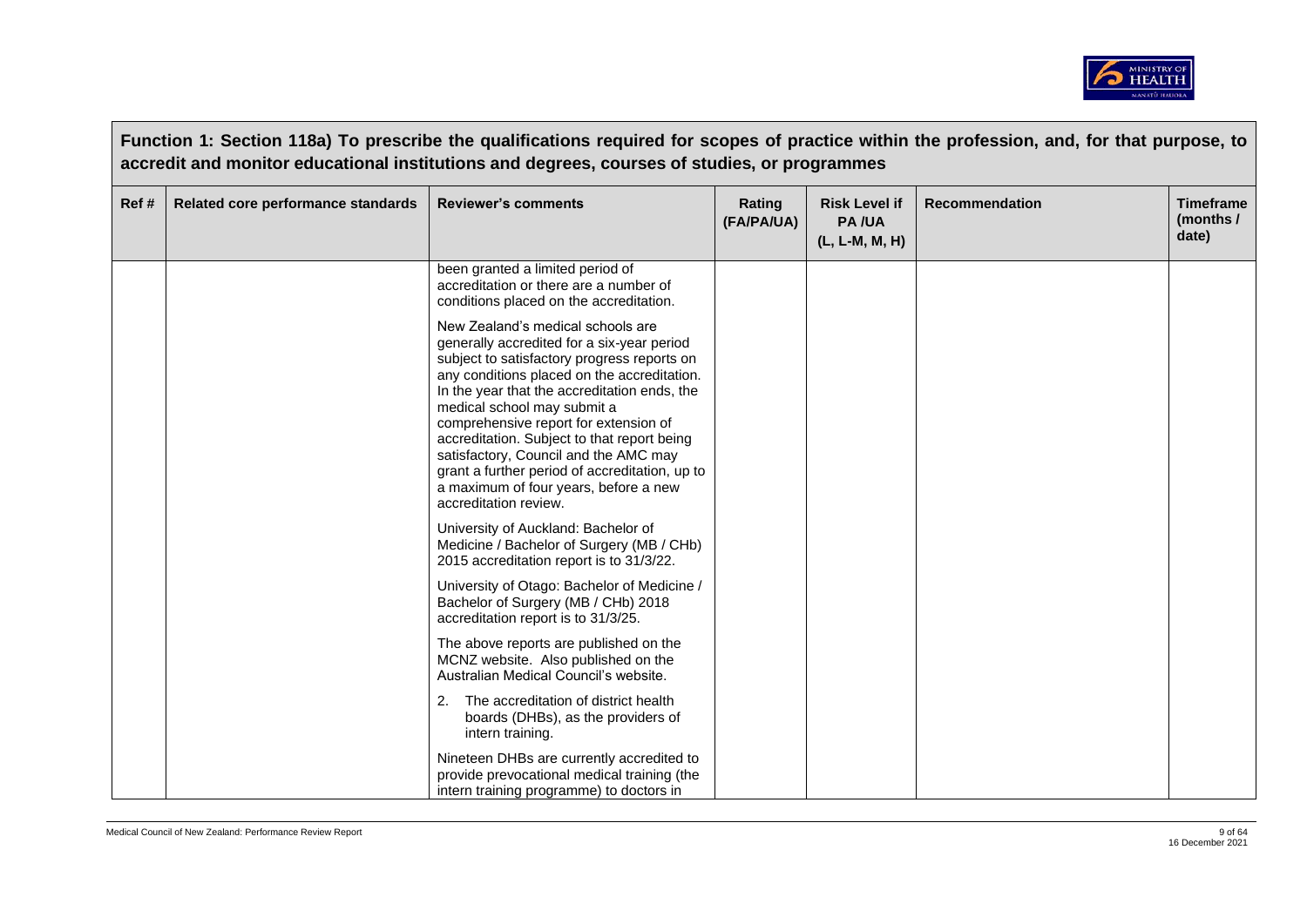**Function 1: Section 118a) To prescribe the qualifications required for scopes of practice within the profession, and, for that purpose, to accredit and monitor educational institutions and degrees, courses of studies, or programmes**

| Ref # | Related core performance standards | Reviewer's comments | Rating (FA/PA/UA) | Risk Level if PA /UA (L, L-M, M, H) | Recommendation | Timeframe (months / date) |
|---|---|---|---|---|---|---|
| | | been granted a limited period of accreditation or there are a number of conditions placed on the accreditation.<br><br>New Zealand's medical schools are generally accredited for a six-year period subject to satisfactory progress reports on any conditions placed on the accreditation. In the year that the accreditation ends, the medical school may submit a comprehensive report for extension of accreditation. Subject to that report being satisfactory, Council and the AMC may grant a further period of accreditation, up to a maximum of four years, before a new accreditation review.<br><br>University of Auckland: Bachelor of Medicine / Bachelor of Surgery (MB / CHb) 2015 accreditation report is to 31/3/22.<br><br>University of Otago: Bachelor of Medicine / Bachelor of Surgery (MB / CHb) 2018 accreditation report is to 31/3/25.<br><br>The above reports are published on the MCNZ website. Also published on the Australian Medical Council's website.<br><br>2. The accreditation of district health boards (DHBs), as the providers of intern training.<br><br>Nineteen DHBs are currently accredited to provide prevocational medical training (the intern training programme) to doctors in | | | | |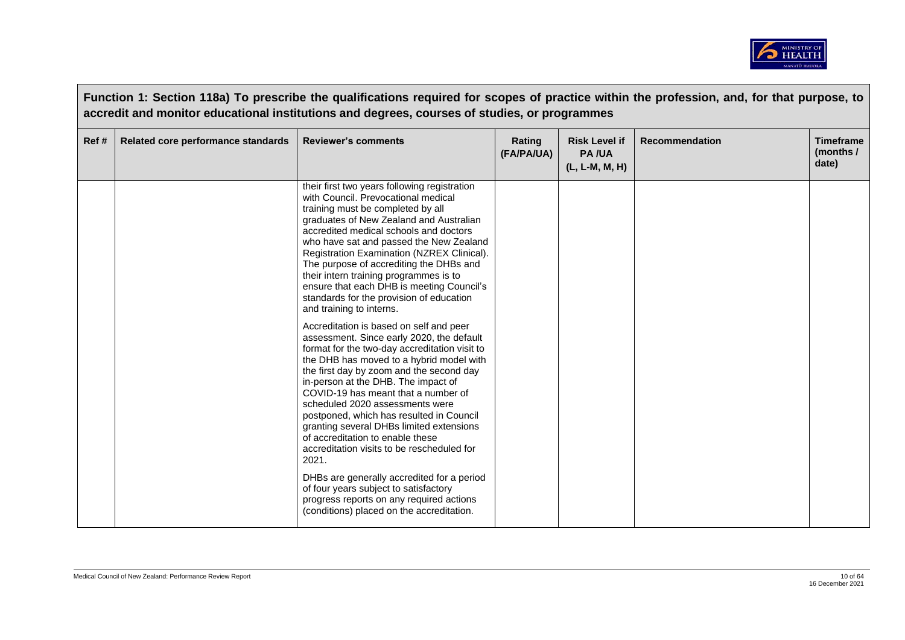**Function 1: Section 118a) To prescribe the qualifications required for scopes of practice within the profession, and, for that purpose, to accredit and monitor educational institutions and degrees, courses of studies, or programmes**

| Ref # | Related core performance standards | Reviewer's comments | Rating (FA/PA/UA) | Risk Level if PA /UA (L, L-M, M, H) | Recommendation | Timeframe (months / date) |
|---|---|---|---|---|---|---|
| | | their first two years following registration with Council. Prevocational medical training must be completed by all graduates of New Zealand and Australian accredited medical schools and doctors who have sat and passed the New Zealand Registration Examination (NZREX Clinical). The purpose of accrediting the DHBs and their intern training programmes is to ensure that each DHB is meeting Council's standards for the provision of education and training to interns.<br><br>Accreditation is based on self and peer assessment. Since early 2020, the default format for the two-day accreditation visit to the DHB has moved to a hybrid model with the first day by zoom and the second day in-person at the DHB. The impact of COVID-19 has meant that a number of scheduled 2020 assessments were postponed, which has resulted in Council granting several DHBs limited extensions of accreditation to enable these accreditation visits to be rescheduled for 2021.<br><br>DHBs are generally accredited for a period of four years subject to satisfactory progress reports on any required actions (conditions) placed on the accreditation. | | | | |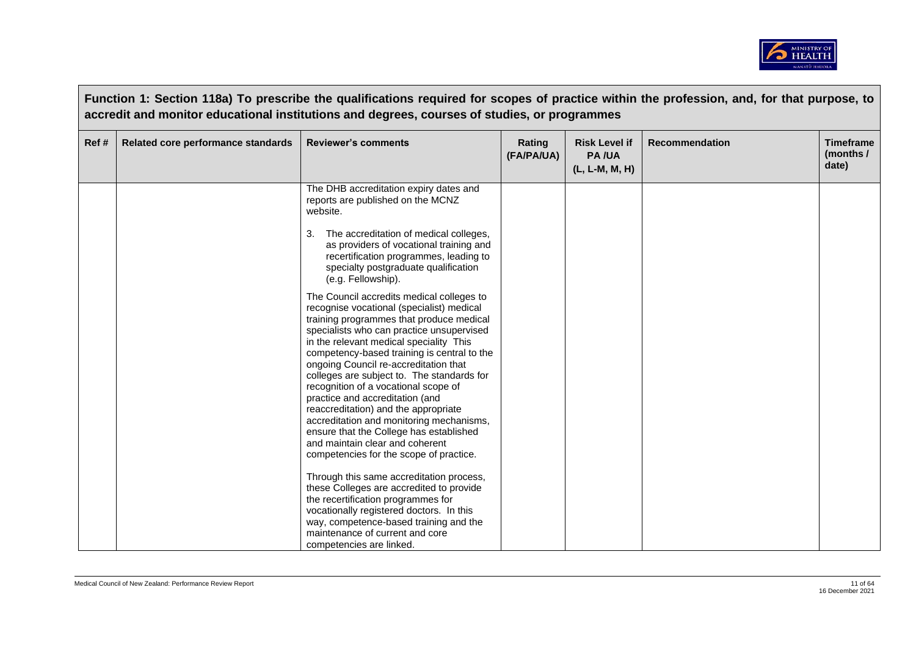## Function 1: Section 118a) To prescribe the qualifications required for scopes of practice within the profession, and, for that purpose, to accredit and monitor educational institutions and degrees, courses of studies, or programmes

| Ref # | Related core performance standards | Reviewer's comments | Rating (FA/PA/UA) | Risk Level if PA /UA (L, L-M, M, H) | Recommendation | Timeframe (months / date) |
|---|---|---|---|---|---|---|
| | | The DHB accreditation expiry dates and reports are published on the MCNZ website.<br><br>3. The accreditation of medical colleges, as providers of vocational training and recertification programmes, leading to specialty postgraduate qualification (e.g. Fellowship).<br><br>The Council accredits medical colleges to recognise vocational (specialist) medical training programmes that produce medical specialists who can practice unsupervised in the relevant medical speciality This competency-based training is central to the ongoing Council re-accreditation that colleges are subject to. The standards for recognition of a vocational scope of practice and accreditation (and reaccreditation) and the appropriate accreditation and monitoring mechanisms, ensure that the College has established and maintain clear and coherent competencies for the scope of practice.<br><br>Through this same accreditation process, these Colleges are accredited to provide the recertification programmes for vocationally registered doctors. In this way, competence-based training and the maintenance of current and core competencies are linked. | | | | |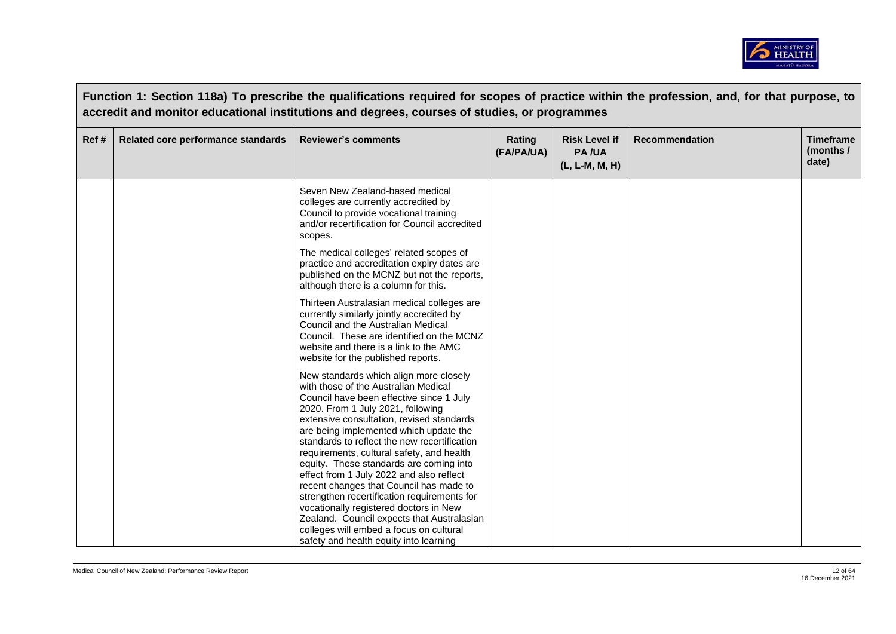**Function 1: Section 118a) To prescribe the qualifications required for scopes of practice within the profession, and, for that purpose, to accredit and monitor educational institutions and degrees, courses of studies, or programmes**

| Ref # | Related core performance standards | Reviewer's comments | Rating (FA/PA/UA) | Risk Level if PA /UA (L, L-M, M, H) | Recommendation | Timeframe (months / date) |
|---|---|---|---|---|---|---|
| | | Seven New Zealand-based medical colleges are currently accredited by Council to provide vocational training and/or recertification for Council accredited scopes.<br><br>The medical colleges' related scopes of practice and accreditation expiry dates are published on the MCNZ but not the reports, although there is a column for this.<br><br>Thirteen Australasian medical colleges are currently similarly jointly accredited by Council and the Australian Medical Council. These are identified on the MCNZ website and there is a link to the AMC website for the published reports.<br><br>New standards which align more closely with those of the Australian Medical Council have been effective since 1 July 2020. From 1 July 2021, following extensive consultation, revised standards are being implemented which update the standards to reflect the new recertification requirements, cultural safety, and health equity. These standards are coming into effect from 1 July 2022 and also reflect recent changes that Council has made to strengthen recertification requirements for vocationally registered doctors in New Zealand. Council expects that Australasian colleges will embed a focus on cultural safety and health equity into learning | | | | |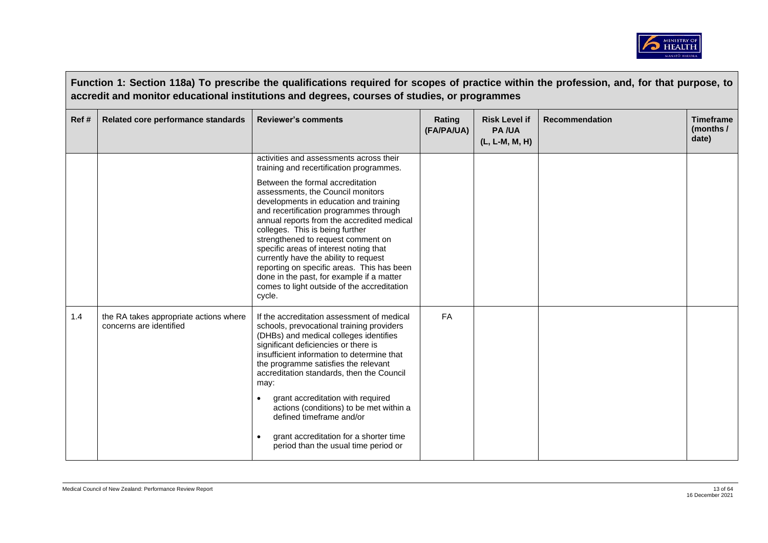**Function 1: Section 118a) To prescribe the qualifications required for scopes of practice within the profession, and, for that purpose, to accredit and monitor educational institutions and degrees, courses of studies, or programmes**

| Ref # | Related core performance standards | Reviewer's comments | Rating (FA/PA/UA) | Risk Level if PA /UA (L, L-M, M, H) | Recommendation | Timeframe (months / date) |
|---|---|---|---|---|---|---|
| | | activities and assessments across their training and recertification programmes.<br><br>Between the formal accreditation assessments, the Council monitors developments in education and training and recertification programmes through annual reports from the accredited medical colleges. This is being further strengthened to request comment on specific areas of interest noting that currently have the ability to request reporting on specific areas. This has been done in the past, for example if a matter comes to light outside of the accreditation cycle. | | | | |
| 1.4 | the RA takes appropriate actions where concerns are identified | If the accreditation assessment of medical schools, prevocational training providers (DHBs) and medical colleges identifies significant deficiencies or there is insufficient information to determine that the programme satisfies the relevant accreditation standards, then the Council may:<br><br>• grant accreditation with required actions (conditions) to be met within a defined timeframe and/or<br><br>• grant accreditation for a shorter time period than the usual time period or | FA | | | |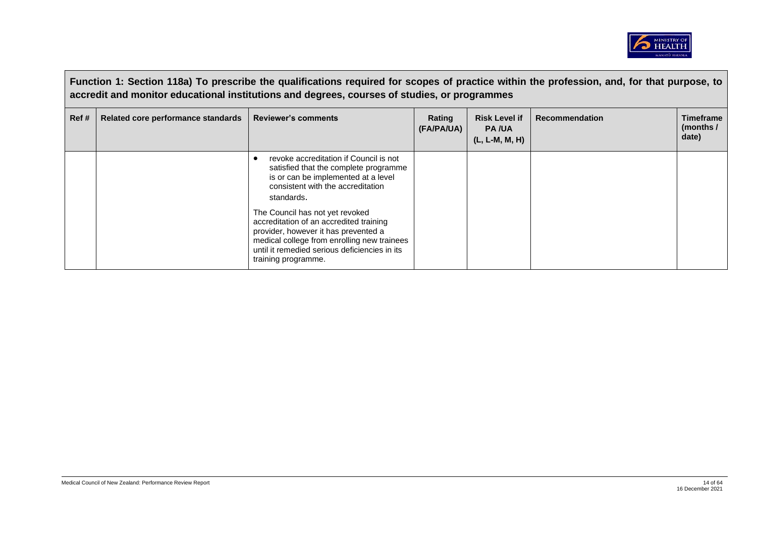**Function 1: Section 118a) To prescribe the qualifications required for scopes of practice within the profession, and, for that purpose, to accredit and monitor educational institutions and degrees, courses of studies, or programmes**

| Ref # | Related core performance standards | Reviewer's comments | Rating (FA/PA/UA) | Risk Level if PA /UA (L, L-M, M, H) | Recommendation | Timeframe (months / date) |
|---|---|---|---|---|---|---|
| | | • revoke accreditation if Council is not satisfied that the complete programme is or can be implemented at a level consistent with the accreditation standards.<br><br>The Council has not yet revoked accreditation of an accredited training provider, however it has prevented a medical college from enrolling new trainees until it remedied serious deficiencies in its training programme. | | | | |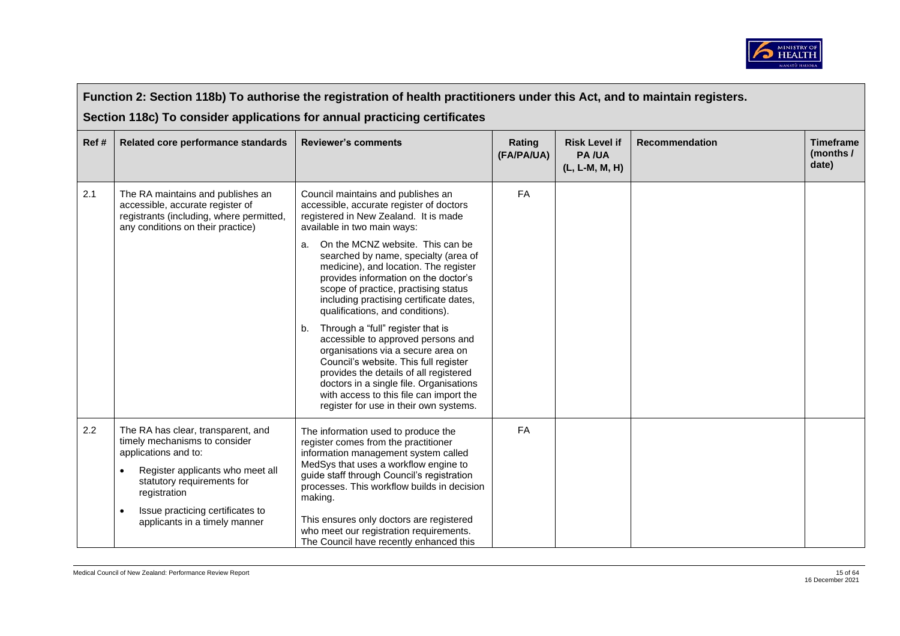## Function 2: Section 118b) To authorise the registration of health practitioners under this Act, and to maintain registers.

## Section 118c) To consider applications for annual practicing certificates

| Ref # | Related core performance standards | Reviewer's comments | Rating (FA/PA/UA) | Risk Level if PA /UA (L, L-M, M, H) | Recommendation | Timeframe (months / date) |
|---|---|---|---|---|---|---|
| 2.1 | The RA maintains and publishes an accessible, accurate register of registrants (including, where permitted, any conditions on their practice) | Council maintains and publishes an accessible, accurate register of doctors registered in New Zealand. It is made available in two main ways:<br>a. On the MCNZ website. This can be searched by name, specialty (area of medicine), and location. The register provides information on the doctor's scope of practice, practising status including practising certificate dates, qualifications, and conditions).<br>b. Through a "full" register that is accessible to approved persons and organisations via a secure area on Council's website. This full register provides the details of all registered doctors in a single file. Organisations with access to this file can import the register for use in their own systems. | FA | | | |
| 2.2 | The RA has clear, transparent, and timely mechanisms to consider applications and to:<br>• Register applicants who meet all statutory requirements for registration<br>• Issue practicing certificates to applicants in a timely manner | The information used to produce the register comes from the practitioner information management system called MedSys that uses a workflow engine to guide staff through Council's registration processes. This workflow builds in decision making.<br>This ensures only doctors are registered who meet our registration requirements. The Council have recently enhanced this | FA | | | |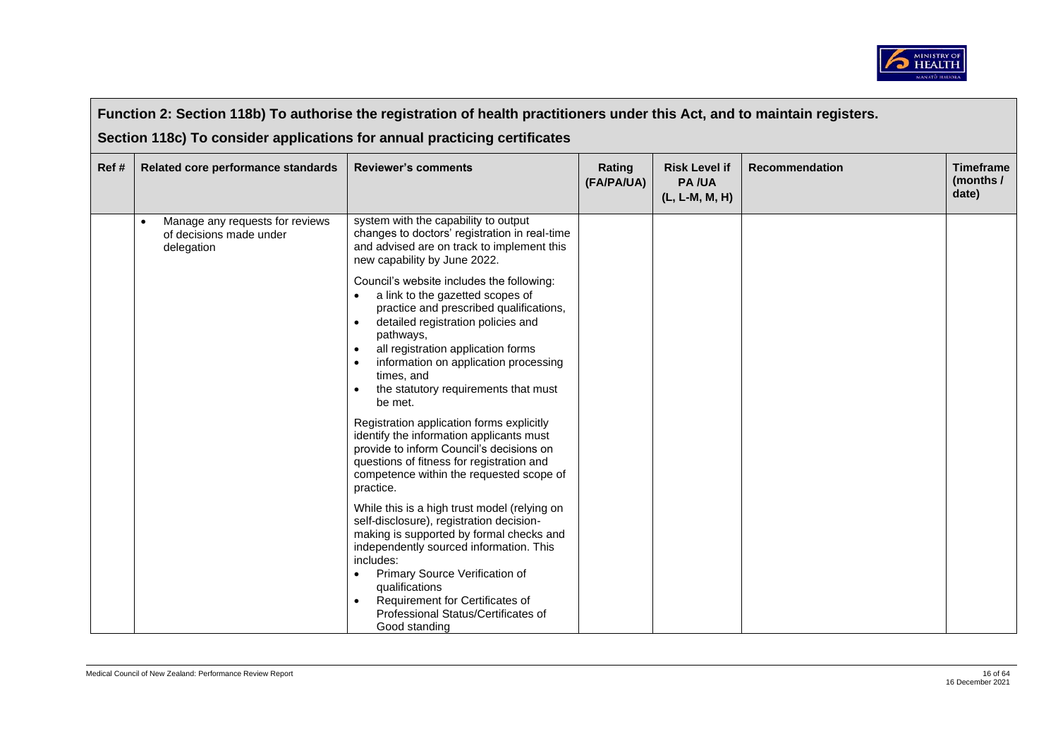## Function 2: Section 118b) To authorise the registration of health practitioners under this Act, and to maintain registers.

## Section 118c) To consider applications for annual practicing certificates

| Ref # | Related core performance standards | Reviewer's comments | Rating (FA/PA/UA) | Risk Level if PA /UA (L, L-M, M, H) | Recommendation | Timeframe (months / date) |
|---|---|---|---|---|---|---|
| | • Manage any requests for reviews of decisions made under delegation | system with the capability to output changes to doctors' registration in real-time and advised are on track to implement this new capability by June 2022.<br><br>Council's website includes the following:<br>• a link to the gazetted scopes of practice and prescribed qualifications,<br>• detailed registration policies and pathways,<br>• all registration application forms<br>• information on application processing times, and<br>• the statutory requirements that must be met.<br><br>Registration application forms explicitly identify the information applicants must provide to inform Council's decisions on questions of fitness for registration and competence within the requested scope of practice.<br><br>While this is a high trust model (relying on self-disclosure), registration decision-making is supported by formal checks and independently sourced information. This includes:<br>• Primary Source Verification of qualifications<br>• Requirement for Certificates of Professional Status/Certificates of Good standing | | | | |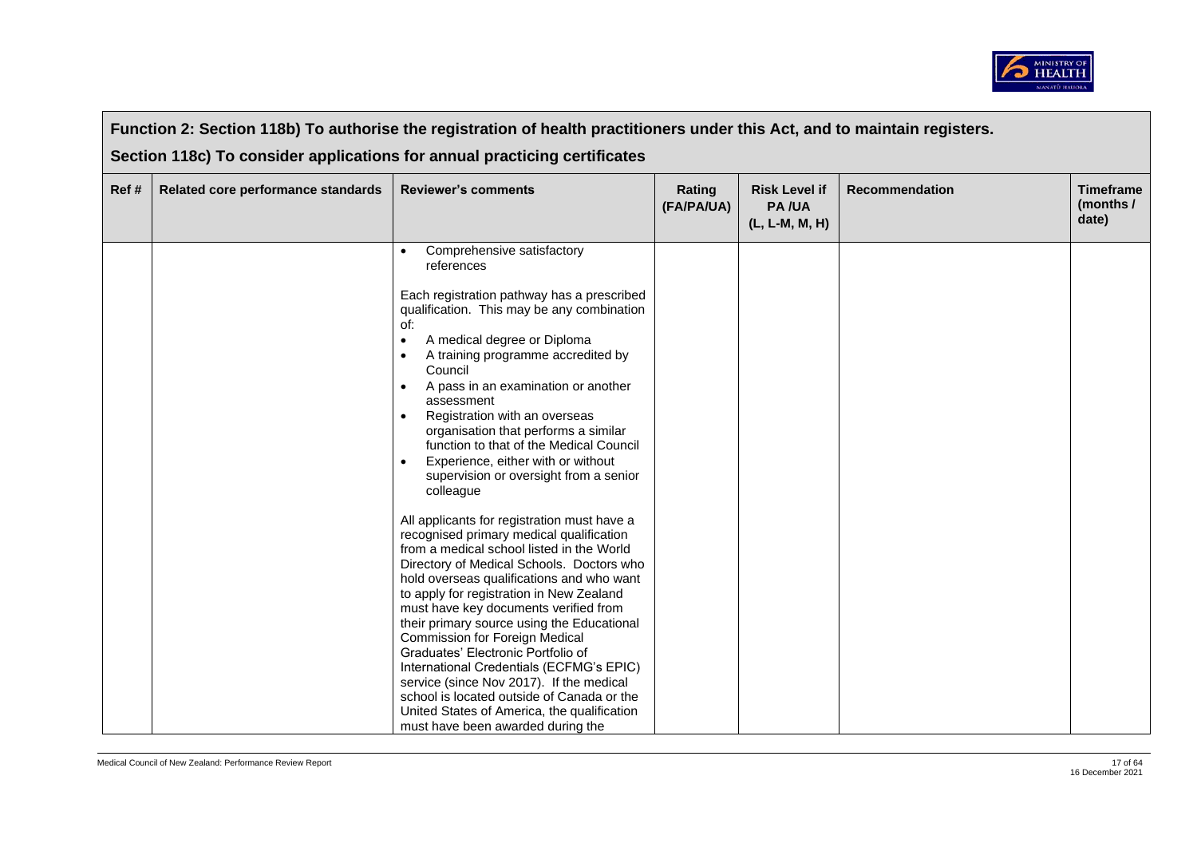## Function 2: Section 118b) To authorise the registration of health practitioners under this Act, and to maintain registers.

## Section 118c) To consider applications for annual practicing certificates

| Ref # | Related core performance standards | Reviewer's comments | Rating (FA/PA/UA) | Risk Level if PA /UA (L, L-M, M, H) | Recommendation | Timeframe (months / date) |
|---|---|---|---|---|---|---|
| | | • Comprehensive satisfactory references<br><br>Each registration pathway has a prescribed qualification. This may be any combination of:<br>• A medical degree or Diploma<br>• A training programme accredited by Council<br>• A pass in an examination or another assessment<br>• Registration with an overseas organisation that performs a similar function to that of the Medical Council<br>• Experience, either with or without supervision or oversight from a senior colleague<br><br>All applicants for registration must have a recognised primary medical qualification from a medical school listed in the World Directory of Medical Schools. Doctors who hold overseas qualifications and who want to apply for registration in New Zealand must have key documents verified from their primary source using the Educational Commission for Foreign Medical Graduates' Electronic Portfolio of International Credentials (ECFMG's EPIC) service (since Nov 2017). If the medical school is located outside of Canada or the United States of America, the qualification must have been awarded during the | | | | |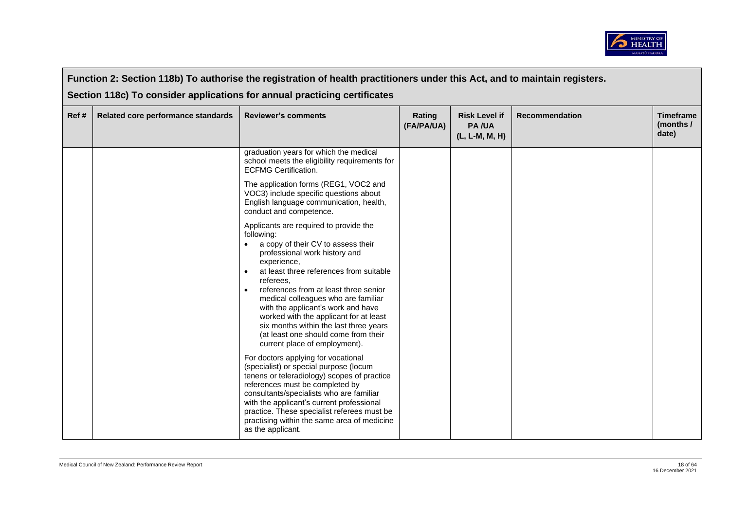## Function 2: Section 118b) To authorise the registration of health practitioners under this Act, and to maintain registers.

## Section 118c) To consider applications for annual practicing certificates

| Ref # | Related core performance standards | Reviewer's comments | Rating (FA/PA/UA) | Risk Level if PA /UA (L, L-M, M, H) | Recommendation | Timeframe (months / date) |
|---|---|---|---|---|---|---|
| | | graduation years for which the medical school meets the eligibility requirements for ECFMG Certification.<br><br>The application forms (REG1, VOC2 and VOC3) include specific questions about English language communication, health, conduct and competence.<br><br>Applicants are required to provide the following:<br>• a copy of their CV to assess their professional work history and experience,<br>• at least three references from suitable referees,<br>• references from at least three senior medical colleagues who are familiar with the applicant's work and have worked with the applicant for at least six months within the last three years (at least one should come from their current place of employment).<br><br>For doctors applying for vocational (specialist) or special purpose (locum tenens or teleradiology) scopes of practice references must be completed by consultants/specialists who are familiar with the applicant's current professional practice. These specialist referees must be practising within the same area of medicine as the applicant. | | | | |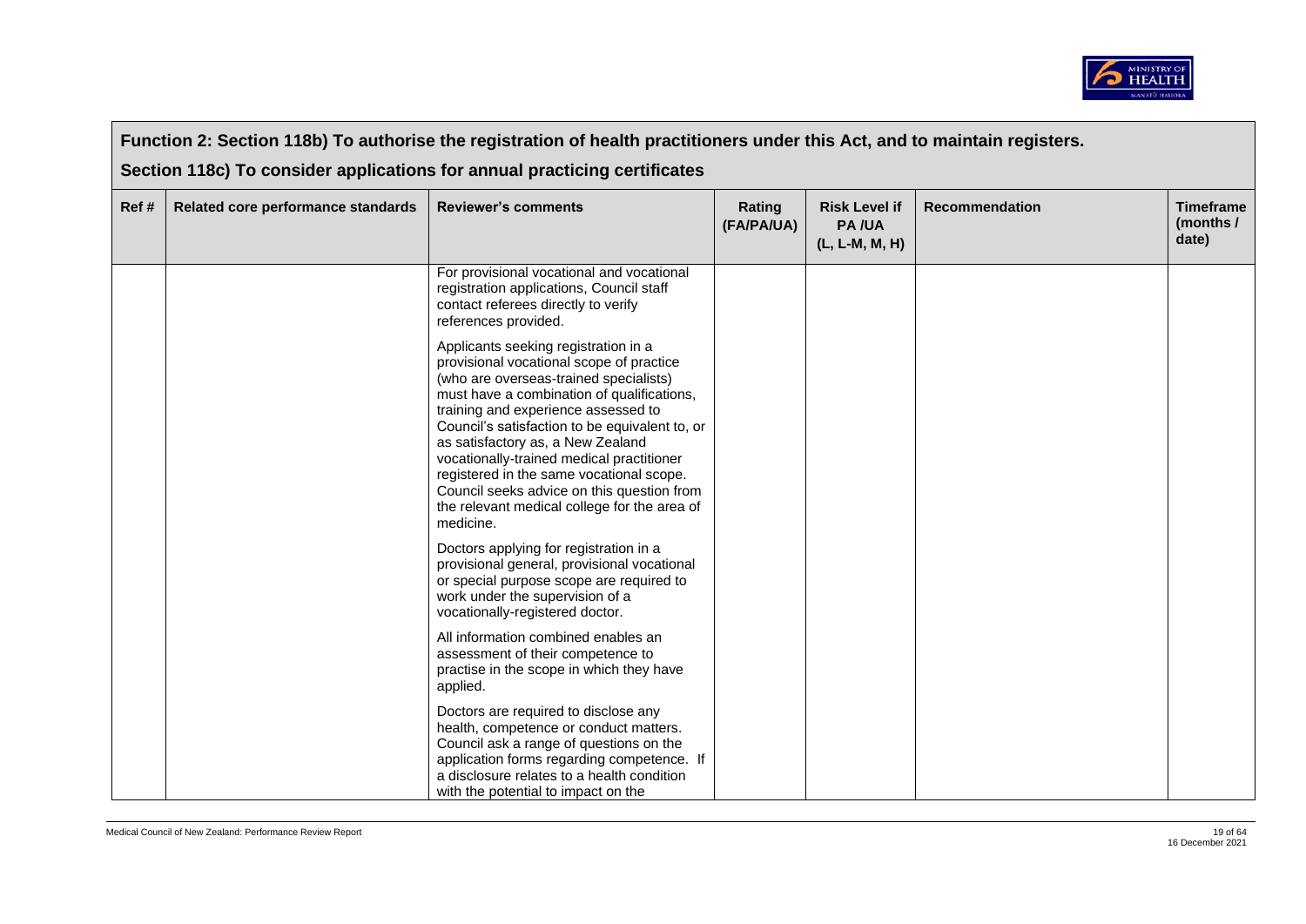## Function 2: Section 118b) To authorise the registration of health practitioners under this Act, and to maintain registers.

## Section 118c) To consider applications for annual practicing certificates

| Ref # | Related core performance standards | Reviewer's comments | Rating (FA/PA/UA) | Risk Level if PA /UA (L, L-M, M, H) | Recommendation | Timeframe (months / date) |
|---|---|---|---|---|---|---|
| | | For provisional vocational and vocational registration applications, Council staff contact referees directly to verify references provided.<br><br>Applicants seeking registration in a provisional vocational scope of practice (who are overseas-trained specialists) must have a combination of qualifications, training and experience assessed to Council's satisfaction to be equivalent to, or as satisfactory as, a New Zealand vocationally-trained medical practitioner registered in the same vocational scope. Council seeks advice on this question from the relevant medical college for the area of medicine.<br><br>Doctors applying for registration in a provisional general, provisional vocational or special purpose scope are required to work under the supervision of a vocationally-registered doctor.<br><br>All information combined enables an assessment of their competence to practise in the scope in which they have applied.<br><br>Doctors are required to disclose any health, competence or conduct matters. Council ask a range of questions on the application forms regarding competence. If a disclosure relates to a health condition with the potential to impact on the | | | | |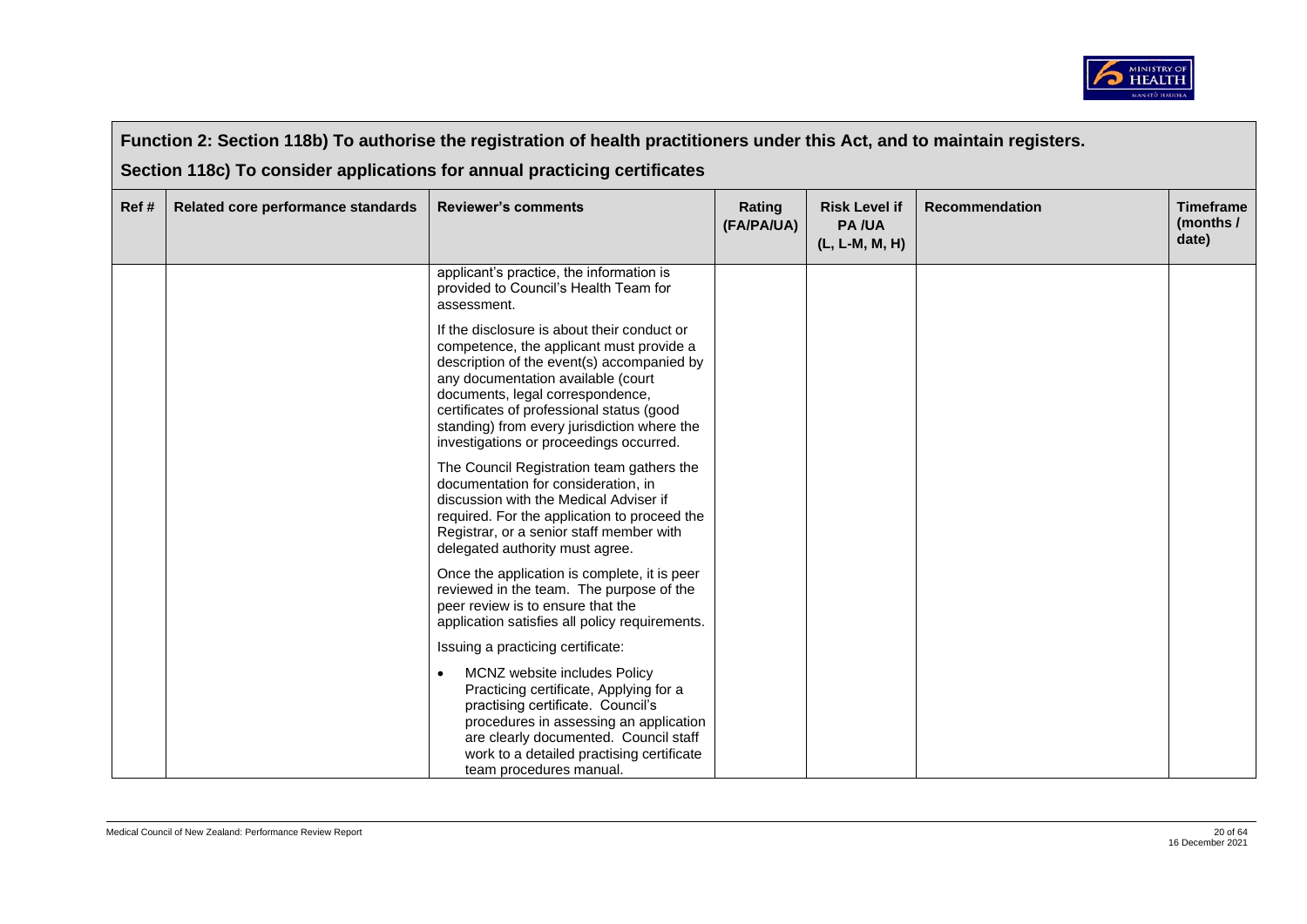## Function 2: Section 118b) To authorise the registration of health practitioners under this Act, and to maintain registers.

## Section 118c) To consider applications for annual practicing certificates

| Ref # | Related core performance standards | Reviewer's comments | Rating (FA/PA/UA) | Risk Level if PA /UA (L, L-M, M, H) | Recommendation | Timeframe (months / date) |
|---|---|---|---|---|---|---|
| | | applicant's practice, the information is provided to Council's Health Team for assessment.<br><br>If the disclosure is about their conduct or competence, the applicant must provide a description of the event(s) accompanied by any documentation available (court documents, legal correspondence, certificates of professional status (good standing) from every jurisdiction where the investigations or proceedings occurred.<br><br>The Council Registration team gathers the documentation for consideration, in discussion with the Medical Adviser if required. For the application to proceed the Registrar, or a senior staff member with delegated authority must agree.<br><br>Once the application is complete, it is peer reviewed in the team. The purpose of the peer review is to ensure that the application satisfies all policy requirements.<br><br>Issuing a practicing certificate:<br><br>• MCNZ website includes Policy Practicing certificate, Applying for a practising certificate. Council's procedures in assessing an application are clearly documented. Council staff work to a detailed practising certificate team procedures manual. | | | | |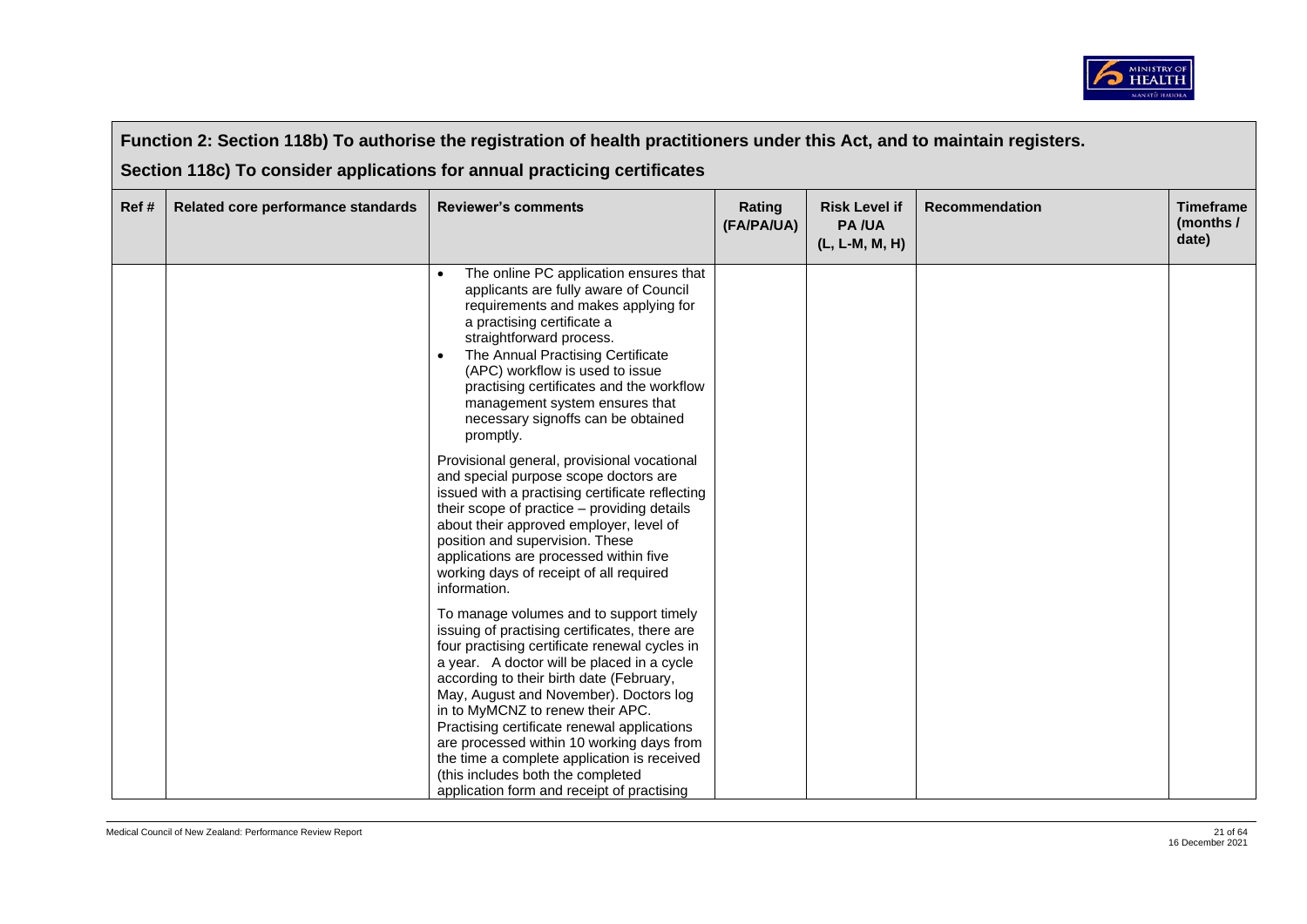## Function 2: Section 118b) To authorise the registration of health practitioners under this Act, and to maintain registers.

## Section 118c) To consider applications for annual practicing certificates

| Ref # | Related core performance standards | Reviewer's comments | Rating (FA/PA/UA) | Risk Level if PA /UA (L, L-M, M, H) | Recommendation | Timeframe (months / date) |
|---|---|---|---|---|---|---|
| | | • The online PC application ensures that applicants are fully aware of Council requirements and makes applying for a practising certificate a straightforward process.<br>• The Annual Practising Certificate (APC) workflow is used to issue practising certificates and the workflow management system ensures that necessary signoffs can be obtained promptly.<br><br>Provisional general, provisional vocational and special purpose scope doctors are issued with a practising certificate reflecting their scope of practice – providing details about their approved employer, level of position and supervision. These applications are processed within five working days of receipt of all required information.<br><br>To manage volumes and to support timely issuing of practising certificates, there are four practising certificate renewal cycles in a year. A doctor will be placed in a cycle according to their birth date (February, May, August and November). Doctors log in to MyMCNZ to renew their APC. Practising certificate renewal applications are processed within 10 working days from the time a complete application is received (this includes both the completed application form and receipt of practising | | | | |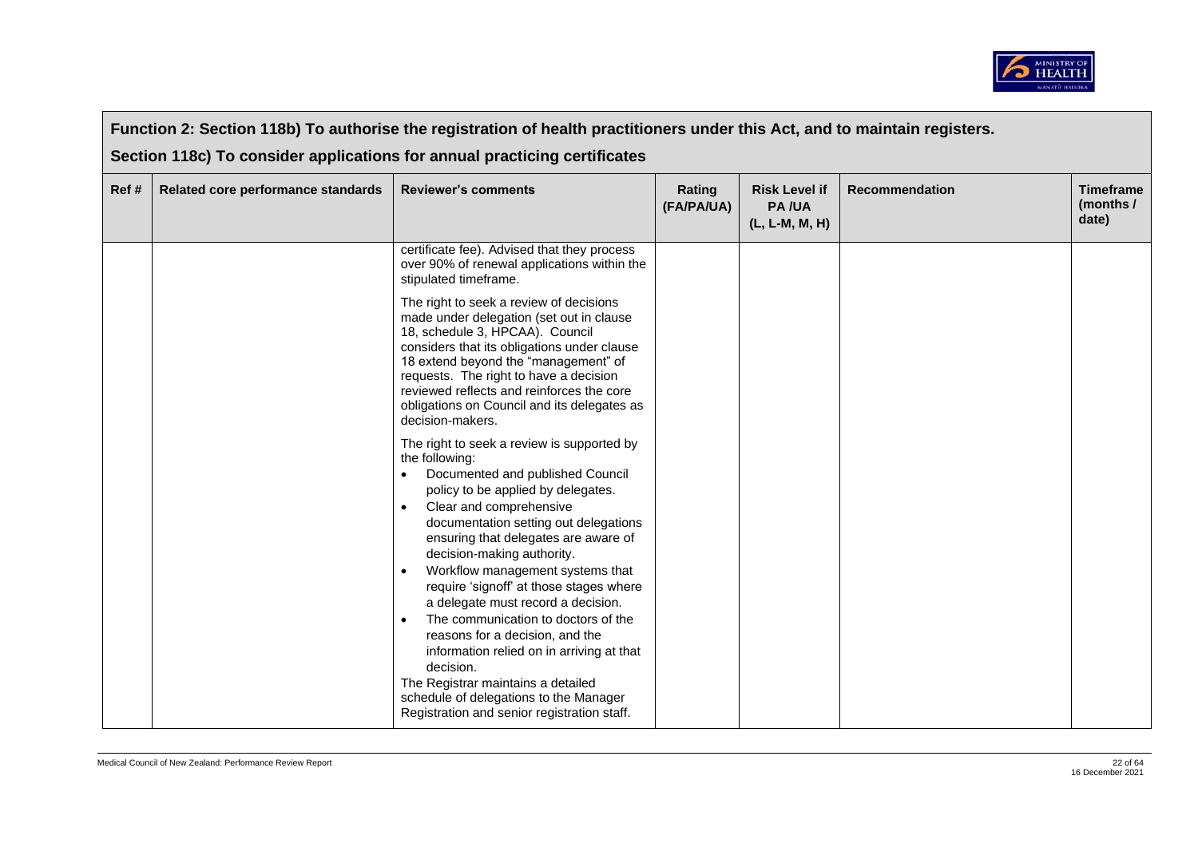## Function 2: Section 118b) To authorise the registration of health practitioners under this Act, and to maintain registers.

## Section 118c) To consider applications for annual practicing certificates

| Ref # | Related core performance standards | Reviewer's comments | Rating (FA/PA/UA) | Risk Level if PA /UA (L, L-M, M, H) | Recommendation | Timeframe (months / date) |
|---|---|---|---|---|---|---|
| | | certificate fee). Advised that they process over 90% of renewal applications within the stipulated timeframe.<br><br>The right to seek a review of decisions made under delegation (set out in clause 18, schedule 3, HPCAA). Council considers that its obligations under clause 18 extend beyond the "management" of requests. The right to have a decision reviewed reflects and reinforces the core obligations on Council and its delegates as decision-makers.<br><br>The right to seek a review is supported by the following:<br>• Documented and published Council policy to be applied by delegates.<br>• Clear and comprehensive documentation setting out delegations ensuring that delegates are aware of decision-making authority.<br>• Workflow management systems that require 'signoff' at those stages where a delegate must record a decision.<br>• The communication to doctors of the reasons for a decision, and the information relied on in arriving at that decision.<br>The Registrar maintains a detailed schedule of delegations to the Manager Registration and senior registration staff. | | | | |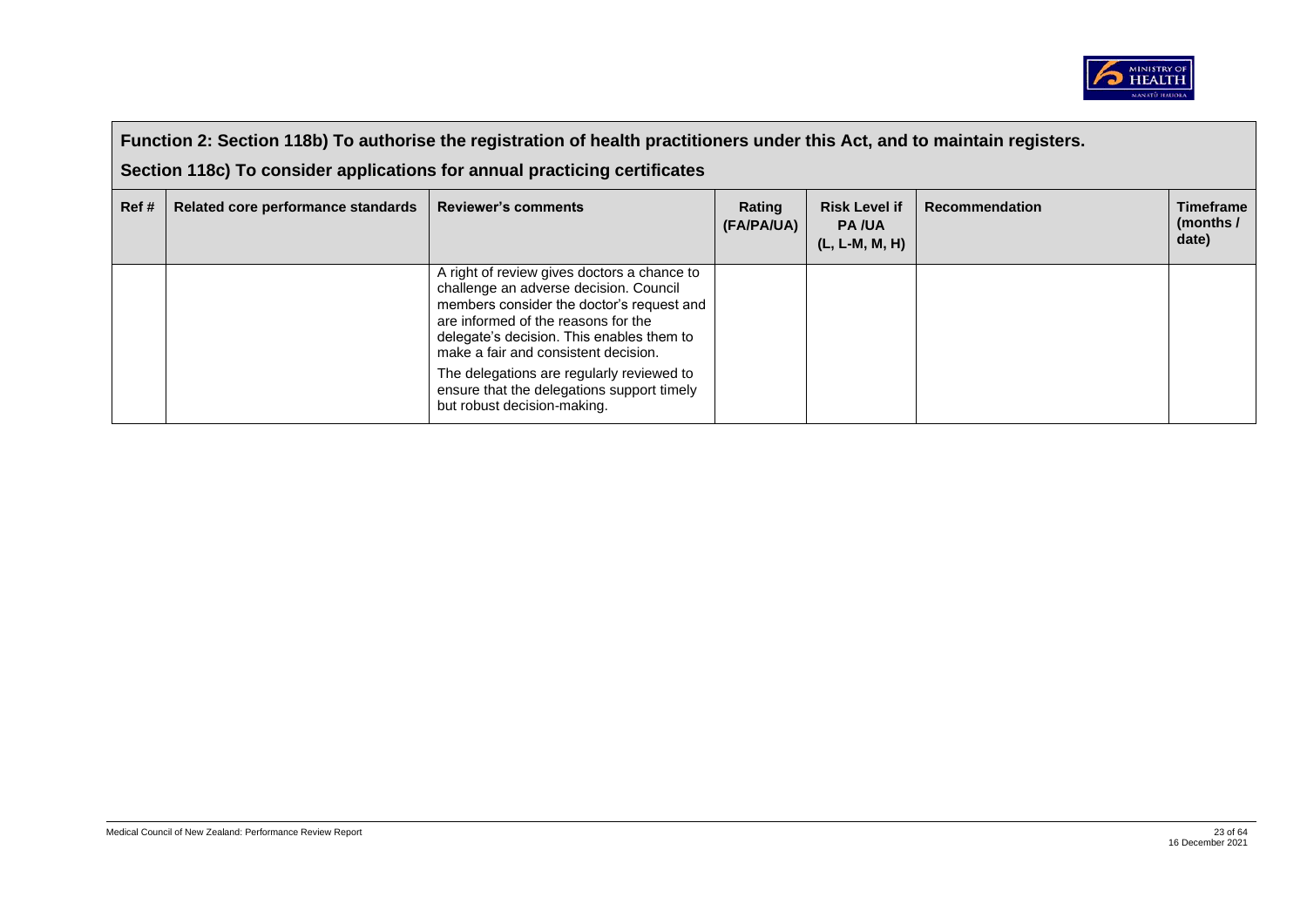**Function 2: Section 118b) To authorise the registration of health practitioners under this Act, and to maintain registers.**

**Section 118c) To consider applications for annual practicing certificates**

| Ref # | Related core performance standards | Reviewer's comments | Rating (FA/PA/UA) | Risk Level if PA /UA (L, L-M, M, H) | Recommendation | Timeframe (months / date) |
|---|---|---|---|---|---|---|
| | | A right of review gives doctors a chance to challenge an adverse decision. Council members consider the doctor's request and are informed of the reasons for the delegate's decision. This enables them to make a fair and consistent decision.<br><br>The delegations are regularly reviewed to ensure that the delegations support timely but robust decision-making. | | | | |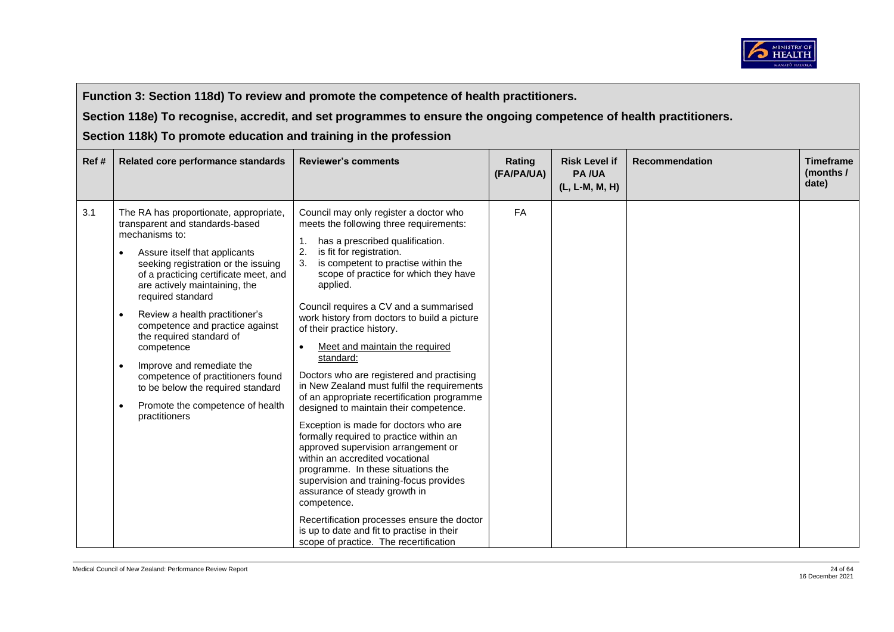**Function 3: Section 118d) To review and promote the competence of health practitioners.**

**Section 118e) To recognise, accredit, and set programmes to ensure the ongoing competence of health practitioners.**

**Section 118k) To promote education and training in the profession**

| Ref # | Related core performance standards | Reviewer's comments | Rating (FA/PA/UA) | Risk Level if PA /UA (L, L-M, M, H) | Recommendation | Timeframe (months / date) |
|---|---|---|---|---|---|---|
| 3.1 | The RA has proportionate, appropriate, transparent and standards-based mechanisms to:<br>• Assure itself that applicants seeking registration or the issuing of a practicing certificate meet, and are actively maintaining, the required standard<br>• Review a health practitioner's competence and practice against the required standard of competence<br>• Improve and remediate the competence of practitioners found to be below the required standard<br>• Promote the competence of health practitioners | Council may only register a doctor who meets the following three requirements:<br>1. has a prescribed qualification.<br>2. is fit for registration.<br>3. is competent to practise within the scope of practice for which they have applied.<br><br>Council requires a CV and a summarised work history from doctors to build a picture of their practice history.<br><br>• Meet and maintain the required standard:<br><br>Doctors who are registered and practising in New Zealand must fulfil the requirements of an appropriate recertification programme designed to maintain their competence.<br><br>Exception is made for doctors who are formally required to practice within an approved supervision arrangement or within an accredited vocational programme. In these situations the supervision and training-focus provides assurance of steady growth in competence.<br><br>Recertification processes ensure the doctor is up to date and fit to practise in their scope of practice. The recertification | FA | | | |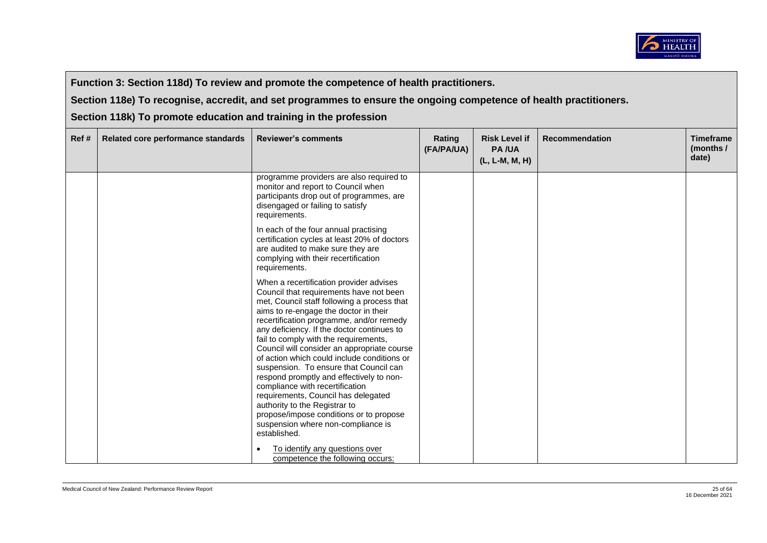**Function 3: Section 118d) To review and promote the competence of health practitioners.**

**Section 118e) To recognise, accredit, and set programmes to ensure the ongoing competence of health practitioners.**

**Section 118k) To promote education and training in the profession**

| Ref # | Related core performance standards | Reviewer's comments | Rating (FA/PA/UA) | Risk Level if PA /UA (L, L-M, M, H) | Recommendation | Timeframe (months / date) |
|---|---|---|---|---|---|---|
| | | programme providers are also required to monitor and report to Council when participants drop out of programmes, are disengaged or failing to satisfy requirements.<br><br>In each of the four annual practising certification cycles at least 20% of doctors are audited to make sure they are complying with their recertification requirements.<br><br>When a recertification provider advises Council that requirements have not been met, Council staff following a process that aims to re-engage the doctor in their recertification programme, and/or remedy any deficiency. If the doctor continues to fail to comply with the requirements, Council will consider an appropriate course of action which could include conditions or suspension. To ensure that Council can respond promptly and effectively to non-compliance with recertification requirements, Council has delegated authority to the Registrar to propose/impose conditions or to propose suspension where non-compliance is established.<br><br>• <u>To identify any questions over competence the following occurs:</u> | | | | |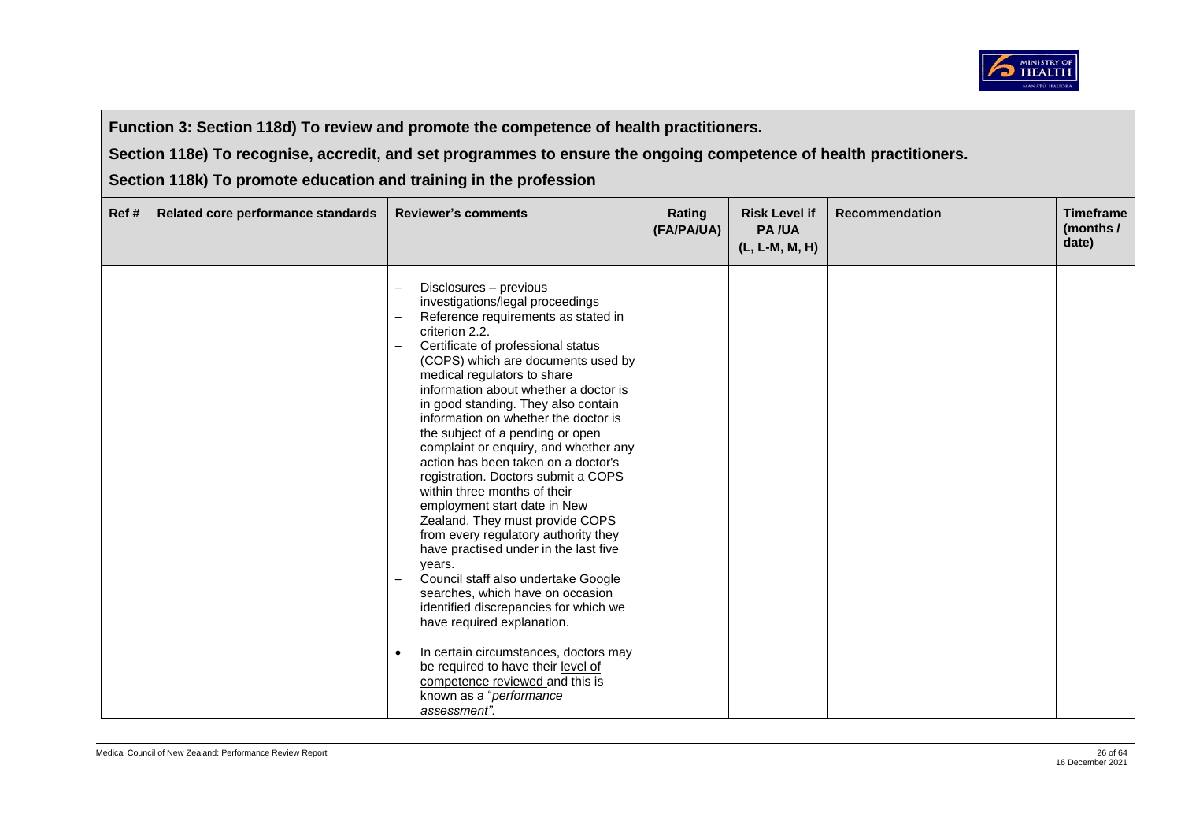**Function 3: Section 118d) To review and promote the competence of health practitioners.**

**Section 118e) To recognise, accredit, and set programmes to ensure the ongoing competence of health practitioners.**

**Section 118k) To promote education and training in the profession**

| Ref # | Related core performance standards | Reviewer's comments | Rating (FA/PA/UA) | Risk Level if PA /UA (L, L-M, M, H) | Recommendation | Timeframe (months / date) |
|---|---|---|---|---|---|---|
| | | – Disclosures – previous investigations/legal proceedings<br>– Reference requirements as stated in criterion 2.2.<br>– Certificate of professional status (COPS) which are documents used by medical regulators to share information about whether a doctor is in good standing. They also contain information on whether the doctor is the subject of a pending or open complaint or enquiry, and whether any action has been taken on a doctor's registration. Doctors submit a COPS within three months of their employment start date in New Zealand. They must provide COPS from every regulatory authority they have practised under in the last five years.<br>– Council staff also undertake Google searches, which have on occasion identified discrepancies for which we have required explanation.<br><br>• In certain circumstances, doctors may be required to have their level of competence reviewed and this is known as a "*performance assessment*". | | | | |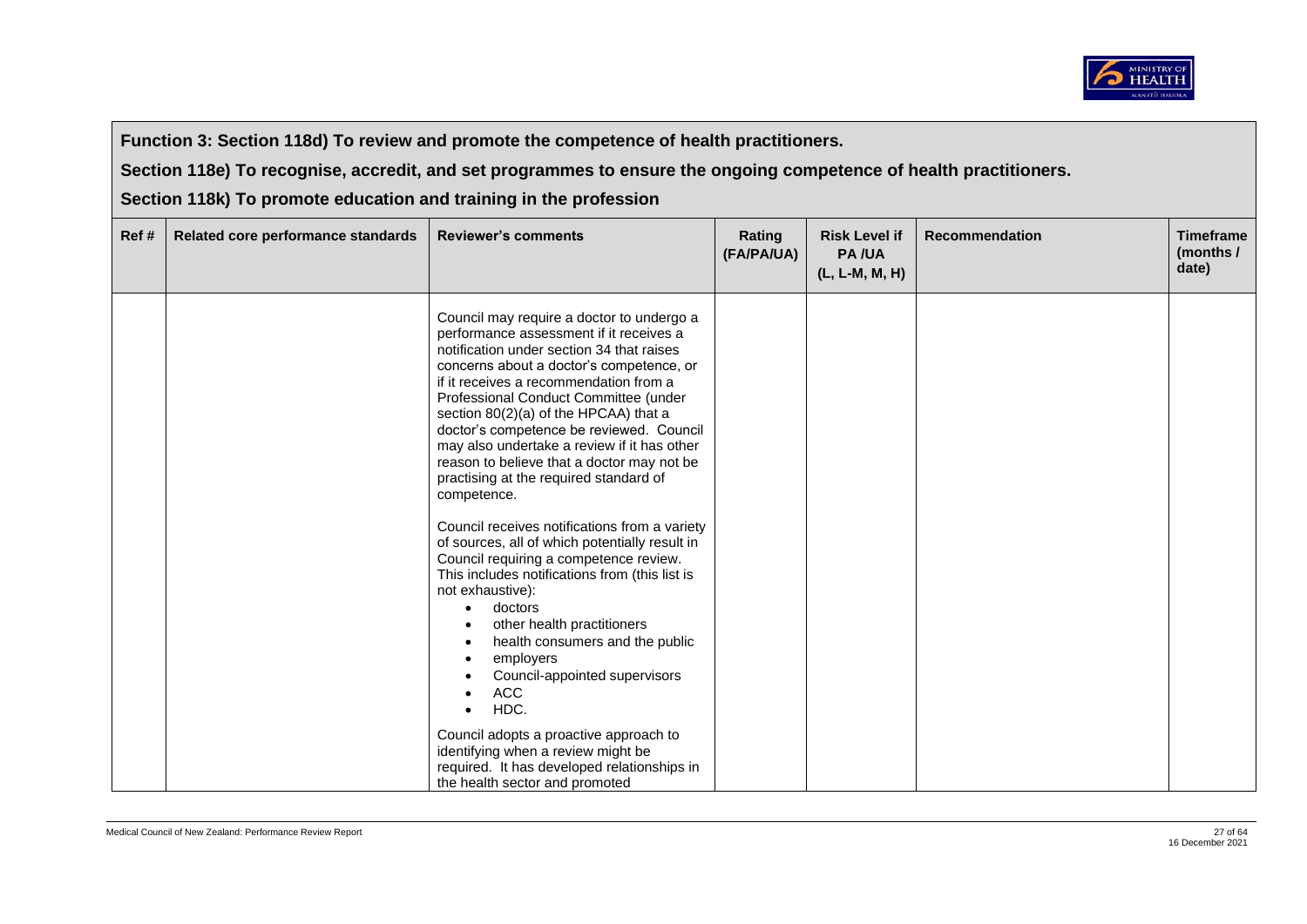**Function 3: Section 118d) To review and promote the competence of health practitioners.**

**Section 118e) To recognise, accredit, and set programmes to ensure the ongoing competence of health practitioners.**

**Section 118k) To promote education and training in the profession**

| Ref # | Related core performance standards | Reviewer's comments | Rating (FA/PA/UA) | Risk Level if PA /UA (L, L-M, M, H) | Recommendation | Timeframe (months / date) |
|---|---|---|---|---|---|---|
| | | Council may require a doctor to undergo a performance assessment if it receives a notification under section 34 that raises concerns about a doctor's competence, or if it receives a recommendation from a Professional Conduct Committee (under section 80(2)(a) of the HPCAA) that a doctor's competence be reviewed. Council may also undertake a review if it has other reason to believe that a doctor may not be practising at the required standard of competence.<br><br>Council receives notifications from a variety of sources, all of which potentially result in Council requiring a competence review. This includes notifications from (this list is not exhaustive):<br>• doctors<br>• other health practitioners<br>• health consumers and the public<br>• employers<br>• Council-appointed supervisors<br>• ACC<br>• HDC.<br><br>Council adopts a proactive approach to identifying when a review might be required. It has developed relationships in the health sector and promoted | | | | |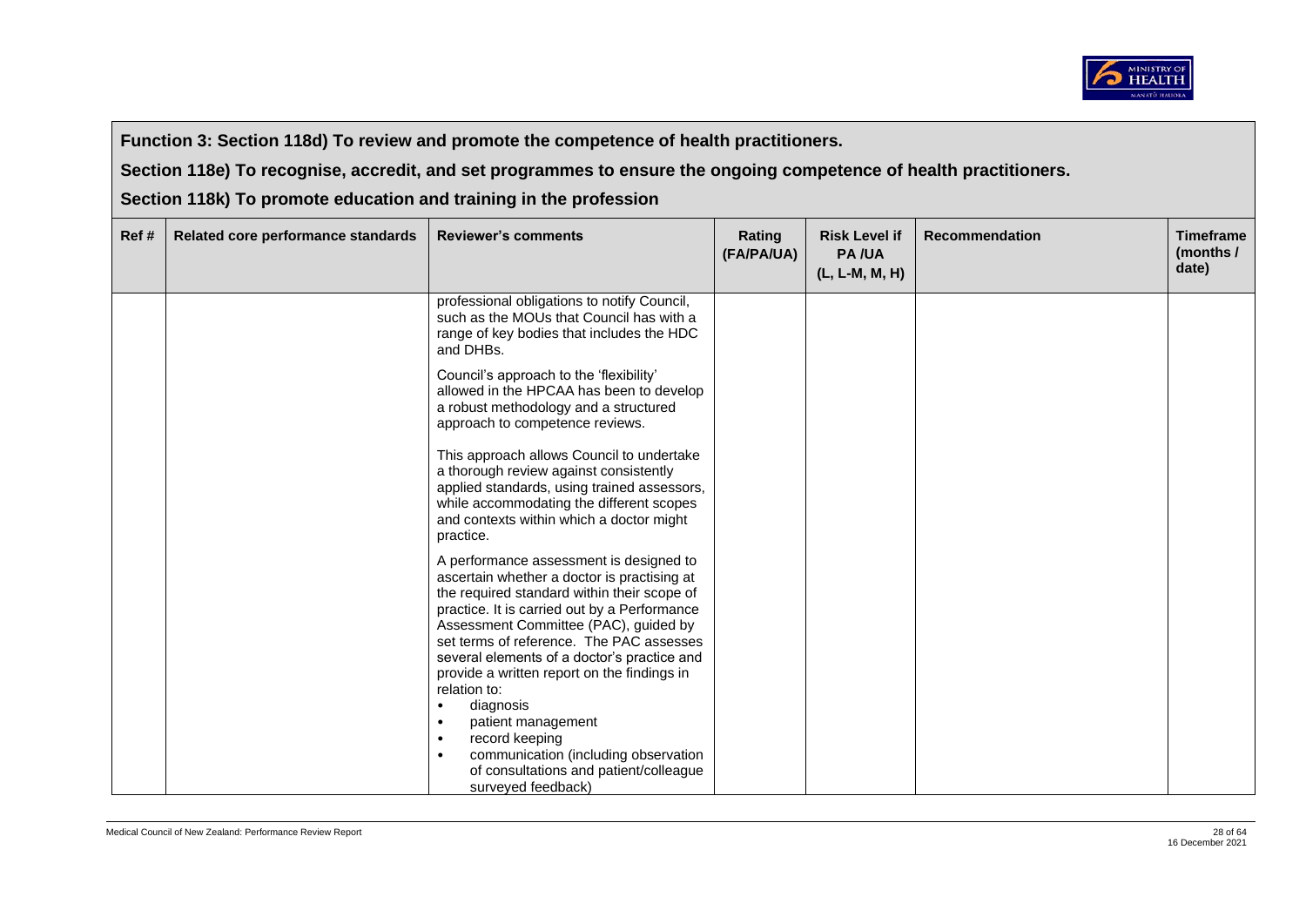**Function 3: Section 118d) To review and promote the competence of health practitioners.**

**Section 118e) To recognise, accredit, and set programmes to ensure the ongoing competence of health practitioners.**

**Section 118k) To promote education and training in the profession**

| Ref # | Related core performance standards | Reviewer's comments | Rating (FA/PA/UA) | Risk Level if PA /UA (L, L-M, M, H) | Recommendation | Timeframe (months / date) |
|---|---|---|---|---|---|---|
| | | professional obligations to notify Council, such as the MOUs that Council has with a range of key bodies that includes the HDC and DHBs.<br><br>Council's approach to the 'flexibility' allowed in the HPCAA has been to develop a robust methodology and a structured approach to competence reviews.<br><br>This approach allows Council to undertake a thorough review against consistently applied standards, using trained assessors, while accommodating the different scopes and contexts within which a doctor might practice.<br><br>A performance assessment is designed to ascertain whether a doctor is practising at the required standard within their scope of practice. It is carried out by a Performance Assessment Committee (PAC), guided by set terms of reference. The PAC assesses several elements of a doctor's practice and provide a written report on the findings in relation to:<br>• diagnosis<br>• patient management<br>• record keeping<br>• communication (including observation of consultations and patient/colleague surveyed feedback) | | | | |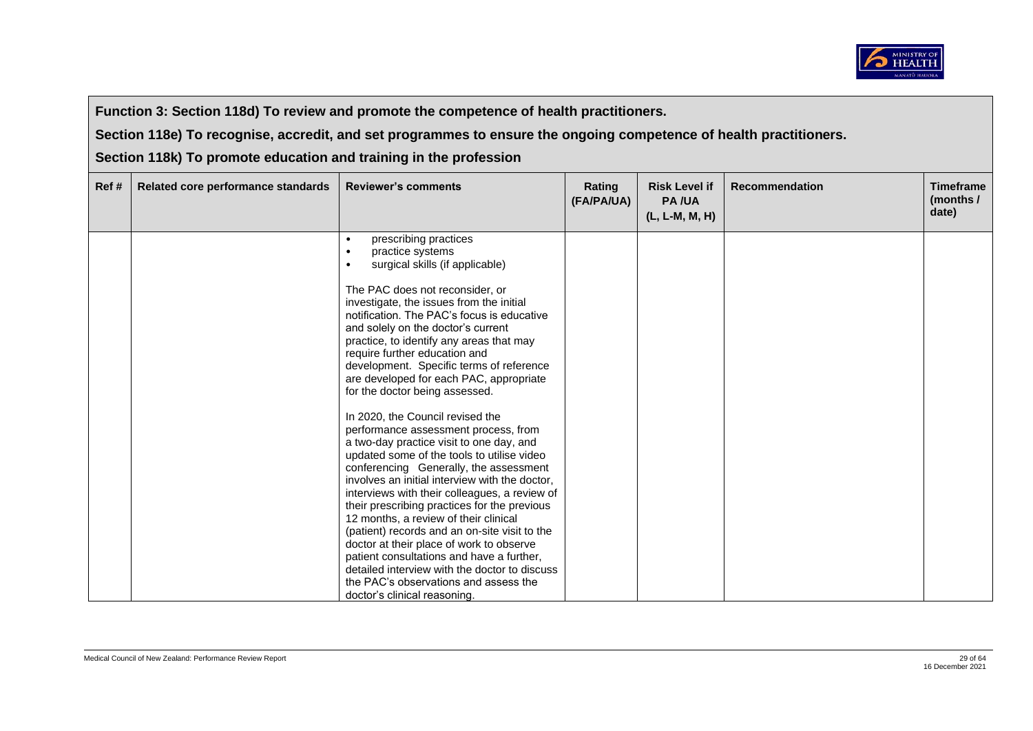**Function 3: Section 118d) To review and promote the competence of health practitioners.**

**Section 118e) To recognise, accredit, and set programmes to ensure the ongoing competence of health practitioners.**

**Section 118k) To promote education and training in the profession**

| Ref # | Related core performance standards | Reviewer's comments | Rating (FA/PA/UA) | Risk Level if PA /UA (L, L-M, M, H) | Recommendation | Timeframe (months / date) |
|---|---|---|---|---|---|---|
| | | • prescribing practices<br>• practice systems<br>• surgical skills (if applicable)<br><br>The PAC does not reconsider, or investigate, the issues from the initial notification. The PAC's focus is educative and solely on the doctor's current practice, to identify any areas that may require further education and development. Specific terms of reference are developed for each PAC, appropriate for the doctor being assessed.<br><br>In 2020, the Council revised the performance assessment process, from a two-day practice visit to one day, and updated some of the tools to utilise video conferencing Generally, the assessment involves an initial interview with the doctor, interviews with their colleagues, a review of their prescribing practices for the previous 12 months, a review of their clinical (patient) records and an on-site visit to the doctor at their place of work to observe patient consultations and have a further, detailed interview with the doctor to discuss the PAC's observations and assess the doctor's clinical reasoning. | | | | |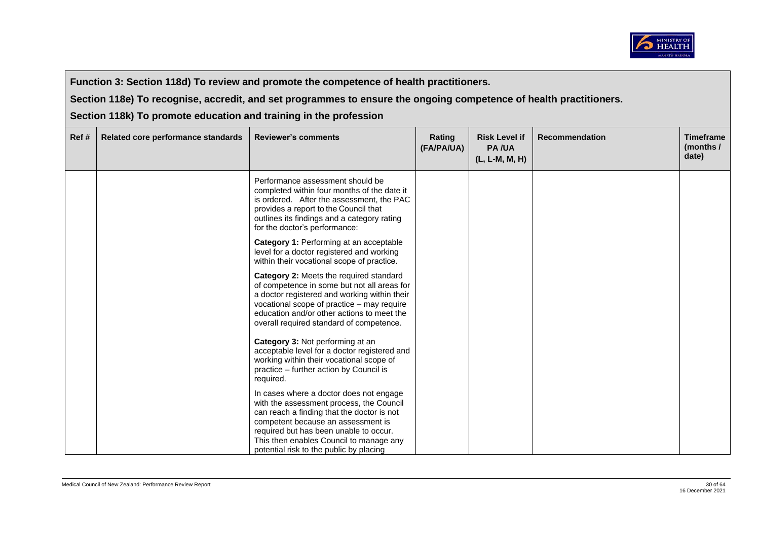**Function 3: Section 118d) To review and promote the competence of health practitioners.**

**Section 118e) To recognise, accredit, and set programmes to ensure the ongoing competence of health practitioners.**

**Section 118k) To promote education and training in the profession**

| Ref # | Related core performance standards | Reviewer's comments | Rating (FA/PA/UA) | Risk Level if PA /UA (L, L-M, M, H) | Recommendation | Timeframe (months / date) |
|---|---|---|---|---|---|---|
| | | Performance assessment should be completed within four months of the date it is ordered. After the assessment, the PAC provides a report to the Council that outlines its findings and a category rating for the doctor's performance:<br><br>**Category 1:** Performing at an acceptable level for a doctor registered and working within their vocational scope of practice.<br><br>**Category 2:** Meets the required standard of competence in some but not all areas for a doctor registered and working within their vocational scope of practice – may require education and/or other actions to meet the overall required standard of competence.<br><br>**Category 3:** Not performing at an acceptable level for a doctor registered and working within their vocational scope of practice – further action by Council is required.<br><br>In cases where a doctor does not engage with the assessment process, the Council can reach a finding that the doctor is not competent because an assessment is required but has been unable to occur. This then enables Council to manage any potential risk to the public by placing | | | | |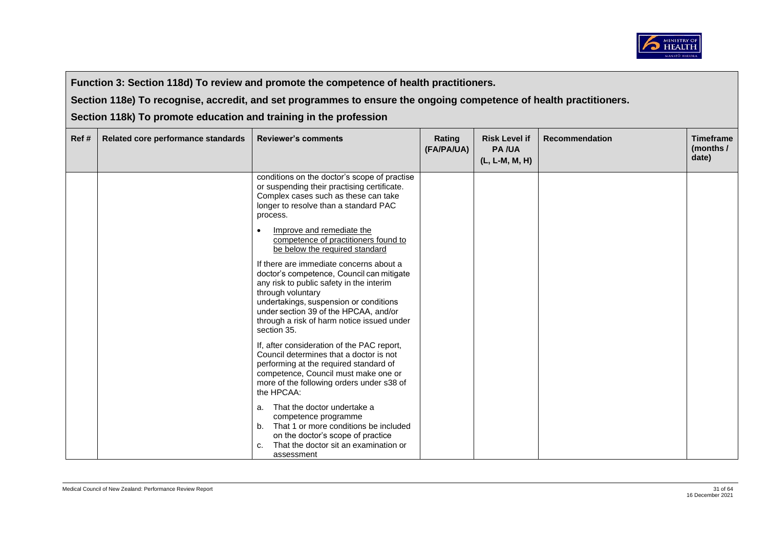**Function 3: Section 118d) To review and promote the competence of health practitioners.**

**Section 118e) To recognise, accredit, and set programmes to ensure the ongoing competence of health practitioners.**

**Section 118k) To promote education and training in the profession**

| Ref # | Related core performance standards | Reviewer's comments | Rating (FA/PA/UA) | Risk Level if PA /UA (L, L-M, M, H) | Recommendation | Timeframe (months / date) |
|---|---|---|---|---|---|---|
| | | conditions on the doctor's scope of practise or suspending their practising certificate. Complex cases such as these can take longer to resolve than a standard PAC process.<br><br>• Improve and remediate the competence of practitioners found to be below the required standard<br><br>If there are immediate concerns about a doctor's competence, Council can mitigate any risk to public safety in the interim through voluntary undertakings, suspension or conditions under section 39 of the HPCAA, and/or through a risk of harm notice issued under section 35.<br><br>If, after consideration of the PAC report, Council determines that a doctor is not performing at the required standard of competence, Council must make one or more of the following orders under s38 of the HPCAA:<br><br>a. That the doctor undertake a competence programme<br>b. That 1 or more conditions be included on the doctor's scope of practice<br>c. That the doctor sit an examination or assessment | | | | |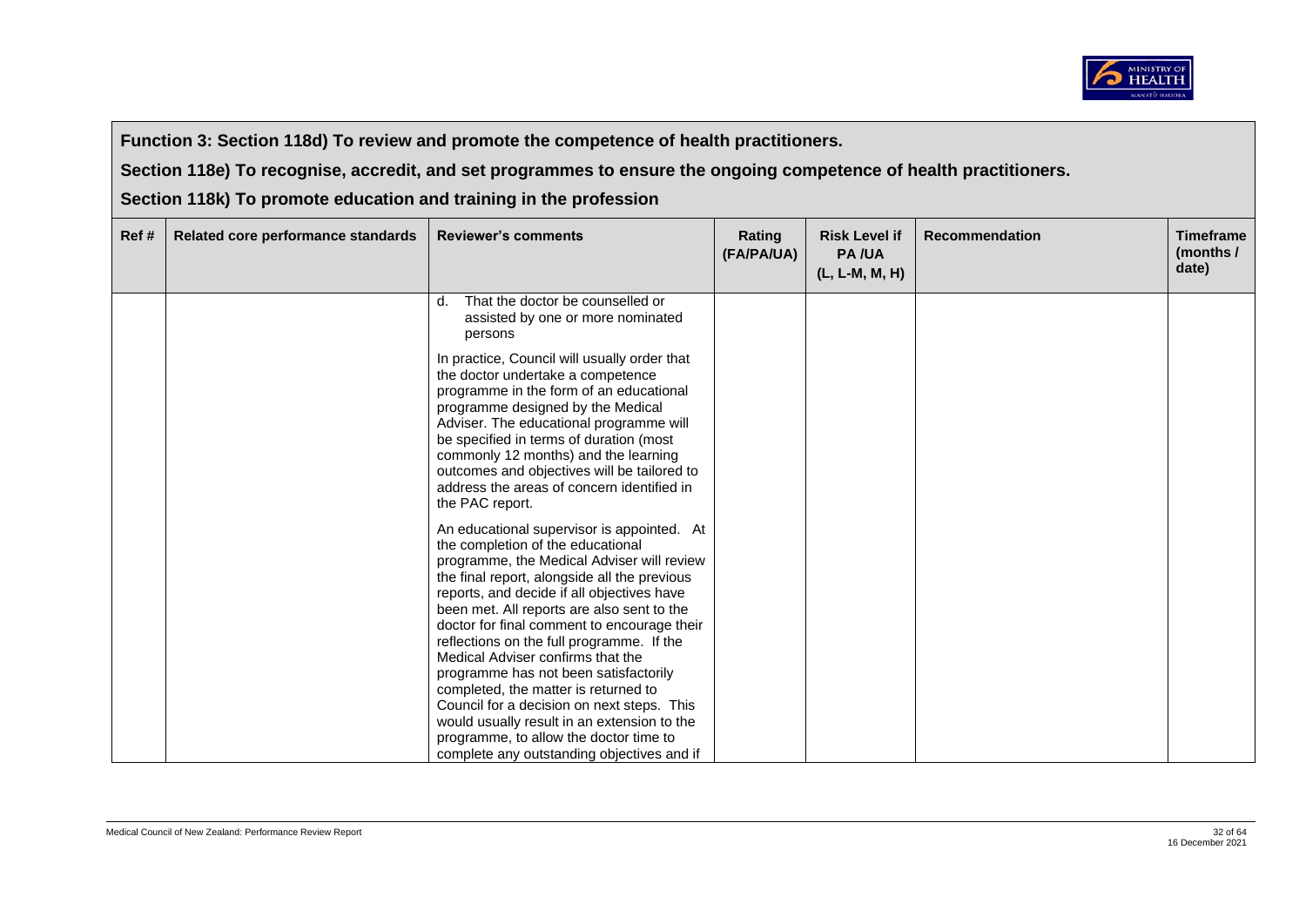**Function 3: Section 118d) To review and promote the competence of health practitioners.**

**Section 118e) To recognise, accredit, and set programmes to ensure the ongoing competence of health practitioners.**

**Section 118k) To promote education and training in the profession**

| Ref # | Related core performance standards | Reviewer's comments | Rating (FA/PA/UA) | Risk Level if PA /UA (L, L-M, M, H) | Recommendation | Timeframe (months / date) |
|---|---|---|---|---|---|---|
| | | d. That the doctor be counselled or assisted by one or more nominated persons<br><br>In practice, Council will usually order that the doctor undertake a competence programme in the form of an educational programme designed by the Medical Adviser. The educational programme will be specified in terms of duration (most commonly 12 months) and the learning outcomes and objectives will be tailored to address the areas of concern identified in the PAC report.<br><br>An educational supervisor is appointed. At the completion of the educational programme, the Medical Adviser will review the final report, alongside all the previous reports, and decide if all objectives have been met. All reports are also sent to the doctor for final comment to encourage their reflections on the full programme. If the Medical Adviser confirms that the programme has not been satisfactorily completed, the matter is returned to Council for a decision on next steps. This would usually result in an extension to the programme, to allow the doctor time to complete any outstanding objectives and if | | | | |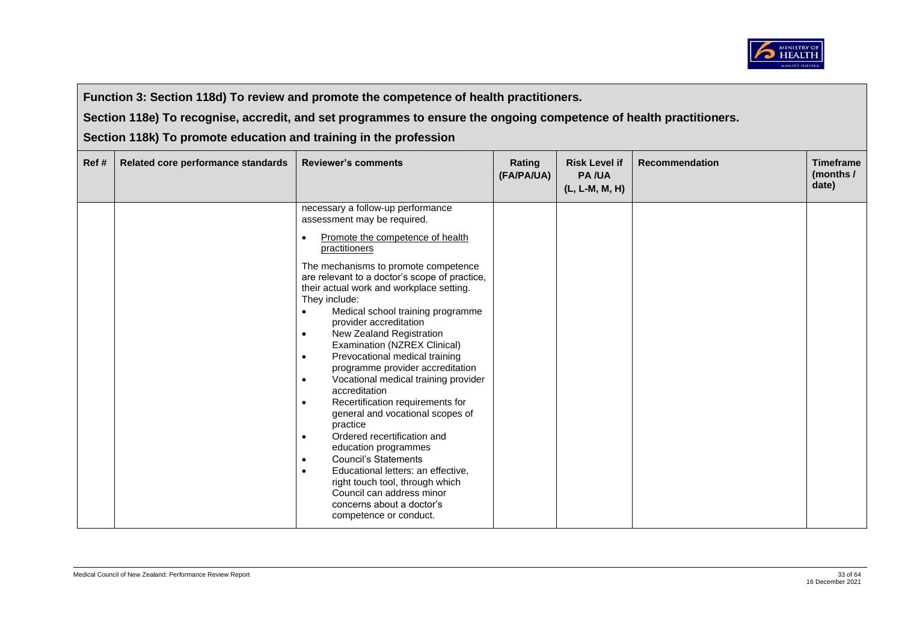**Function 3: Section 118d) To review and promote the competence of health practitioners.**

**Section 118e) To recognise, accredit, and set programmes to ensure the ongoing competence of health practitioners.**

**Section 118k) To promote education and training in the profession**

| Ref # | Related core performance standards | Reviewer's comments | Rating (FA/PA/UA) | Risk Level if PA /UA (L, L-M, M, H) | Recommendation | Timeframe (months / date) |
|---|---|---|---|---|---|---|
| | | necessary a follow-up performance assessment may be required.<br><br>• Promote the competence of health practitioners<br><br>The mechanisms to promote competence are relevant to a doctor's scope of practice, their actual work and workplace setting. They include:<br>• Medical school training programme provider accreditation<br>• New Zealand Registration Examination (NZREX Clinical)<br>• Prevocational medical training programme provider accreditation<br>• Vocational medical training provider accreditation<br>• Recertification requirements for general and vocational scopes of practice<br>• Ordered recertification and education programmes<br>• Council's Statements<br>• Educational letters: an effective, right touch tool, through which Council can address minor concerns about a doctor's competence or conduct. | | | | |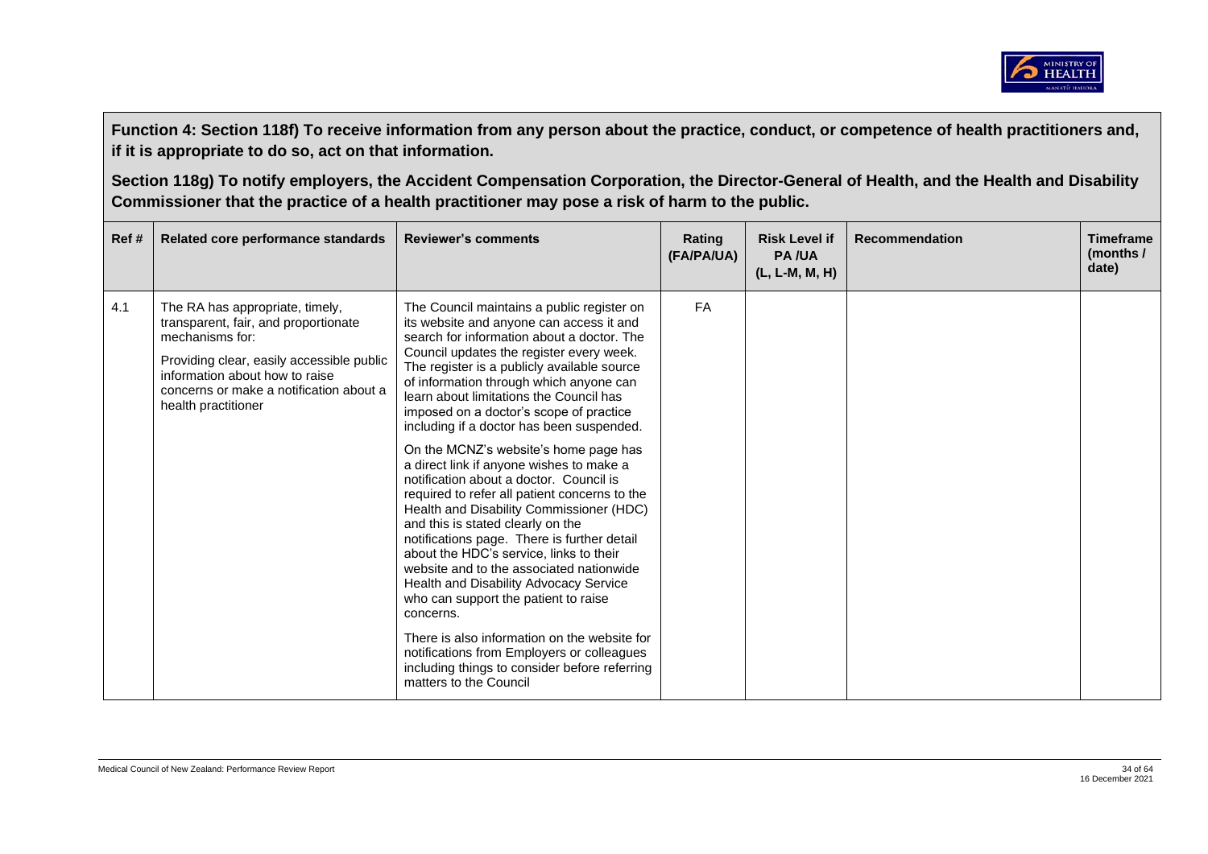**Function 4: Section 118f) To receive information from any person about the practice, conduct, or competence of health practitioners and, if it is appropriate to do so, act on that information.**

**Section 118g) To notify employers, the Accident Compensation Corporation, the Director-General of Health, and the Health and Disability Commissioner that the practice of a health practitioner may pose a risk of harm to the public.**

| Ref # | Related core performance standards | Reviewer's comments | Rating (FA/PA/UA) | Risk Level if PA /UA (L, L-M, M, H) | Recommendation | Timeframe (months / date) |
|---|---|---|---|---|---|---|
| 4.1 | The RA has appropriate, timely, transparent, fair, and proportionate mechanisms for:<br><br>Providing clear, easily accessible public information about how to raise concerns or make a notification about a health practitioner | The Council maintains a public register on its website and anyone can access it and search for information about a doctor. The Council updates the register every week. The register is a publicly available source of information through which anyone can learn about limitations the Council has imposed on a doctor's scope of practice including if a doctor has been suspended.<br><br>On the MCNZ's website's home page has a direct link if anyone wishes to make a notification about a doctor. Council is required to refer all patient concerns to the Health and Disability Commissioner (HDC) and this is stated clearly on the notifications page. There is further detail about the HDC's service, links to their website and to the associated nationwide Health and Disability Advocacy Service who can support the patient to raise concerns.<br><br>There is also information on the website for notifications from Employers or colleagues including things to consider before referring matters to the Council | FA | | | |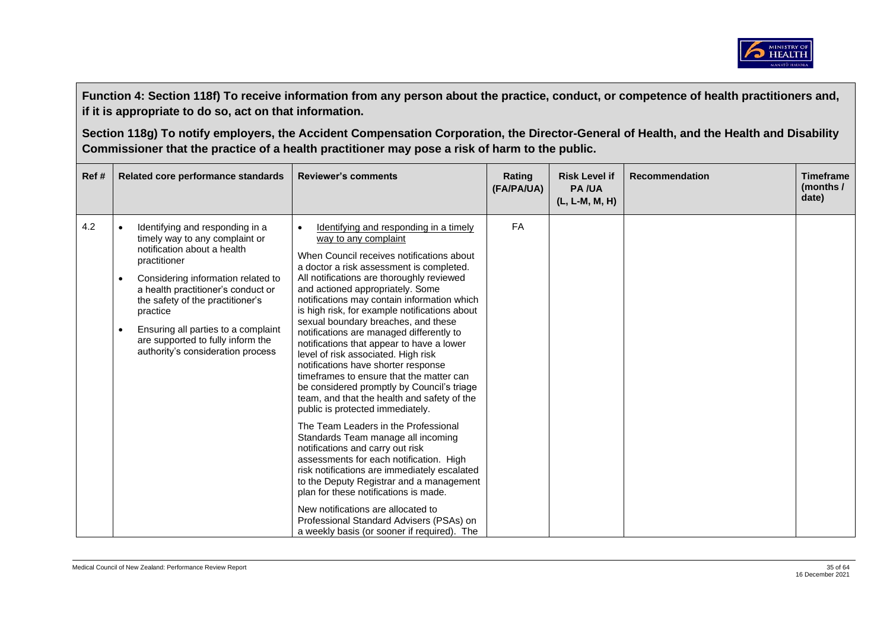**Function 4: Section 118f) To receive information from any person about the practice, conduct, or competence of health practitioners and, if it is appropriate to do so, act on that information.**

**Section 118g) To notify employers, the Accident Compensation Corporation, the Director-General of Health, and the Health and Disability Commissioner that the practice of a health practitioner may pose a risk of harm to the public.**

| Ref # | Related core performance standards | Reviewer's comments | Rating (FA/PA/UA) | Risk Level if PA /UA (L, L-M, M, H) | Recommendation | Timeframe (months / date) |
|---|---|---|---|---|---|---|
| 4.2 | • Identifying and responding in a timely way to any complaint or notification about a health practitioner<br>• Considering information related to a health practitioner's conduct or the safety of the practitioner's practice<br>• Ensuring all parties to a complaint are supported to fully inform the authority's consideration process | • Identifying and responding in a timely way to any complaint<br><br>When Council receives notifications about a doctor a risk assessment is completed. All notifications are thoroughly reviewed and actioned appropriately. Some notifications may contain information which is high risk, for example notifications about sexual boundary breaches, and these notifications are managed differently to notifications that appear to have a lower level of risk associated. High risk notifications have shorter response timeframes to ensure that the matter can be considered promptly by Council's triage team, and that the health and safety of the public is protected immediately.<br><br>The Team Leaders in the Professional Standards Team manage all incoming notifications and carry out risk assessments for each notification. High risk notifications are immediately escalated to the Deputy Registrar and a management plan for these notifications is made.<br><br>New notifications are allocated to Professional Standard Advisers (PSAs) on a weekly basis (or sooner if required). The | FA | | | |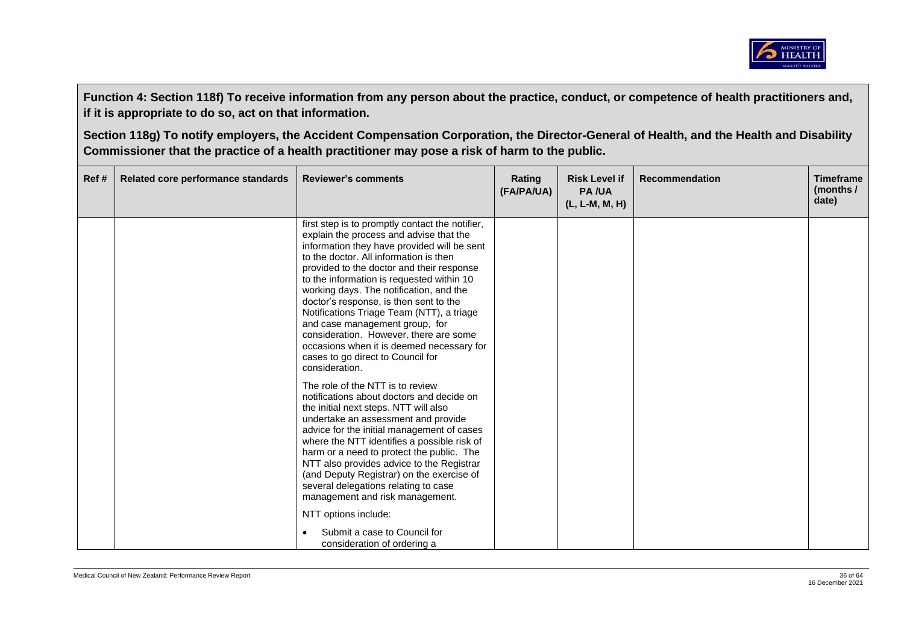**Function 4: Section 118f) To receive information from any person about the practice, conduct, or competence of health practitioners and, if it is appropriate to do so, act on that information.**

**Section 118g) To notify employers, the Accident Compensation Corporation, the Director-General of Health, and the Health and Disability Commissioner that the practice of a health practitioner may pose a risk of harm to the public.**

| Ref # | Related core performance standards | Reviewer's comments | Rating (FA/PA/UA) | Risk Level if PA /UA (L, L-M, M, H) | Recommendation | Timeframe (months / date) |
|---|---|---|---|---|---|---|
| | | first step is to promptly contact the notifier, explain the process and advise that the information they have provided will be sent to the doctor. All information is then provided to the doctor and their response to the information is requested within 10 working days. The notification, and the doctor's response, is then sent to the Notifications Triage Team (NTT), a triage and case management group, for consideration. However, there are some occasions when it is deemed necessary for cases to go direct to Council for consideration.<br><br>The role of the NTT is to review notifications about doctors and decide on the initial next steps. NTT will also undertake an assessment and provide advice for the initial management of cases where the NTT identifies a possible risk of harm or a need to protect the public. The NTT also provides advice to the Registrar (and Deputy Registrar) on the exercise of several delegations relating to case management and risk management.<br><br>NTT options include:<br><br>• Submit a case to Council for consideration of ordering a | | | | |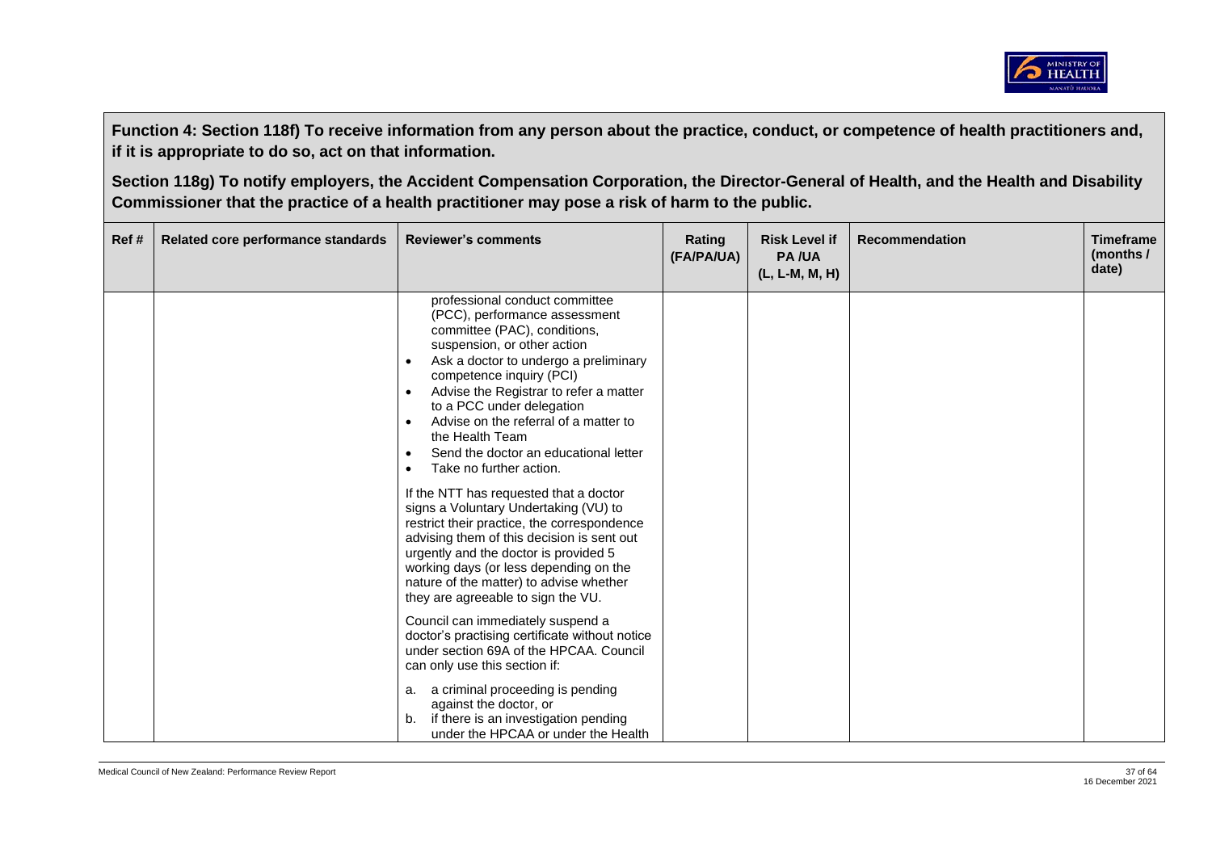**Function 4: Section 118f) To receive information from any person about the practice, conduct, or competence of health practitioners and, if it is appropriate to do so, act on that information.**

**Section 118g) To notify employers, the Accident Compensation Corporation, the Director-General of Health, and the Health and Disability Commissioner that the practice of a health practitioner may pose a risk of harm to the public.**

| Ref # | Related core performance standards | Reviewer's comments | Rating (FA/PA/UA) | Risk Level if PA /UA (L, L-M, M, H) | Recommendation | Timeframe (months / date) |
|---|---|---|---|---|---|---|
| | | professional conduct committee (PCC), performance assessment committee (PAC), conditions, suspension, or other action<br>• Ask a doctor to undergo a preliminary competence inquiry (PCI)<br>• Advise the Registrar to refer a matter to a PCC under delegation<br>• Advise on the referral of a matter to the Health Team<br>• Send the doctor an educational letter<br>• Take no further action.<br><br>If the NTT has requested that a doctor signs a Voluntary Undertaking (VU) to restrict their practice, the correspondence advising them of this decision is sent out urgently and the doctor is provided 5 working days (or less depending on the nature of the matter) to advise whether they are agreeable to sign the VU.<br><br>Council can immediately suspend a doctor's practising certificate without notice under section 69A of the HPCAA. Council can only use this section if:<br><br>a. a criminal proceeding is pending against the doctor, or<br>b. if there is an investigation pending under the HPCAA or under the Health | | | | |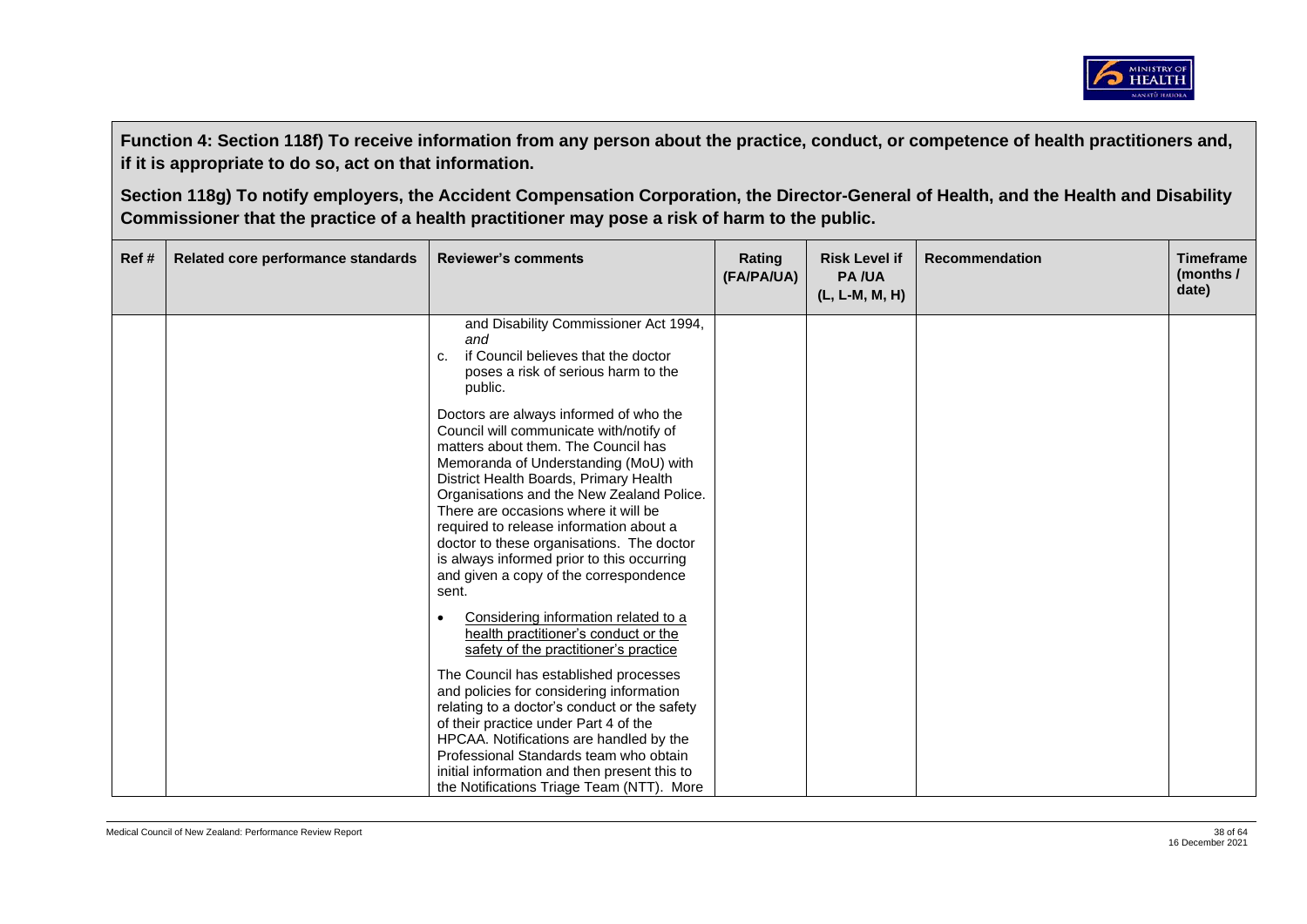**Function 4: Section 118f) To receive information from any person about the practice, conduct, or competence of health practitioners and, if it is appropriate to do so, act on that information.**

**Section 118g) To notify employers, the Accident Compensation Corporation, the Director-General of Health, and the Health and Disability Commissioner that the practice of a health practitioner may pose a risk of harm to the public.**

| Ref # | Related core performance standards | Reviewer's comments | Rating (FA/PA/UA) | Risk Level if PA /UA (L, L-M, M, H) | Recommendation | Timeframe (months / date) |
|---|---|---|---|---|---|---|
| | | and Disability Commissioner Act 1994, *and*<br>c. if Council believes that the doctor poses a risk of serious harm to the public.<br><br>Doctors are always informed of who the Council will communicate with/notify of matters about them. The Council has Memoranda of Understanding (MoU) with District Health Boards, Primary Health Organisations and the New Zealand Police. There are occasions where it will be required to release information about a doctor to these organisations. The doctor is always informed prior to this occurring and given a copy of the correspondence sent.<br><br>• Considering information related to a health practitioner's conduct or the safety of the practitioner's practice<br><br>The Council has established processes and policies for considering information relating to a doctor's conduct or the safety of their practice under Part 4 of the HPCAA. Notifications are handled by the Professional Standards team who obtain initial information and then present this to the Notifications Triage Team (NTT). More | | | | |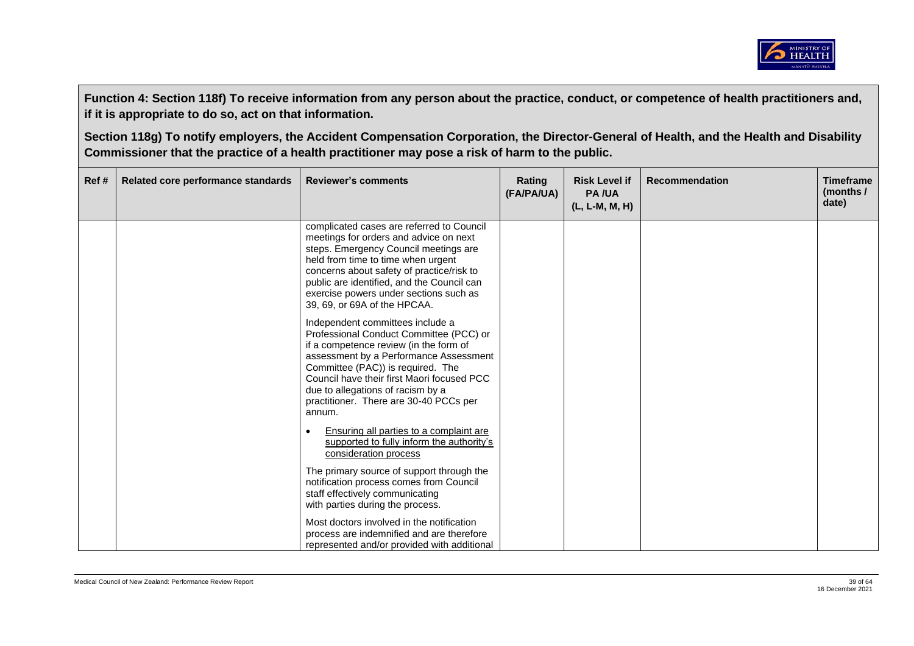**Function 4: Section 118f) To receive information from any person about the practice, conduct, or competence of health practitioners and, if it is appropriate to do so, act on that information.**

**Section 118g) To notify employers, the Accident Compensation Corporation, the Director-General of Health, and the Health and Disability Commissioner that the practice of a health practitioner may pose a risk of harm to the public.**

| Ref # | Related core performance standards | Reviewer's comments | Rating (FA/PA/UA) | Risk Level if PA /UA (L, L-M, M, H) | Recommendation | Timeframe (months / date) |
|---|---|---|---|---|---|---|
| | | complicated cases are referred to Council meetings for orders and advice on next steps. Emergency Council meetings are held from time to time when urgent concerns about safety of practice/risk to public are identified, and the Council can exercise powers under sections such as 39, 69, or 69A of the HPCAA.<br><br>Independent committees include a Professional Conduct Committee (PCC) or if a competence review (in the form of assessment by a Performance Assessment Committee (PAC)) is required. The Council have their first Maori focused PCC due to allegations of racism by a practitioner. There are 30-40 PCCs per annum.<br><br>• Ensuring all parties to a complaint are supported to fully inform the authority's consideration process<br><br>The primary source of support through the notification process comes from Council staff effectively communicating with parties during the process.<br><br>Most doctors involved in the notification process are indemnified and are therefore represented and/or provided with additional | | | | |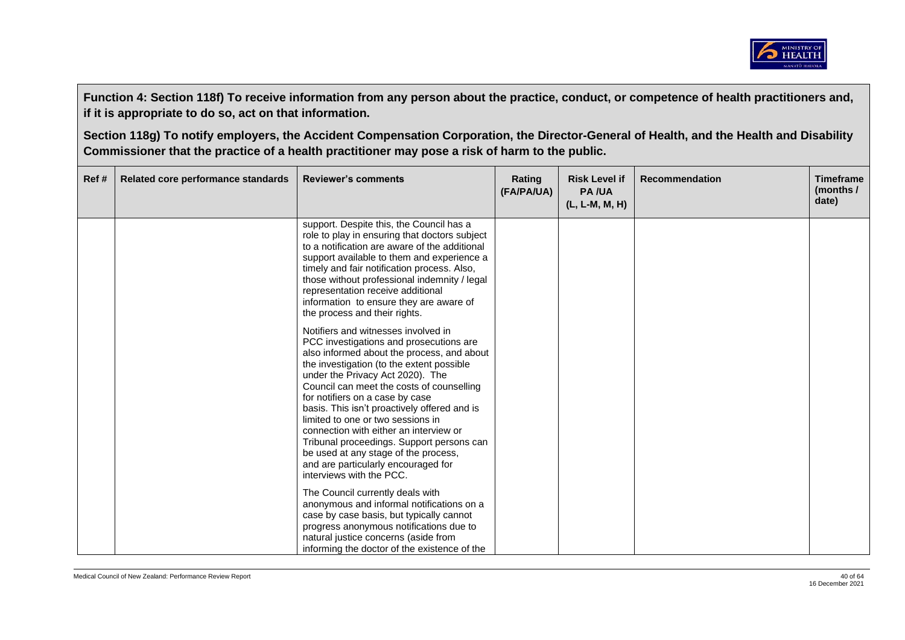**Function 4: Section 118f) To receive information from any person about the practice, conduct, or competence of health practitioners and, if it is appropriate to do so, act on that information.**

**Section 118g) To notify employers, the Accident Compensation Corporation, the Director-General of Health, and the Health and Disability Commissioner that the practice of a health practitioner may pose a risk of harm to the public.**

| Ref # | Related core performance standards | Reviewer's comments | Rating (FA/PA/UA) | Risk Level if PA /UA (L, L-M, M, H) | Recommendation | Timeframe (months / date) |
|---|---|---|---|---|---|---|
| | | support. Despite this, the Council has a role to play in ensuring that doctors subject to a notification are aware of the additional support available to them and experience a timely and fair notification process. Also, those without professional indemnity / legal representation receive additional information to ensure they are aware of the process and their rights.<br><br>Notifiers and witnesses involved in PCC investigations and prosecutions are also informed about the process, and about the investigation (to the extent possible under the Privacy Act 2020). The Council can meet the costs of counselling for notifiers on a case by case basis. This isn't proactively offered and is limited to one or two sessions in connection with either an interview or Tribunal proceedings. Support persons can be used at any stage of the process, and are particularly encouraged for interviews with the PCC.<br><br>The Council currently deals with anonymous and informal notifications on a case by case basis, but typically cannot progress anonymous notifications due to natural justice concerns (aside from informing the doctor of the existence of the | | | | |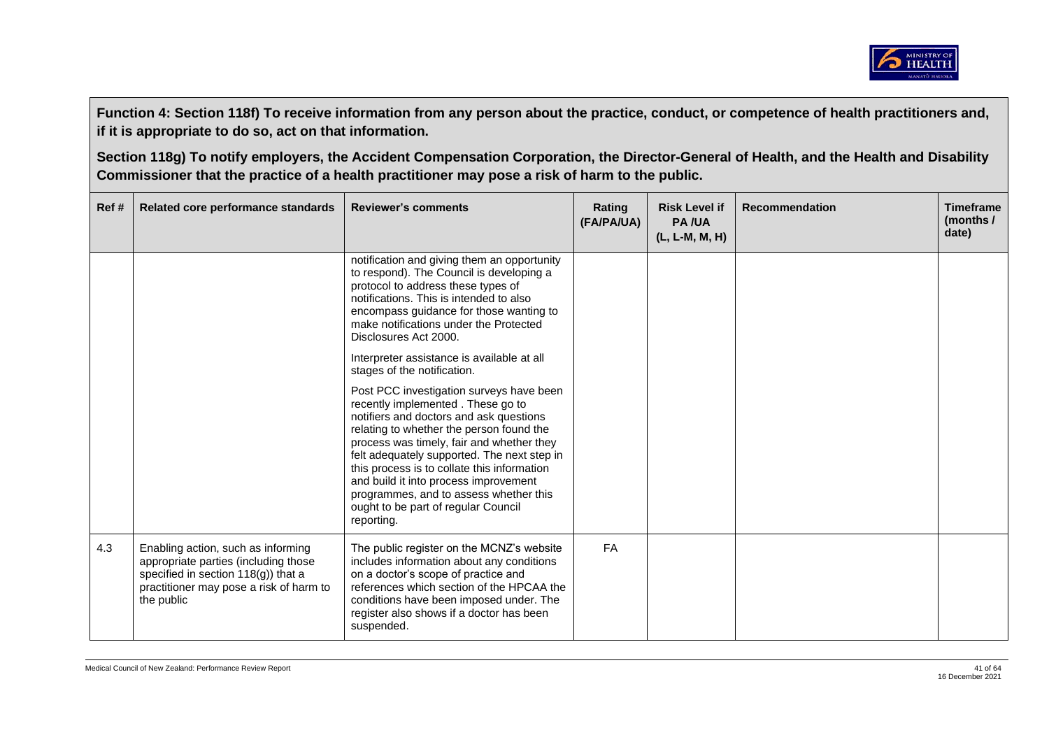**Function 4: Section 118f) To receive information from any person about the practice, conduct, or competence of health practitioners and, if it is appropriate to do so, act on that information.**

**Section 118g) To notify employers, the Accident Compensation Corporation, the Director-General of Health, and the Health and Disability Commissioner that the practice of a health practitioner may pose a risk of harm to the public.**

| Ref # | Related core performance standards | Reviewer's comments | Rating (FA/PA/UA) | Risk Level if PA /UA (L, L-M, M, H) | Recommendation | Timeframe (months / date) |
|---|---|---|---|---|---|---|
| | | notification and giving them an opportunity to respond). The Council is developing a protocol to address these types of notifications. This is intended to also encompass guidance for those wanting to make notifications under the Protected Disclosures Act 2000.<br><br>Interpreter assistance is available at all stages of the notification.<br><br>Post PCC investigation surveys have been recently implemented . These go to notifiers and doctors and ask questions relating to whether the person found the process was timely, fair and whether they felt adequately supported. The next step in this process is to collate this information and build it into process improvement programmes, and to assess whether this ought to be part of regular Council reporting. | | | | |
| 4.3 | Enabling action, such as informing appropriate parties (including those specified in section 118(g)) that a practitioner may pose a risk of harm to the public | The public register on the MCNZ's website includes information about any conditions on a doctor's scope of practice and references which section of the HPCAA the conditions have been imposed under. The register also shows if a doctor has been suspended. | FA | | | |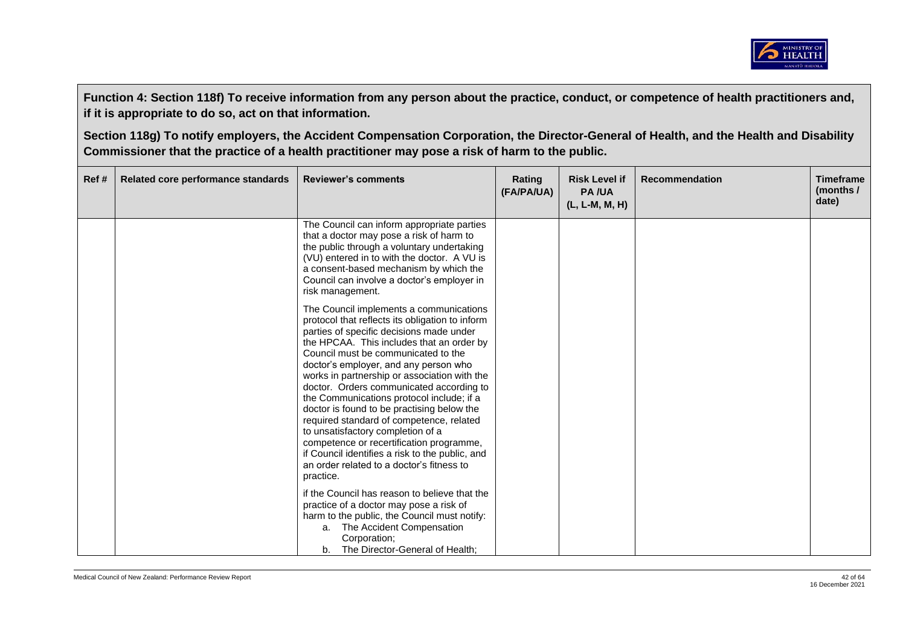**Function 4: Section 118f) To receive information from any person about the practice, conduct, or competence of health practitioners and, if it is appropriate to do so, act on that information.**

**Section 118g) To notify employers, the Accident Compensation Corporation, the Director-General of Health, and the Health and Disability Commissioner that the practice of a health practitioner may pose a risk of harm to the public.**

| Ref # | Related core performance standards | Reviewer's comments | Rating (FA/PA/UA) | Risk Level if PA /UA (L, L-M, M, H) | Recommendation | Timeframe (months / date) |
|---|---|---|---|---|---|---|
| | | The Council can inform appropriate parties that a doctor may pose a risk of harm to the public through a voluntary undertaking (VU) entered in to with the doctor. A VU is a consent-based mechanism by which the Council can involve a doctor's employer in risk management.<br><br>The Council implements a communications protocol that reflects its obligation to inform parties of specific decisions made under the HPCAA. This includes that an order by Council must be communicated to the doctor's employer, and any person who works in partnership or association with the doctor. Orders communicated according to the Communications protocol include; if a doctor is found to be practising below the required standard of competence, related to unsatisfactory completion of a competence or recertification programme, if Council identifies a risk to the public, and an order related to a doctor's fitness to practice.<br><br>if the Council has reason to believe that the practice of a doctor may pose a risk of harm to the public, the Council must notify:<br>a. The Accident Compensation Corporation;<br>b. The Director-General of Health; | | | | |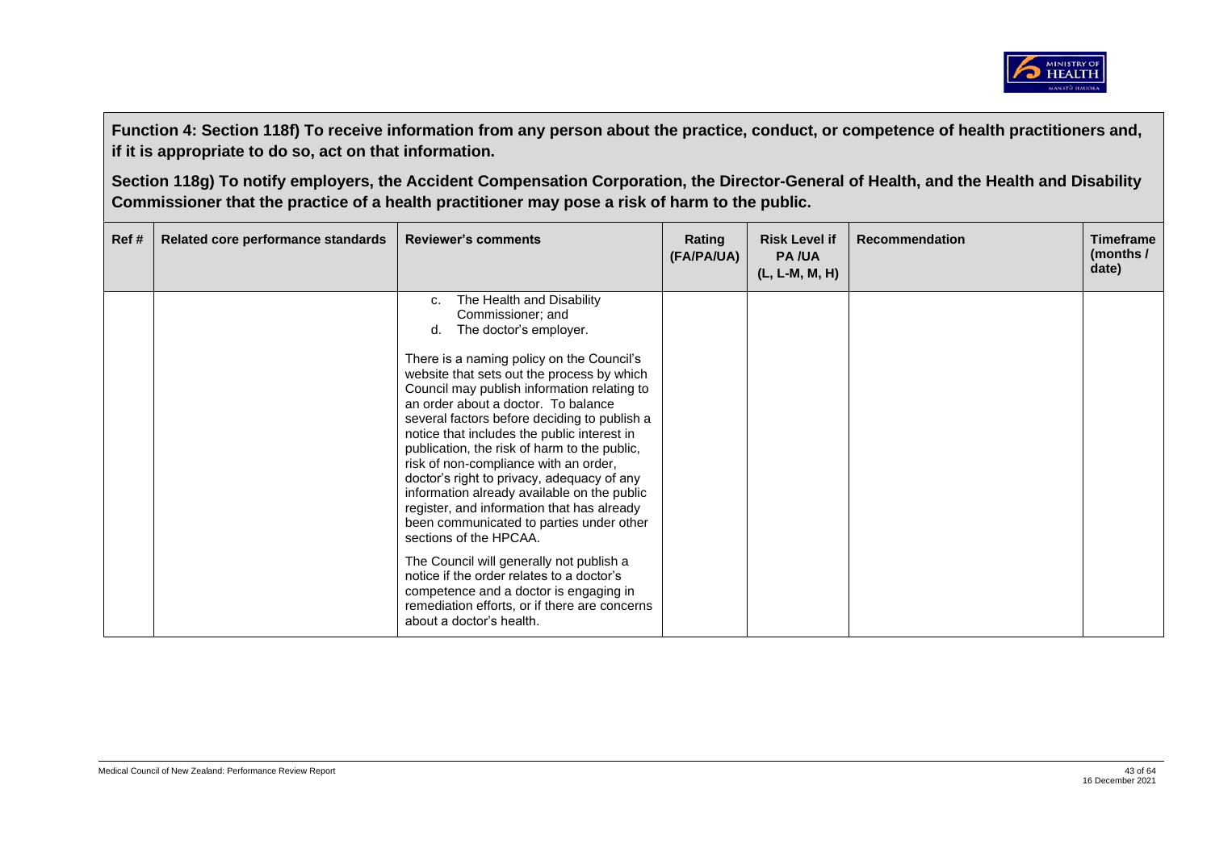**Function 4: Section 118f) To receive information from any person about the practice, conduct, or competence of health practitioners and, if it is appropriate to do so, act on that information.**

**Section 118g) To notify employers, the Accident Compensation Corporation, the Director-General of Health, and the Health and Disability Commissioner that the practice of a health practitioner may pose a risk of harm to the public.**

| Ref # | Related core performance standards | Reviewer's comments | Rating (FA/PA/UA) | Risk Level if PA /UA (L, L-M, M, H) | Recommendation | Timeframe (months / date) |
|---|---|---|---|---|---|---|
| | | c. The Health and Disability Commissioner; and<br>d. The doctor's employer.<br><br>There is a naming policy on the Council's website that sets out the process by which Council may publish information relating to an order about a doctor. To balance several factors before deciding to publish a notice that includes the public interest in publication, the risk of harm to the public, risk of non-compliance with an order, doctor's right to privacy, adequacy of any information already available on the public register, and information that has already been communicated to parties under other sections of the HPCAA.<br><br>The Council will generally not publish a notice if the order relates to a doctor's competence and a doctor is engaging in remediation efforts, or if there are concerns about a doctor's health. | | | | |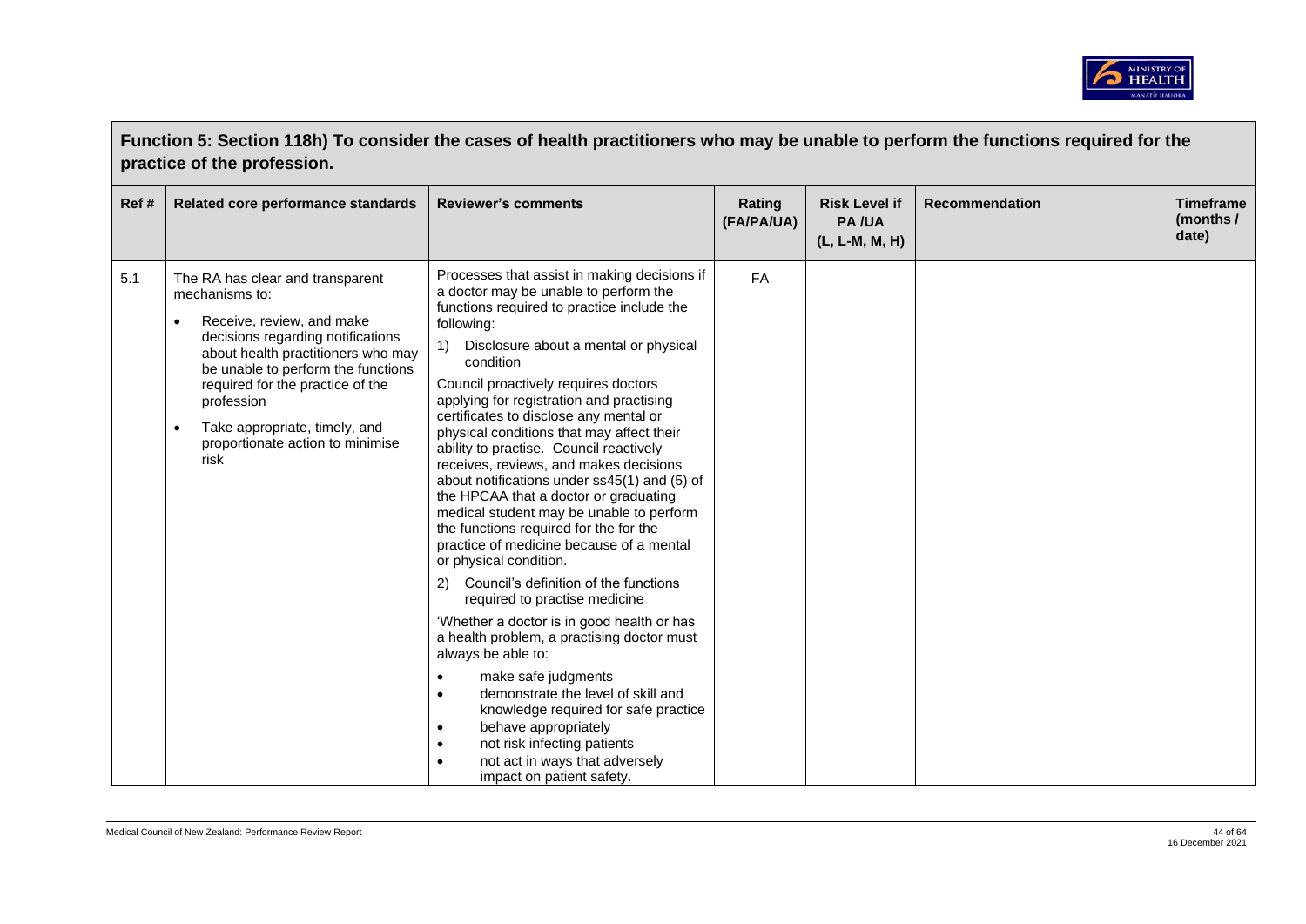## Function 5: Section 118h) To consider the cases of health practitioners who may be unable to perform the functions required for the practice of the profession.

| Ref # | Related core performance standards | Reviewer's comments | Rating (FA/PA/UA) | Risk Level if PA /UA (L, L-M, M, H) | Recommendation | Timeframe (months / date) |
|---|---|---|---|---|---|---|
| 5.1 | The RA has clear and transparent mechanisms to:<br>• Receive, review, and make decisions regarding notifications about health practitioners who may be unable to perform the functions required for the practice of the profession<br>• Take appropriate, timely, and proportionate action to minimise risk | Processes that assist in making decisions if a doctor may be unable to perform the functions required to practice include the following:<br>1) Disclosure about a mental or physical condition<br>Council proactively requires doctors applying for registration and practising certificates to disclose any mental or physical conditions that may affect their ability to practise. Council reactively receives, reviews, and makes decisions about notifications under ss45(1) and (5) of the HPCAA that a doctor or graduating medical student may be unable to perform the functions required for the for the practice of medicine because of a mental or physical condition.<br>2) Council's definition of the functions required to practise medicine<br>'Whether a doctor is in good health or has a health problem, a practising doctor must always be able to:<br>• make safe judgments<br>• demonstrate the level of skill and knowledge required for safe practice<br>• behave appropriately<br>• not risk infecting patients<br>• not act in ways that adversely impact on patient safety. | FA | | | |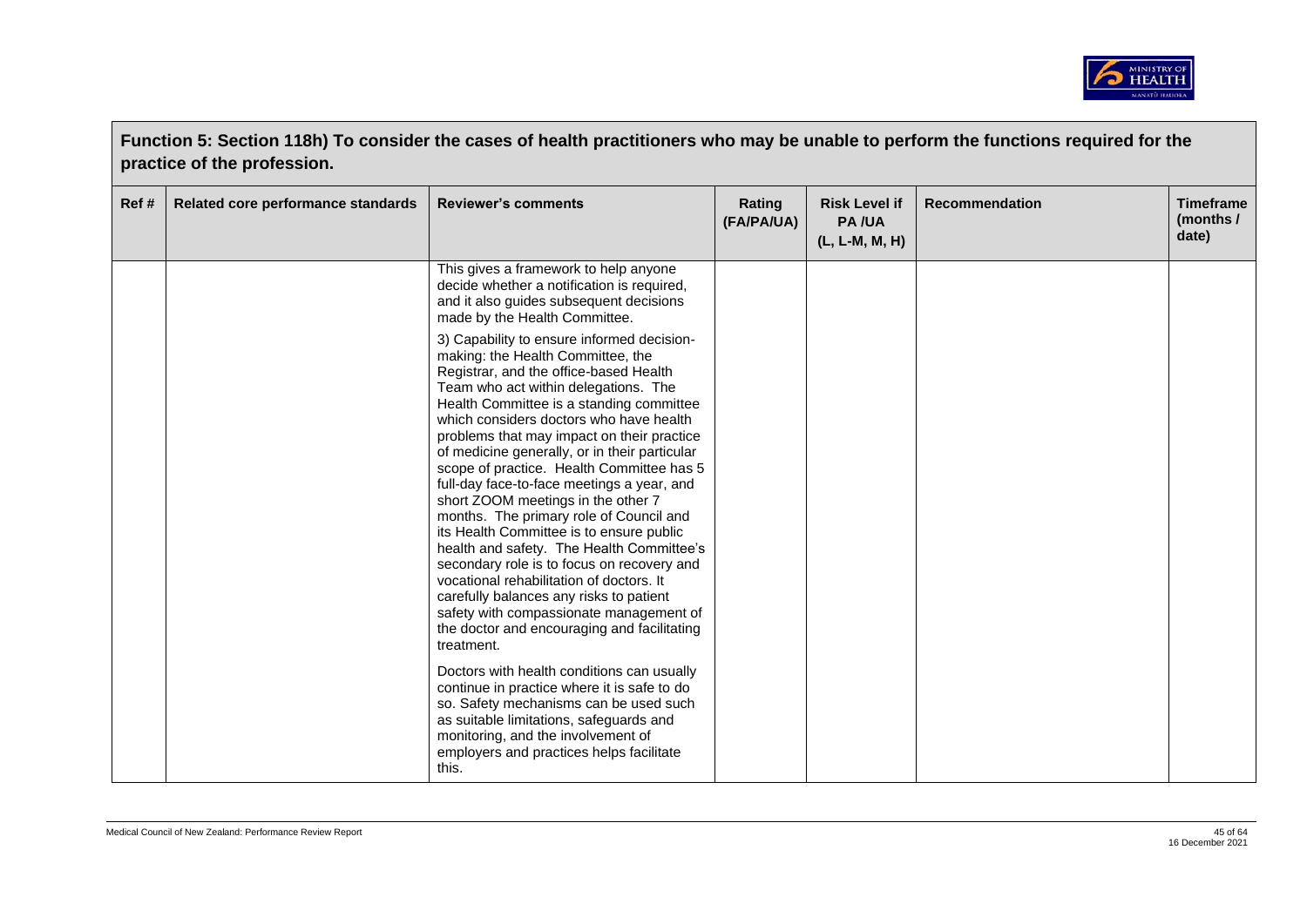## Function 5: Section 118h) To consider the cases of health practitioners who may be unable to perform the functions required for the practice of the profession.

| Ref # | Related core performance standards | Reviewer's comments | Rating (FA/PA/UA) | Risk Level if PA /UA (L, L-M, M, H) | Recommendation | Timeframe (months / date) |
|---|---|---|---|---|---|---|
| | | This gives a framework to help anyone decide whether a notification is required, and it also guides subsequent decisions made by the Health Committee.<br><br>3) Capability to ensure informed decision-making: the Health Committee, the Registrar, and the office-based Health Team who act within delegations. The Health Committee is a standing committee which considers doctors who have health problems that may impact on their practice of medicine generally, or in their particular scope of practice. Health Committee has 5 full-day face-to-face meetings a year, and short ZOOM meetings in the other 7 months. The primary role of Council and its Health Committee is to ensure public health and safety. The Health Committee's secondary role is to focus on recovery and vocational rehabilitation of doctors. It carefully balances any risks to patient safety with compassionate management of the doctor and encouraging and facilitating treatment.<br><br>Doctors with health conditions can usually continue in practice where it is safe to do so. Safety mechanisms can be used such as suitable limitations, safeguards and monitoring, and the involvement of employers and practices helps facilitate this. | | | | |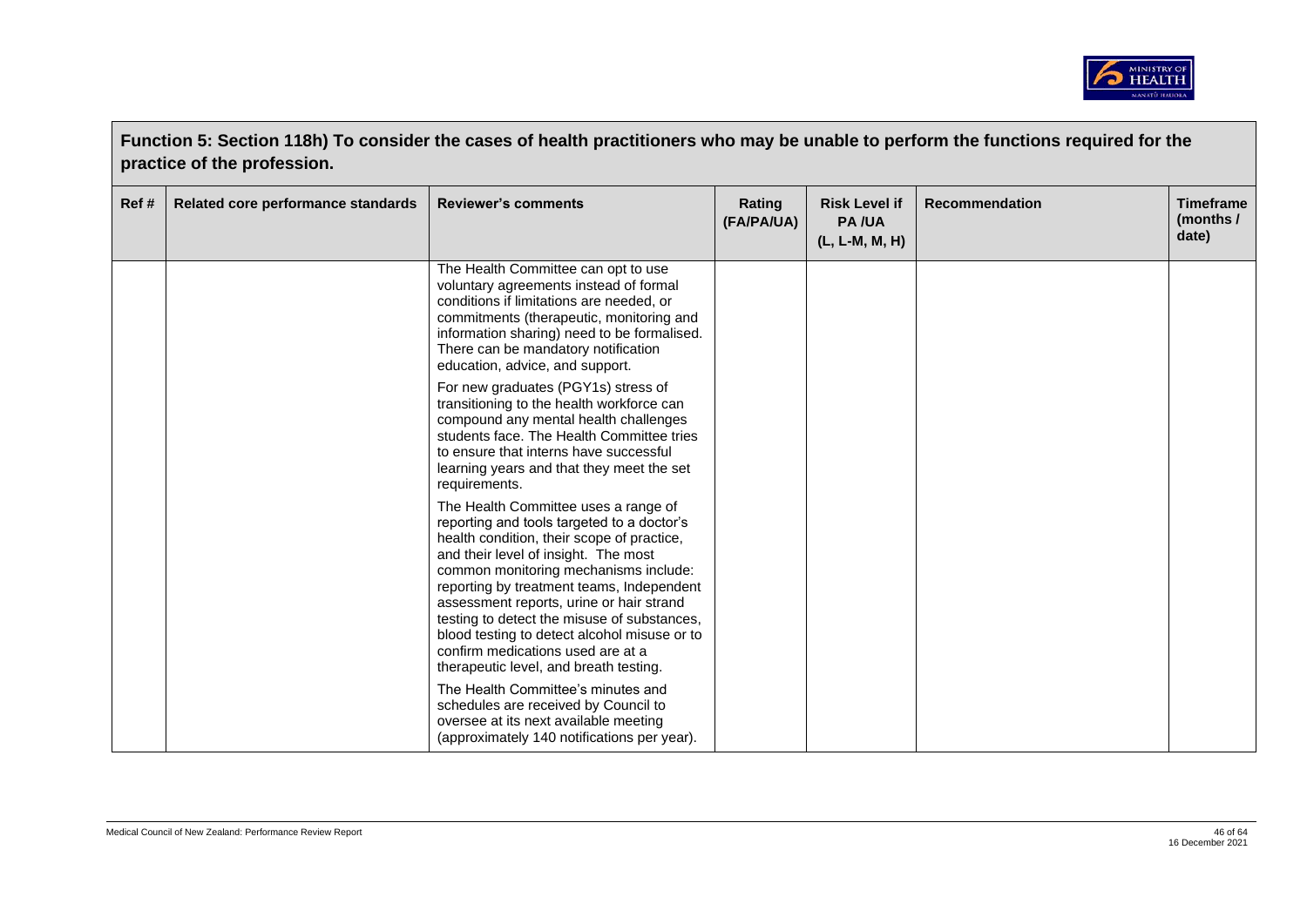## Function 5: Section 118h) To consider the cases of health practitioners who may be unable to perform the functions required for the practice of the profession.

| Ref # | Related core performance standards | Reviewer's comments | Rating (FA/PA/UA) | Risk Level if PA /UA (L, L-M, M, H) | Recommendation | Timeframe (months / date) |
|---|---|---|---|---|---|---|
| | | The Health Committee can opt to use voluntary agreements instead of formal conditions if limitations are needed, or commitments (therapeutic, monitoring and information sharing) need to be formalised. There can be mandatory notification education, advice, and support.<br><br>For new graduates (PGY1s) stress of transitioning to the health workforce can compound any mental health challenges students face. The Health Committee tries to ensure that interns have successful learning years and that they meet the set requirements.<br><br>The Health Committee uses a range of reporting and tools targeted to a doctor's health condition, their scope of practice, and their level of insight. The most common monitoring mechanisms include: reporting by treatment teams, Independent assessment reports, urine or hair strand testing to detect the misuse of substances, blood testing to detect alcohol misuse or to confirm medications used are at a therapeutic level, and breath testing.<br><br>The Health Committee's minutes and schedules are received by Council to oversee at its next available meeting (approximately 140 notifications per year). | | | | |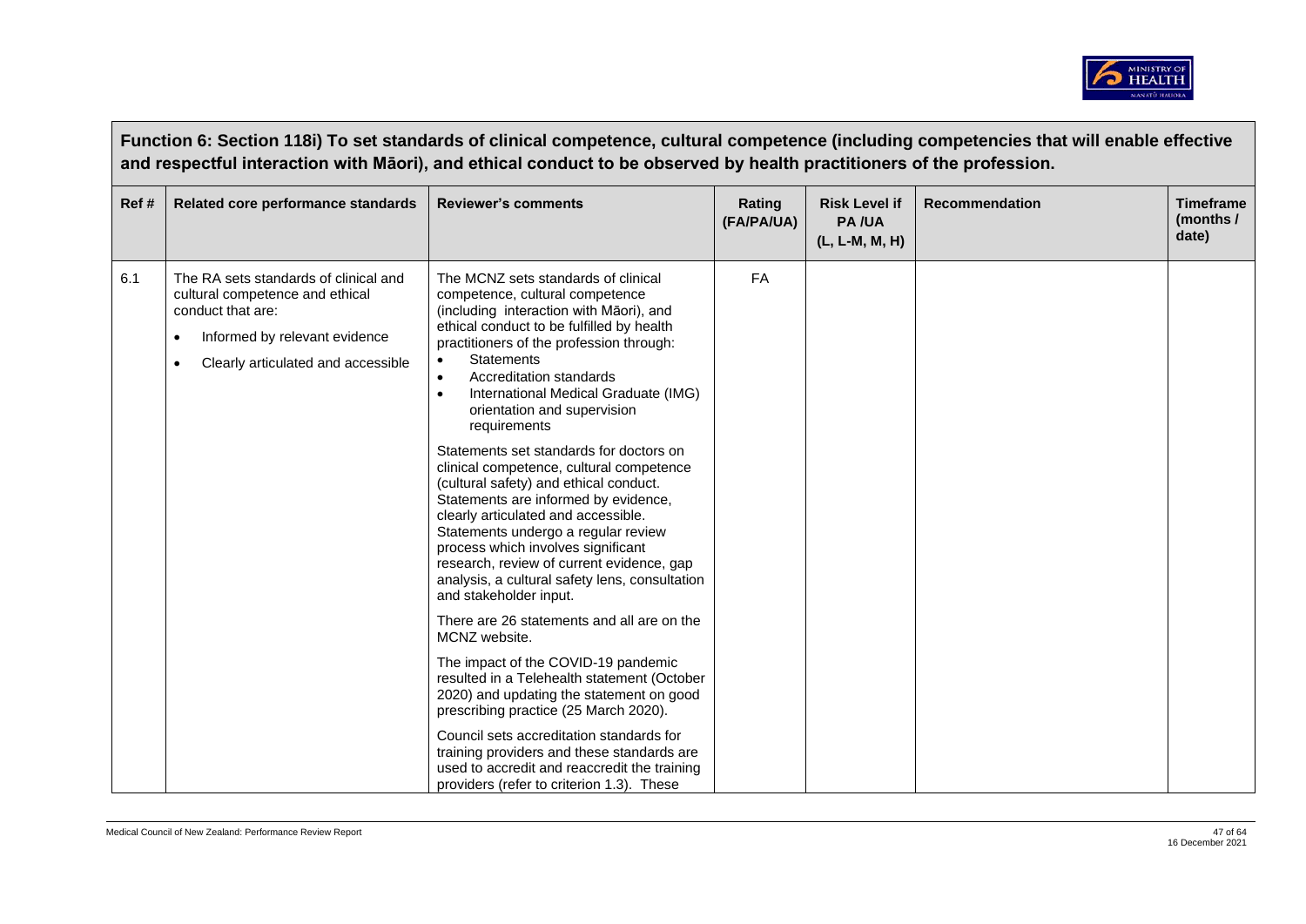## Function 6: Section 118i) To set standards of clinical competence, cultural competence (including competencies that will enable effective and respectful interaction with Māori), and ethical conduct to be observed by health practitioners of the profession.

| Ref # | Related core performance standards | Reviewer's comments | Rating (FA/PA/UA) | Risk Level if PA /UA (L, L-M, M, H) | Recommendation | Timeframe (months / date) |
|---|---|---|---|---|---|---|
| 6.1 | The RA sets standards of clinical and cultural competence and ethical conduct that are:<br>• Informed by relevant evidence<br>• Clearly articulated and accessible | The MCNZ sets standards of clinical competence, cultural competence (including interaction with Māori), and ethical conduct to be fulfilled by health practitioners of the profession through:<br>• Statements<br>• Accreditation standards<br>• International Medical Graduate (IMG) orientation and supervision requirements<br><br>Statements set standards for doctors on clinical competence, cultural competence (cultural safety) and ethical conduct. Statements are informed by evidence, clearly articulated and accessible. Statements undergo a regular review process which involves significant research, review of current evidence, gap analysis, a cultural safety lens, consultation and stakeholder input.<br><br>There are 26 statements and all are on the MCNZ website.<br><br>The impact of the COVID-19 pandemic resulted in a Telehealth statement (October 2020) and updating the statement on good prescribing practice (25 March 2020).<br><br>Council sets accreditation standards for training providers and these standards are used to accredit and reaccredit the training providers (refer to criterion 1.3). These | FA | | | |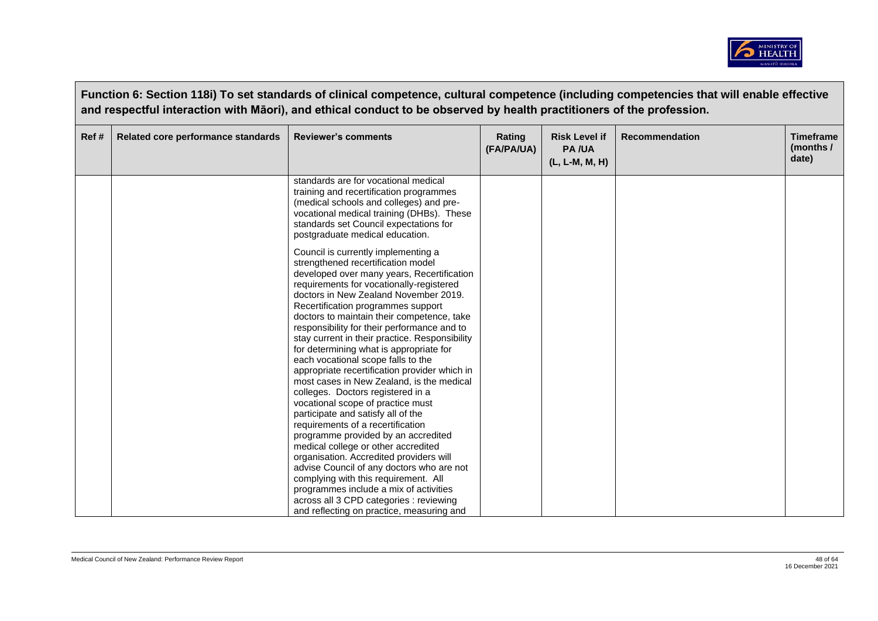**Function 6: Section 118i) To set standards of clinical competence, cultural competence (including competencies that will enable effective and respectful interaction with Māori), and ethical conduct to be observed by health practitioners of the profession.**

| Ref # | Related core performance standards | Reviewer's comments | Rating (FA/PA/UA) | Risk Level if PA /UA (L, L-M, M, H) | Recommendation | Timeframe (months / date) |
|---|---|---|---|---|---|---|
| | | standards are for vocational medical training and recertification programmes (medical schools and colleges) and pre-vocational medical training (DHBs). These standards set Council expectations for postgraduate medical education.<br><br>Council is currently implementing a strengthened recertification model developed over many years, Recertification requirements for vocationally-registered doctors in New Zealand November 2019. Recertification programmes support doctors to maintain their competence, take responsibility for their performance and to stay current in their practice. Responsibility for determining what is appropriate for each vocational scope falls to the appropriate recertification provider which in most cases in New Zealand, is the medical colleges. Doctors registered in a vocational scope of practice must participate and satisfy all of the requirements of a recertification programme provided by an accredited medical college or other accredited organisation. Accredited providers will advise Council of any doctors who are not complying with this requirement. All programmes include a mix of activities across all 3 CPD categories : reviewing and reflecting on practice, measuring and | | | | |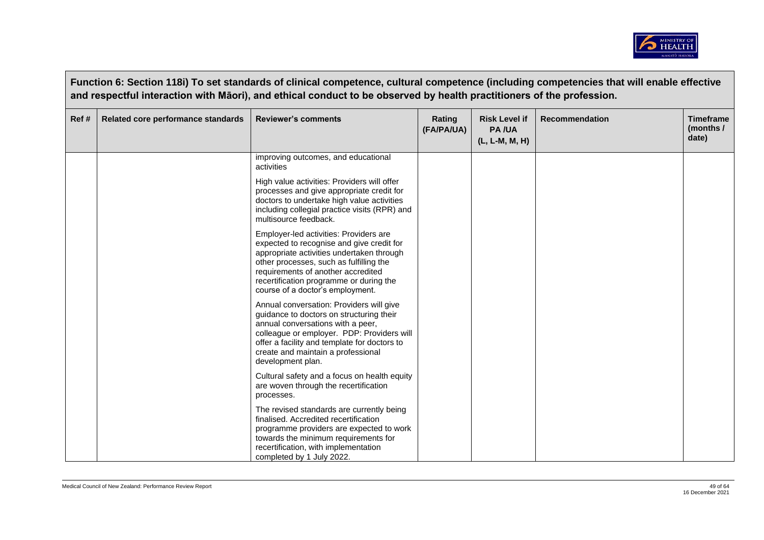**Function 6: Section 118i) To set standards of clinical competence, cultural competence (including competencies that will enable effective and respectful interaction with Māori), and ethical conduct to be observed by health practitioners of the profession.**

| Ref # | Related core performance standards | Reviewer's comments | Rating (FA/PA/UA) | Risk Level if PA /UA (L, L-M, M, H) | Recommendation | Timeframe (months / date) |
|---|---|---|---|---|---|---|
| | | improving outcomes, and educational activities<br><br>High value activities: Providers will offer processes and give appropriate credit for doctors to undertake high value activities including collegial practice visits (RPR) and multisource feedback.<br><br>Employer-led activities: Providers are expected to recognise and give credit for appropriate activities undertaken through other processes, such as fulfilling the requirements of another accredited recertification programme or during the course of a doctor's employment.<br><br>Annual conversation: Providers will give guidance to doctors on structuring their annual conversations with a peer, colleague or employer. PDP: Providers will offer a facility and template for doctors to create and maintain a professional development plan.<br><br>Cultural safety and a focus on health equity are woven through the recertification processes.<br><br>The revised standards are currently being finalised. Accredited recertification programme providers are expected to work towards the minimum requirements for recertification, with implementation completed by 1 July 2022. | | | | |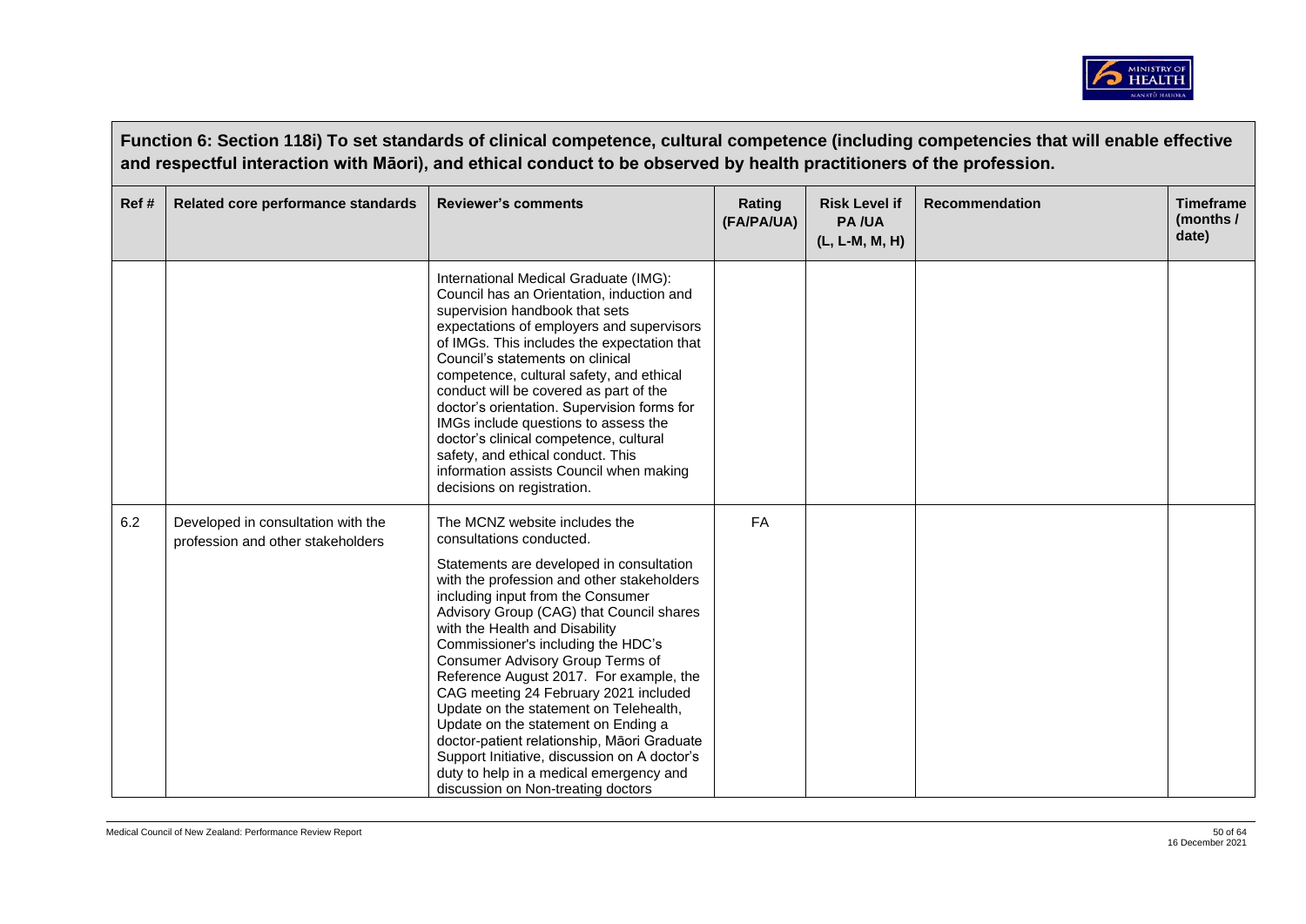**Function 6: Section 118i) To set standards of clinical competence, cultural competence (including competencies that will enable effective and respectful interaction with Māori), and ethical conduct to be observed by health practitioners of the profession.**

| Ref # | Related core performance standards | Reviewer's comments | Rating (FA/PA/UA) | Risk Level if PA /UA (L, L-M, M, H) | Recommendation | Timeframe (months / date) |
|---|---|---|---|---|---|---|
| | | International Medical Graduate (IMG): Council has an Orientation, induction and supervision handbook that sets expectations of employers and supervisors of IMGs. This includes the expectation that Council's statements on clinical competence, cultural safety, and ethical conduct will be covered as part of the doctor's orientation. Supervision forms for IMGs include questions to assess the doctor's clinical competence, cultural safety, and ethical conduct. This information assists Council when making decisions on registration. | | | | |
| 6.2 | Developed in consultation with the profession and other stakeholders | The MCNZ website includes the consultations conducted.<br><br>Statements are developed in consultation with the profession and other stakeholders including input from the Consumer Advisory Group (CAG) that Council shares with the Health and Disability Commissioner's including the HDC's Consumer Advisory Group Terms of Reference August 2017. For example, the CAG meeting 24 February 2021 included Update on the statement on Telehealth, Update on the statement on Ending a doctor-patient relationship, Māori Graduate Support Initiative, discussion on A doctor's duty to help in a medical emergency and discussion on Non-treating doctors | FA | | | |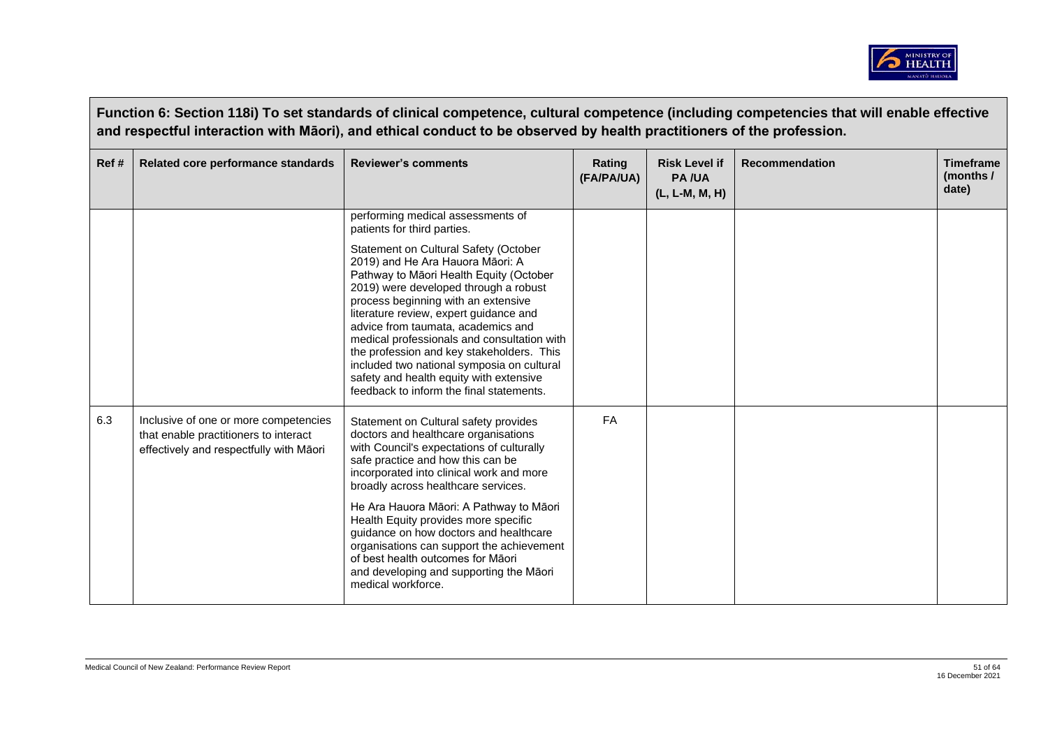## Function 6: Section 118i) To set standards of clinical competence, cultural competence (including competencies that will enable effective and respectful interaction with Māori), and ethical conduct to be observed by health practitioners of the profession.

| Ref # | Related core performance standards | Reviewer's comments | Rating (FA/PA/UA) | Risk Level if PA /UA (L, L-M, M, H) | Recommendation | Timeframe (months / date) |
|---|---|---|---|---|---|---|
| | | performing medical assessments of patients for third parties.<br><br>Statement on Cultural Safety (October 2019) and He Ara Hauora Māori: A Pathway to Māori Health Equity (October 2019) were developed through a robust process beginning with an extensive literature review, expert guidance and advice from taumata, academics and medical professionals and consultation with the profession and key stakeholders. This included two national symposia on cultural safety and health equity with extensive feedback to inform the final statements. | | | | |
| 6.3 | Inclusive of one or more competencies that enable practitioners to interact effectively and respectfully with Māori | Statement on Cultural safety provides doctors and healthcare organisations with Council's expectations of culturally safe practice and how this can be incorporated into clinical work and more broadly across healthcare services.<br><br>He Ara Hauora Māori: A Pathway to Māori Health Equity provides more specific guidance on how doctors and healthcare organisations can support the achievement of best health outcomes for Māori and developing and supporting the Māori medical workforce. | FA | | | |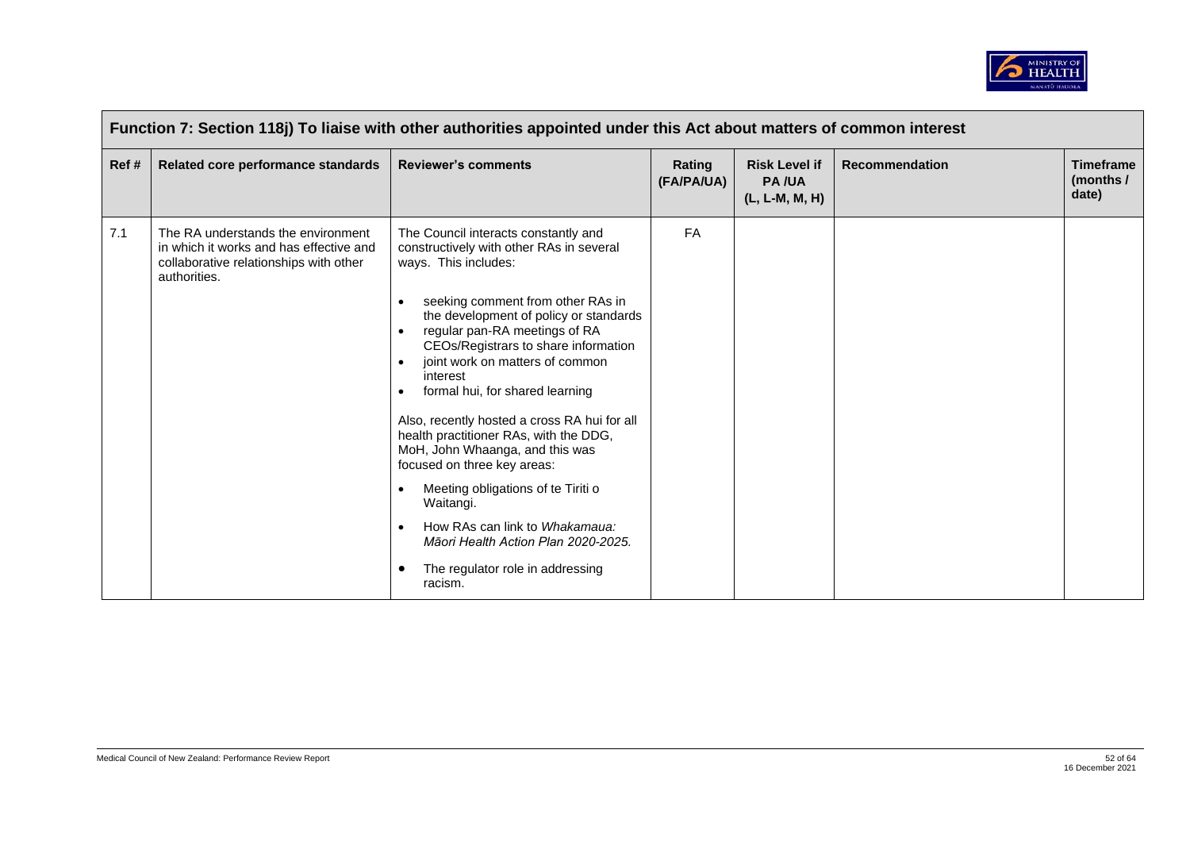| Function 7: Section 118j) To liaise with other authorities appointed under this Act about matters of common interest | | | | | | |
|---|---|---|---|---|---|---|
| **Ref #** | **Related core performance standards** | **Reviewer's comments** | **Rating (FA/PA/UA)** | **Risk Level if PA /UA (L, L-M, M, H)** | **Recommendation** | **Timeframe (months / date)** |
| 7.1 | The RA understands the environment in which it works and has effective and collaborative relationships with other authorities. | The Council interacts constantly and constructively with other RAs in several ways. This includes:<br><br>• seeking comment from other RAs in the development of policy or standards<br>• regular pan-RA meetings of RA CEOs/Registrars to share information<br>• joint work on matters of common interest<br>• formal hui, for shared learning<br><br>Also, recently hosted a cross RA hui for all health practitioner RAs, with the DDG, MoH, John Whaanga, and this was focused on three key areas:<br><br>• Meeting obligations of te Tiriti o Waitangi.<br>• How RAs can link to *Whakamaua: Māori Health Action Plan 2020-2025.*<br>• The regulator role in addressing racism. | FA | | | |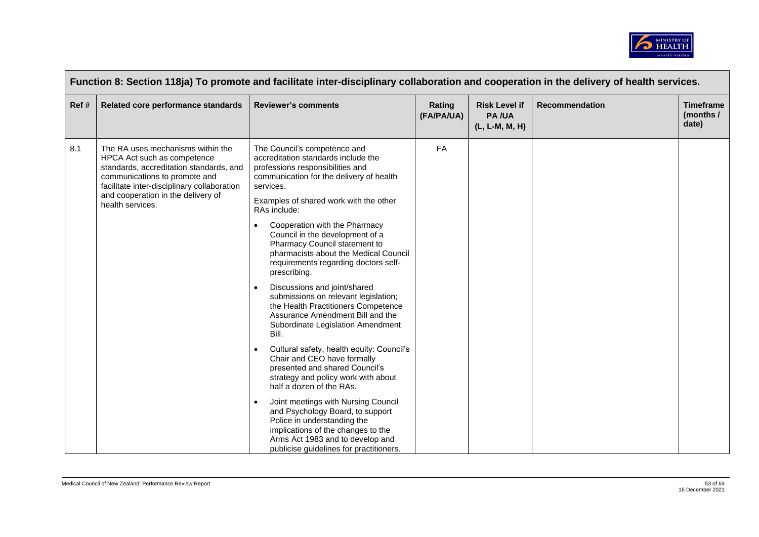| Function 8: Section 118ja) To promote and facilitate inter-disciplinary collaboration and cooperation in the delivery of health services. | | | | | | |
|---|---|---|---|---|---|---|
| **Ref #** | **Related core performance standards** | **Reviewer's comments** | **Rating (FA/PA/UA)** | **Risk Level if PA /UA (L, L-M, M, H)** | **Recommendation** | **Timeframe (months / date)** |
| 8.1 | The RA uses mechanisms within the HPCA Act such as competence standards, accreditation standards, and communications to promote and facilitate inter-disciplinary collaboration and cooperation in the delivery of health services. | The Council's competence and accreditation standards include the professions responsibilities and communication for the delivery of health services.<br><br>Examples of shared work with the other RAs include:<br><br>• Cooperation with the Pharmacy Council in the development of a Pharmacy Council statement to pharmacists about the Medical Council requirements regarding doctors self-prescribing.<br>• Discussions and joint/shared submissions on relevant legislation; the Health Practitioners Competence Assurance Amendment Bill and the Subordinate Legislation Amendment Bill.<br>• Cultural safety, health equity: Council's Chair and CEO have formally presented and shared Council's strategy and policy work with about half a dozen of the RAs.<br>• Joint meetings with Nursing Council and Psychology Board, to support Police in understanding the implications of the changes to the Arms Act 1983 and to develop and publicise guidelines for practitioners. | FA | | | |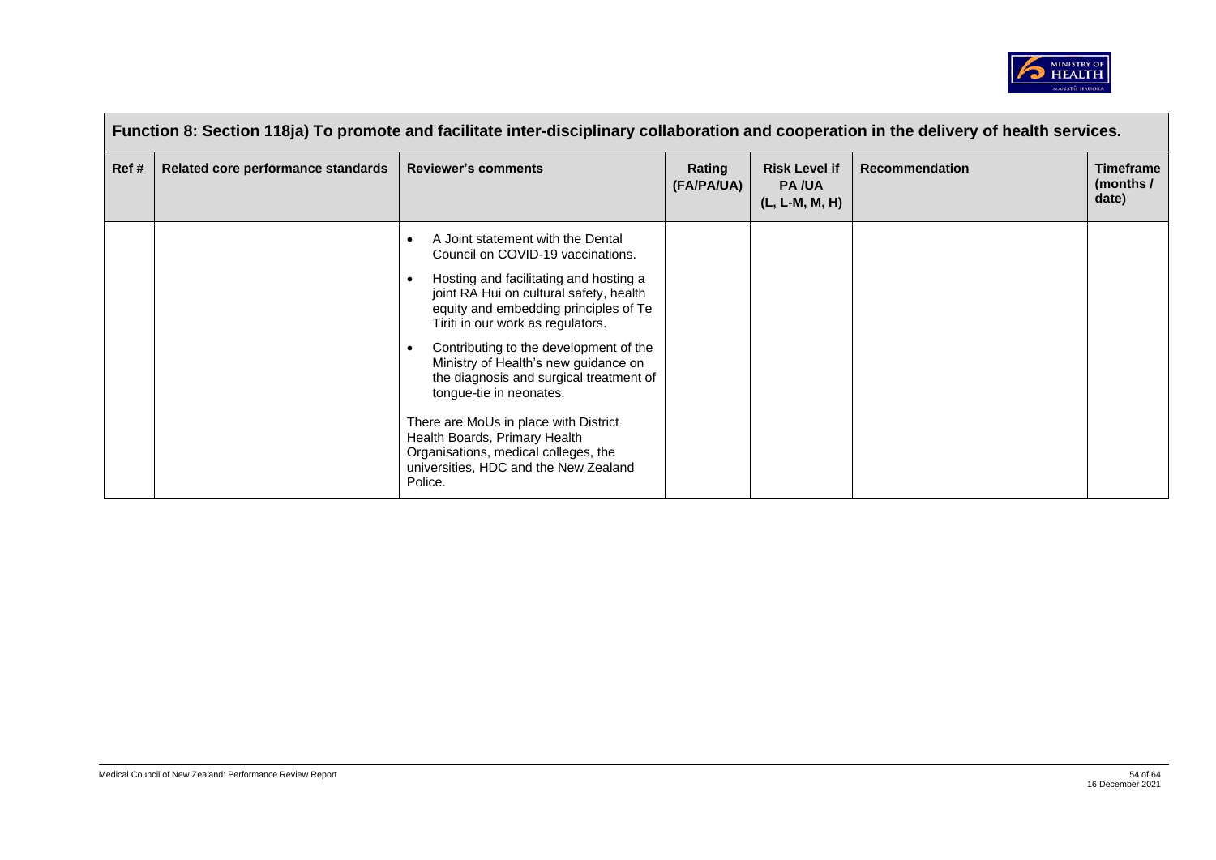| Function 8: Section 118ja) To promote and facilitate inter-disciplinary collaboration and cooperation in the delivery of health services. | | | | | | |
|---|---|---|---|---|---|---|
| **Ref #** | **Related core performance standards** | **Reviewer's comments** | **Rating (FA/PA/UA)** | **Risk Level if PA /UA (L, L-M, M, H)** | **Recommendation** | **Timeframe (months / date)** |
| | | • A Joint statement with the Dental Council on COVID-19 vaccinations.<br>• Hosting and facilitating and hosting a joint RA Hui on cultural safety, health equity and embedding principles of Te Tiriti in our work as regulators.<br>• Contributing to the development of the Ministry of Health's new guidance on the diagnosis and surgical treatment of tongue-tie in neonates.<br><br>There are MoUs in place with District Health Boards, Primary Health Organisations, medical colleges, the universities, HDC and the New Zealand Police. | | | | |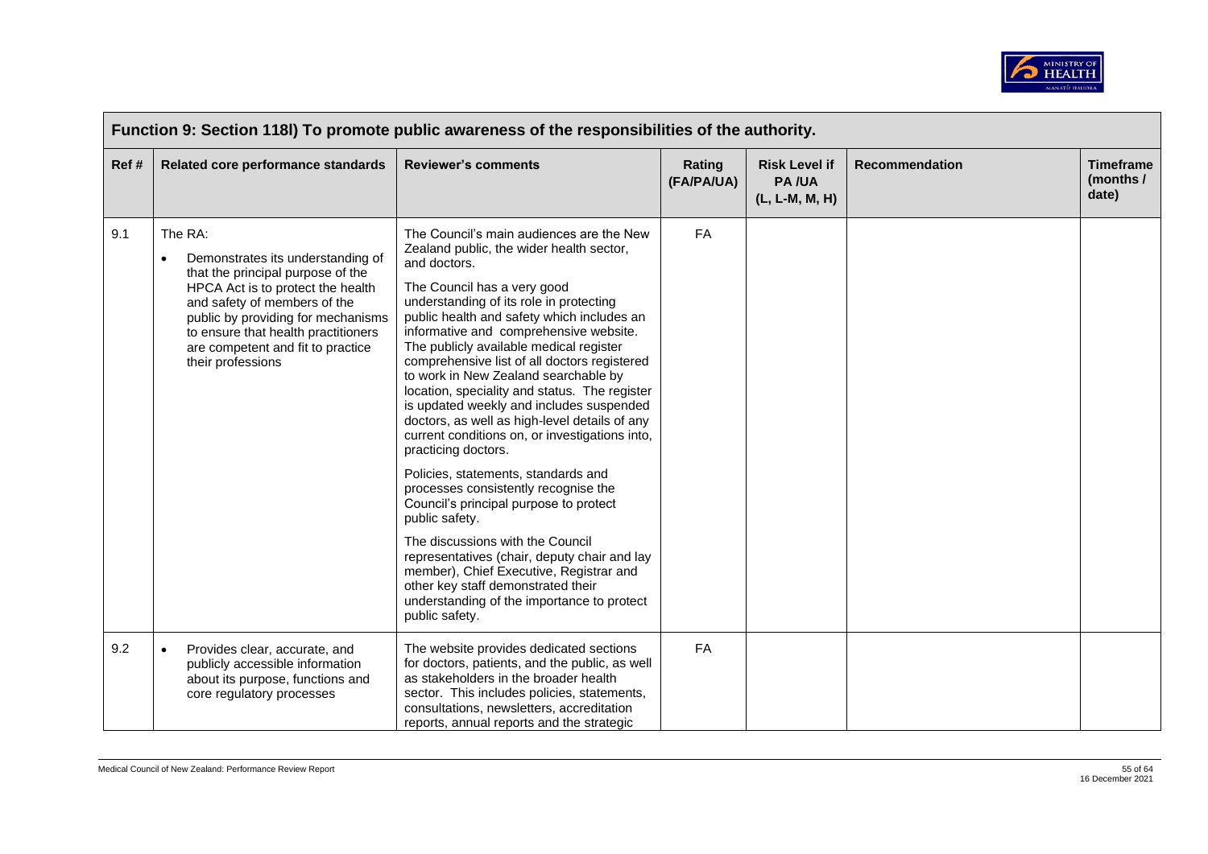| Function 9: Section 118l) To promote public awareness of the responsibilities of the authority. | | | | | | |
|---|---|---|---|---|---|---|
| **Ref #** | **Related core performance standards** | **Reviewer's comments** | **Rating (FA/PA/UA)** | **Risk Level if PA /UA (L, L-M, M, H)** | **Recommendation** | **Timeframe (months / date)** |
| 9.1 | The RA:<br>• Demonstrates its understanding of that the principal purpose of the HPCA Act is to protect the health and safety of members of the public by providing for mechanisms to ensure that health practitioners are competent and fit to practice their professions | The Council's main audiences are the New Zealand public, the wider health sector, and doctors.<br><br>The Council has a very good understanding of its role in protecting public health and safety which includes an informative and comprehensive website. The publicly available medical register comprehensive list of all doctors registered to work in New Zealand searchable by location, speciality and status. The register is updated weekly and includes suspended doctors, as well as high-level details of any current conditions on, or investigations into, practicing doctors.<br><br>Policies, statements, standards and processes consistently recognise the Council's principal purpose to protect public safety.<br><br>The discussions with the Council representatives (chair, deputy chair and lay member), Chief Executive, Registrar and other key staff demonstrated their understanding of the importance to protect public safety. | FA | | | |
| 9.2 | • Provides clear, accurate, and publicly accessible information about its purpose, functions and core regulatory processes | The website provides dedicated sections for doctors, patients, and the public, as well as stakeholders in the broader health sector. This includes policies, statements, consultations, newsletters, accreditation reports, annual reports and the strategic | FA | | | |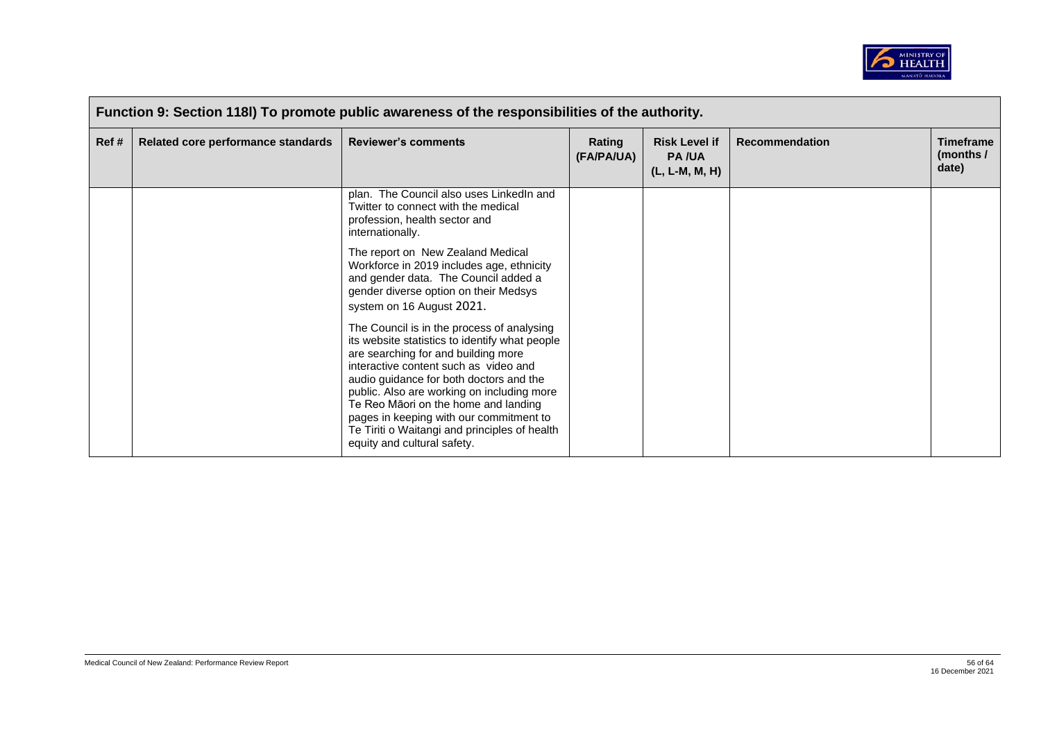| Function 9: Section 118l) To promote public awareness of the responsibilities of the authority. | | | | | | |
|---|---|---|---|---|---|---|
| Ref # | Related core performance standards | Reviewer's comments | Rating (FA/PA/UA) | Risk Level if PA /UA (L, L-M, M, H) | Recommendation | Timeframe (months / date) |
| | | plan. The Council also uses LinkedIn and Twitter to connect with the medical profession, health sector and internationally.<br><br>The report on New Zealand Medical Workforce in 2019 includes age, ethnicity and gender data. The Council added a gender diverse option on their Medsys system on 16 August 2021.<br><br>The Council is in the process of analysing its website statistics to identify what people are searching for and building more interactive content such as video and audio guidance for both doctors and the public. Also are working on including more Te Reo Māori on the home and landing pages in keeping with our commitment to Te Tiriti o Waitangi and principles of health equity and cultural safety. | | | | |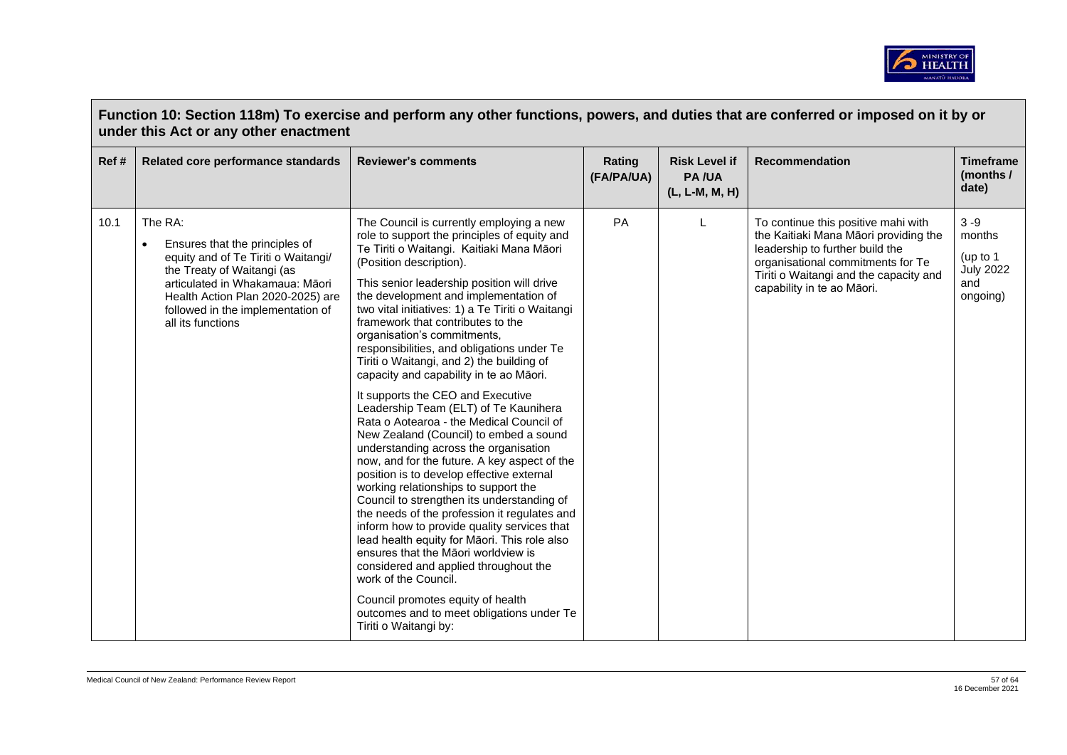| Function 10: Section 118m) To exercise and perform any other functions, powers, and duties that are conferred or imposed on it by or under this Act or any other enactment | | | | | | |
|---|---|---|---|---|---|---|
| **Ref #** | **Related core performance standards** | **Reviewer's comments** | **Rating (FA/PA/UA)** | **Risk Level if PA /UA (L, L-M, M, H)** | **Recommendation** | **Timeframe (months / date)** |
| 10.1 | The RA:<br>• Ensures that the principles of equity and of Te Tiriti o Waitangi/ the Treaty of Waitangi (as articulated in Whakamaua: Māori Health Action Plan 2020-2025) are followed in the implementation of all its functions | The Council is currently employing a new role to support the principles of equity and Te Tiriti o Waitangi. Kaitiaki Mana Māori (Position description).<br><br>This senior leadership position will drive the development and implementation of two vital initiatives: 1) a Te Tiriti o Waitangi framework that contributes to the organisation's commitments, responsibilities, and obligations under Te Tiriti o Waitangi, and 2) the building of capacity and capability in te ao Māori.<br><br>It supports the CEO and Executive Leadership Team (ELT) of Te Kaunihera Rata o Aotearoa - the Medical Council of New Zealand (Council) to embed a sound understanding across the organisation now, and for the future. A key aspect of the position is to develop effective external working relationships to support the Council to strengthen its understanding of the needs of the profession it regulates and inform how to provide quality services that lead health equity for Māori. This role also ensures that the Māori worldview is considered and applied throughout the work of the Council.<br><br>Council promotes equity of health outcomes and to meet obligations under Te Tiriti o Waitangi by: | PA | L | To continue this positive mahi with the Kaitiaki Mana Māori providing the leadership to further build the organisational commitments for Te Tiriti o Waitangi and the capacity and capability in te ao Māori. | 3 -9 months (up to 1 July 2022 and ongoing) |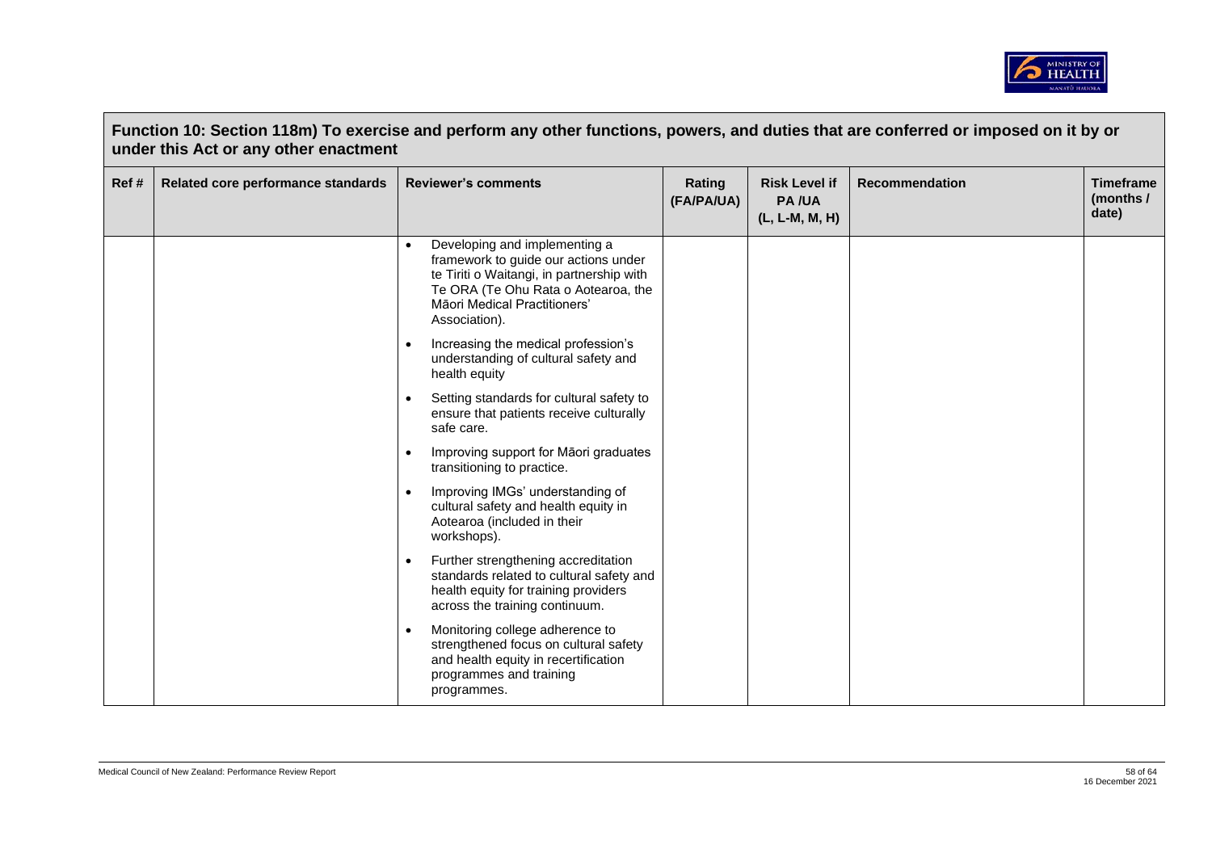| Function 10: Section 118m) To exercise and perform any other functions, powers, and duties that are conferred or imposed on it by or under this Act or any other enactment | | | | | | |
|---|---|---|---|---|---|---|
| **Ref #** | **Related core performance standards** | **Reviewer's comments** | **Rating (FA/PA/UA)** | **Risk Level if PA /UA (L, L-M, M, H)** | **Recommendation** | **Timeframe (months / date)** |
| | | • Developing and implementing a framework to guide our actions under te Tiriti o Waitangi, in partnership with Te ORA (Te Ohu Rata o Aotearoa, the Māori Medical Practitioners' Association).<br>• Increasing the medical profession's understanding of cultural safety and health equity<br>• Setting standards for cultural safety to ensure that patients receive culturally safe care.<br>• Improving support for Māori graduates transitioning to practice.<br>• Improving IMGs' understanding of cultural safety and health equity in Aotearoa (included in their workshops).<br>• Further strengthening accreditation standards related to cultural safety and health equity for training providers across the training continuum.<br>• Monitoring college adherence to strengthened focus on cultural safety and health equity in recertification programmes and training programmes. | | | | |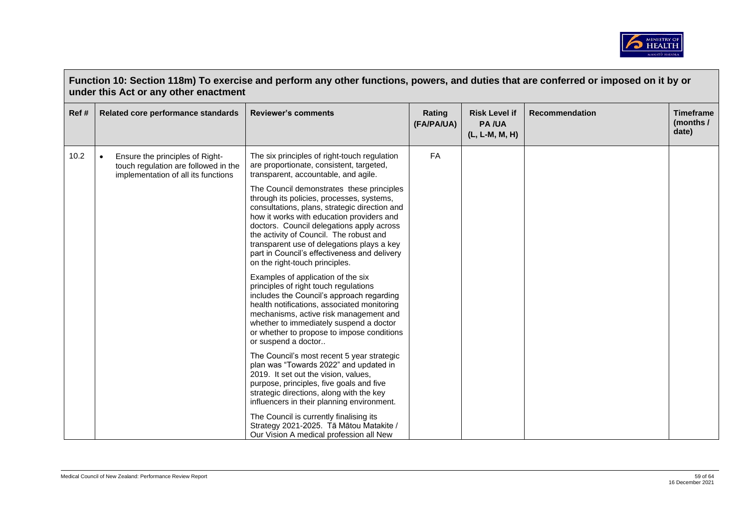## Function 10: Section 118m) To exercise and perform any other functions, powers, and duties that are conferred or imposed on it by or under this Act or any other enactment

| Ref # | Related core performance standards | Reviewer's comments | Rating (FA/PA/UA) | Risk Level if PA /UA (L, L-M, M, H) | Recommendation | Timeframe (months / date) |
|---|---|---|---|---|---|---|
| 10.2 | • Ensure the principles of Right-touch regulation are followed in the implementation of all its functions | The six principles of right-touch regulation are proportionate, consistent, targeted, transparent, accountable, and agile.<br><br>The Council demonstrates these principles through its policies, processes, systems, consultations, plans, strategic direction and how it works with education providers and doctors. Council delegations apply across the activity of Council. The robust and transparent use of delegations plays a key part in Council's effectiveness and delivery on the right-touch principles.<br><br>Examples of application of the six principles of right touch regulations includes the Council's approach regarding health notifications, associated monitoring mechanisms, active risk management and whether to immediately suspend a doctor or whether to propose to impose conditions or suspend a doctor..<br><br>The Council's most recent 5 year strategic plan was "Towards 2022" and updated in 2019. It set out the vision, values, purpose, principles, five goals and five strategic directions, along with the key influencers in their planning environment.<br><br>The Council is currently finalising its Strategy 2021-2025. Tā Mātou Matakite / Our Vision A medical profession all New | FA | | | |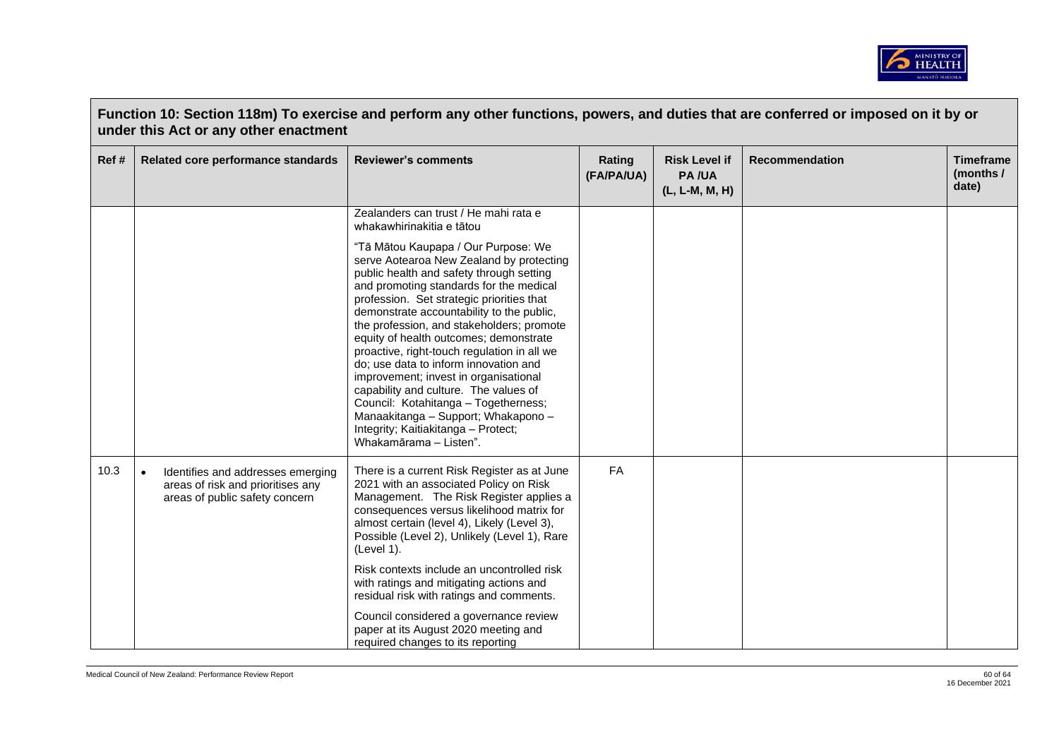## Function 10: Section 118m) To exercise and perform any other functions, powers, and duties that are conferred or imposed on it by or under this Act or any other enactment

| Ref # | Related core performance standards | Reviewer's comments | Rating (FA/PA/UA) | Risk Level if PA /UA (L, L-M, M, H) | Recommendation | Timeframe (months / date) |
|---|---|---|---|---|---|---|
| | | Zealanders can trust / He mahi rata e whakawhirinakitia e tātou<br><br>"Tā Mātou Kaupapa / Our Purpose: We serve Aotearoa New Zealand by protecting public health and safety through setting and promoting standards for the medical profession. Set strategic priorities that demonstrate accountability to the public, the profession, and stakeholders; promote equity of health outcomes; demonstrate proactive, right-touch regulation in all we do; use data to inform innovation and improvement; invest in organisational capability and culture. The values of Council: Kotahitanga – Togetherness; Manaakitanga – Support; Whakapono – Integrity; Kaitiakitanga – Protect; Whakamārama – Listen". | | | | |
| 10.3 | • Identifies and addresses emerging areas of risk and prioritises any areas of public safety concern | There is a current Risk Register as at June 2021 with an associated Policy on Risk Management. The Risk Register applies a consequences versus likelihood matrix for almost certain (level 4), Likely (Level 3), Possible (Level 2), Unlikely (Level 1), Rare (Level 1).<br><br>Risk contexts include an uncontrolled risk with ratings and mitigating actions and residual risk with ratings and comments.<br><br>Council considered a governance review paper at its August 2020 meeting and required changes to its reporting | FA | | | |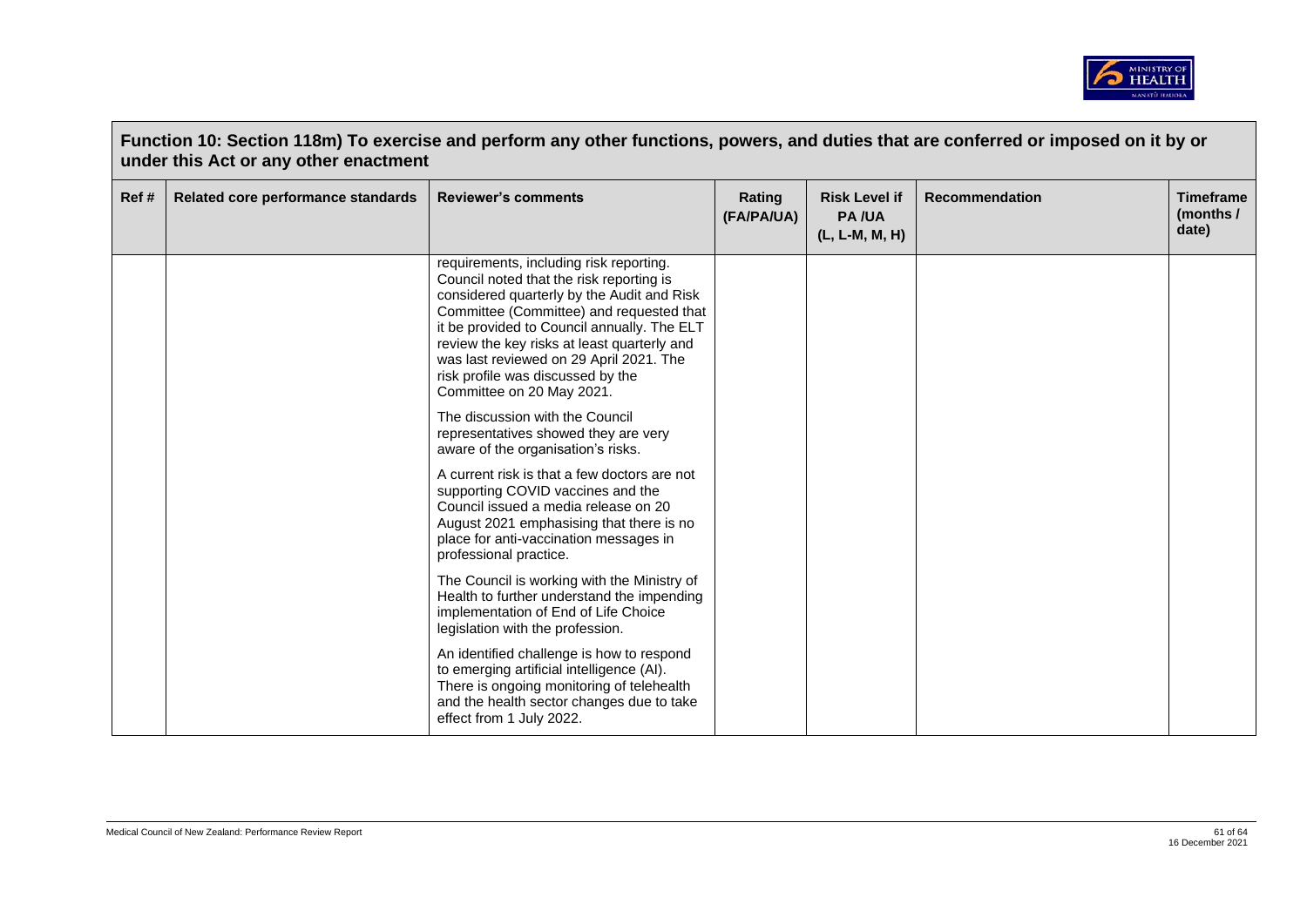## Function 10: Section 118m) To exercise and perform any other functions, powers, and duties that are conferred or imposed on it by or under this Act or any other enactment

| Ref # | Related core performance standards | Reviewer's comments | Rating (FA/PA/UA) | Risk Level if PA /UA (L, L-M, M, H) | Recommendation | Timeframe (months / date) |
|---|---|---|---|---|---|---|
| | | requirements, including risk reporting. Council noted that the risk reporting is considered quarterly by the Audit and Risk Committee (Committee) and requested that it be provided to Council annually. The ELT review the key risks at least quarterly and was last reviewed on 29 April 2021. The risk profile was discussed by the Committee on 20 May 2021.<br><br>The discussion with the Council representatives showed they are very aware of the organisation's risks.<br><br>A current risk is that a few doctors are not supporting COVID vaccines and the Council issued a media release on 20 August 2021 emphasising that there is no place for anti-vaccination messages in professional practice.<br><br>The Council is working with the Ministry of Health to further understand the impending implementation of End of Life Choice legislation with the profession.<br><br>An identified challenge is how to respond to emerging artificial intelligence (AI). There is ongoing monitoring of telehealth and the health sector changes due to take effect from 1 July 2022. | | | | |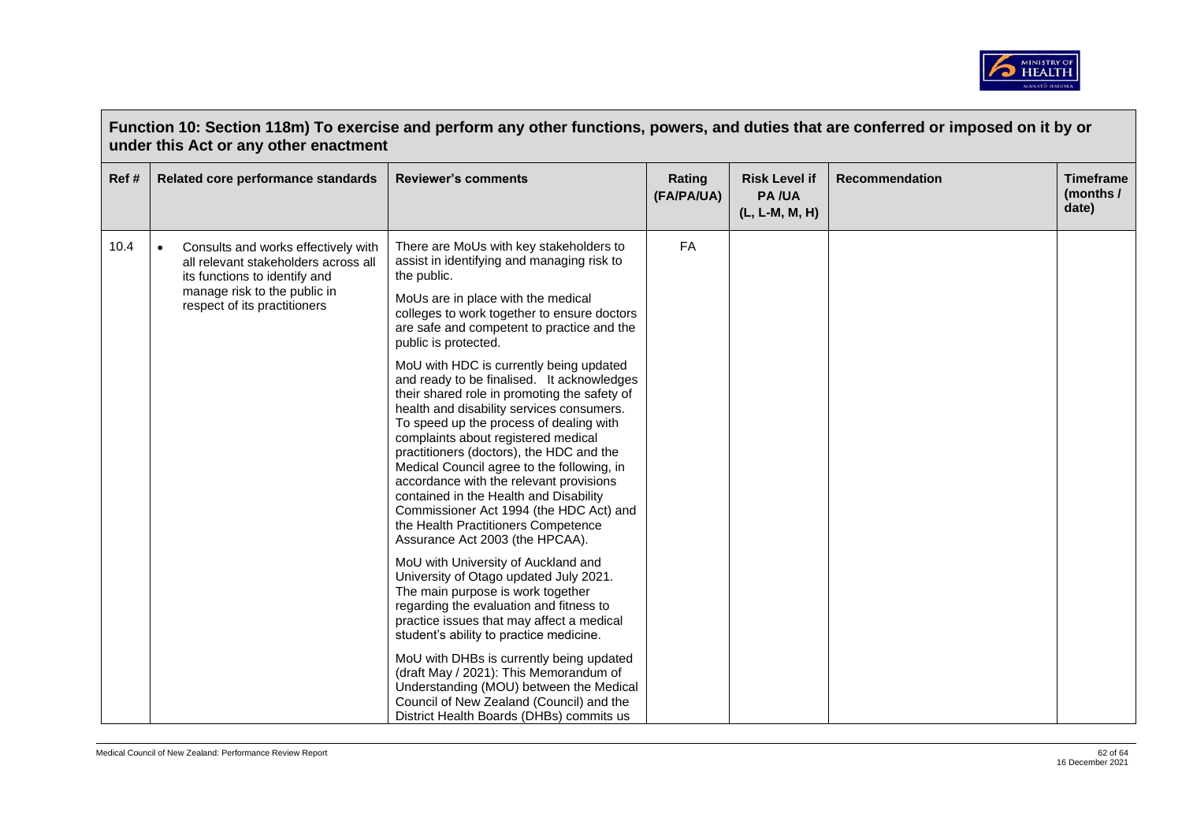## Function 10: Section 118m) To exercise and perform any other functions, powers, and duties that are conferred or imposed on it by or under this Act or any other enactment

| Ref # | Related core performance standards | Reviewer's comments | Rating (FA/PA/UA) | Risk Level if PA /UA (L, L-M, M, H) | Recommendation | Timeframe (months / date) |
|---|---|---|---|---|---|---|
| 10.4 | • Consults and works effectively with all relevant stakeholders across all its functions to identify and manage risk to the public in respect of its practitioners | There are MoUs with key stakeholders to assist in identifying and managing risk to the public.<br><br>MoUs are in place with the medical colleges to work together to ensure doctors are safe and competent to practice and the public is protected.<br><br>MoU with HDC is currently being updated and ready to be finalised. It acknowledges their shared role in promoting the safety of health and disability services consumers. To speed up the process of dealing with complaints about registered medical practitioners (doctors), the HDC and the Medical Council agree to the following, in accordance with the relevant provisions contained in the Health and Disability Commissioner Act 1994 (the HDC Act) and the Health Practitioners Competence Assurance Act 2003 (the HPCAA).<br><br>MoU with University of Auckland and University of Otago updated July 2021. The main purpose is work together regarding the evaluation and fitness to practice issues that may affect a medical student's ability to practice medicine.<br><br>MoU with DHBs is currently being updated (draft May / 2021): This Memorandum of Understanding (MOU) between the Medical Council of New Zealand (Council) and the District Health Boards (DHBs) commits us | FA | | | |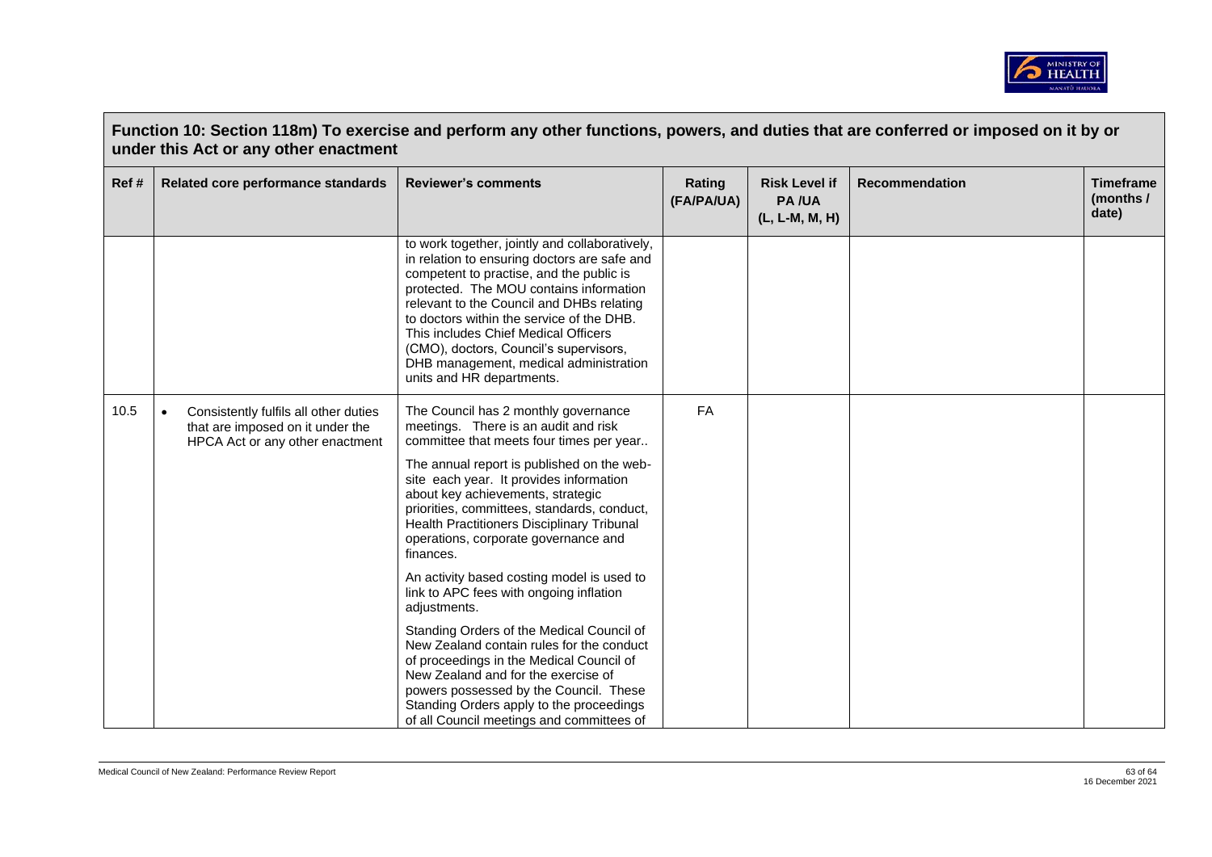## Function 10: Section 118m) To exercise and perform any other functions, powers, and duties that are conferred or imposed on it by or under this Act or any other enactment

| Ref # | Related core performance standards | Reviewer's comments | Rating (FA/PA/UA) | Risk Level if PA /UA (L, L-M, M, H) | Recommendation | Timeframe (months / date) |
|---|---|---|---|---|---|---|
| | | to work together, jointly and collaboratively, in relation to ensuring doctors are safe and competent to practise, and the public is protected. The MOU contains information relevant to the Council and DHBs relating to doctors within the service of the DHB. This includes Chief Medical Officers (CMO), doctors, Council's supervisors, DHB management, medical administration units and HR departments. | | | | |
| 10.5 | • Consistently fulfils all other duties that are imposed on it under the HPCA Act or any other enactment | The Council has 2 monthly governance meetings. There is an audit and risk committee that meets four times per year.. <br><br> The annual report is published on the web-site each year. It provides information about key achievements, strategic priorities, committees, standards, conduct, Health Practitioners Disciplinary Tribunal operations, corporate governance and finances. <br><br> An activity based costing model is used to link to APC fees with ongoing inflation adjustments. <br><br> Standing Orders of the Medical Council of New Zealand contain rules for the conduct of proceedings in the Medical Council of New Zealand and for the exercise of powers possessed by the Council. These Standing Orders apply to the proceedings of all Council meetings and committees of | FA | | | |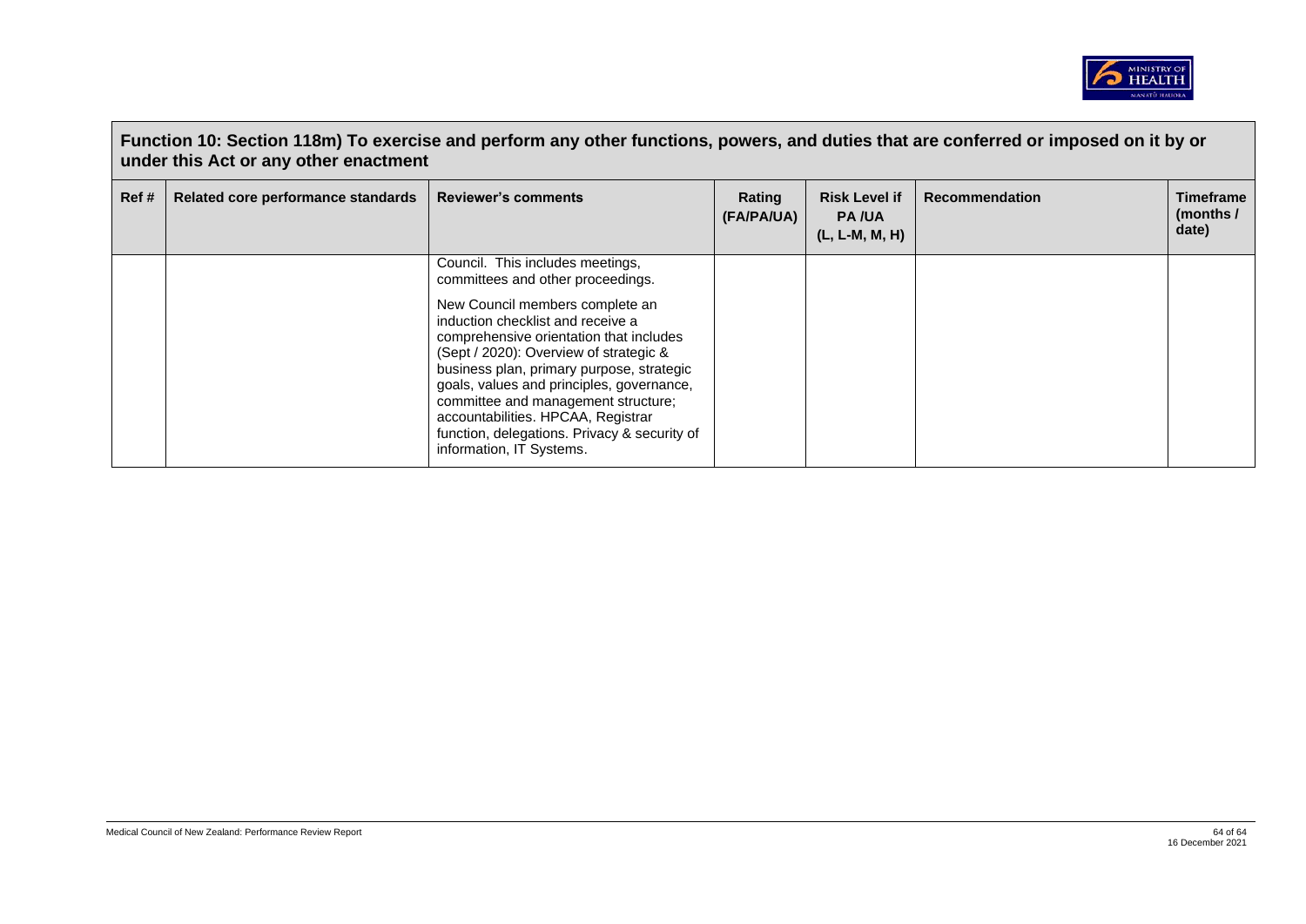## Function 10: Section 118m) To exercise and perform any other functions, powers, and duties that are conferred or imposed on it by or under this Act or any other enactment

| Ref # | Related core performance standards | Reviewer's comments | Rating (FA/PA/UA) | Risk Level if PA /UA (L, L-M, M, H) | Recommendation | Timeframe (months / date) |
|---|---|---|---|---|---|---|
| | | Council. This includes meetings, committees and other proceedings.<br><br>New Council members complete an induction checklist and receive a comprehensive orientation that includes (Sept / 2020): Overview of strategic & business plan, primary purpose, strategic goals, values and principles, governance, committee and management structure; accountabilities. HPCAA, Registrar function, delegations. Privacy & security of information, IT Systems. | | | | |